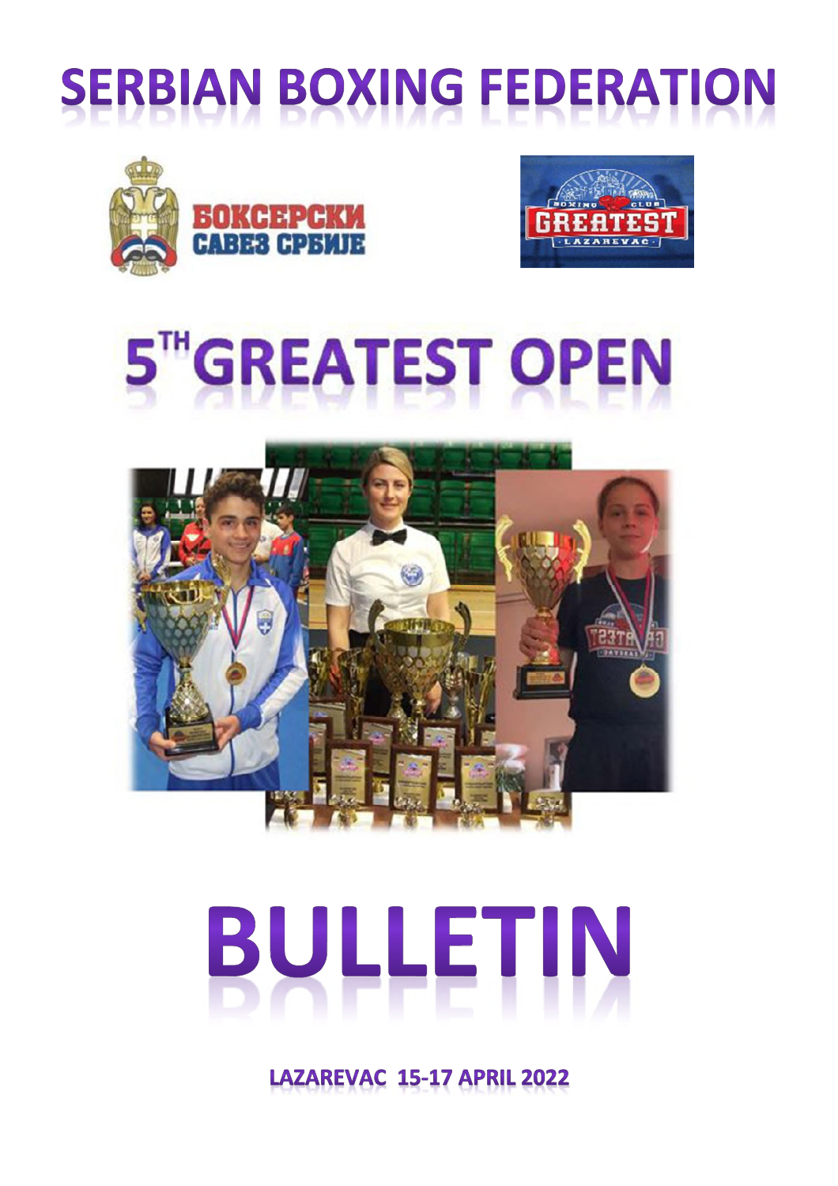# SERBIAN BOXING FEDERATION

БОКСЕРСКИ САВЕЗ СРБИЈЕ

BOXING CLUB GREATEST LAZAREVAC

# 5TH GREATEST OPEN

# BULLETIN

**LAZAREVAC 15-17 APRIL 2022**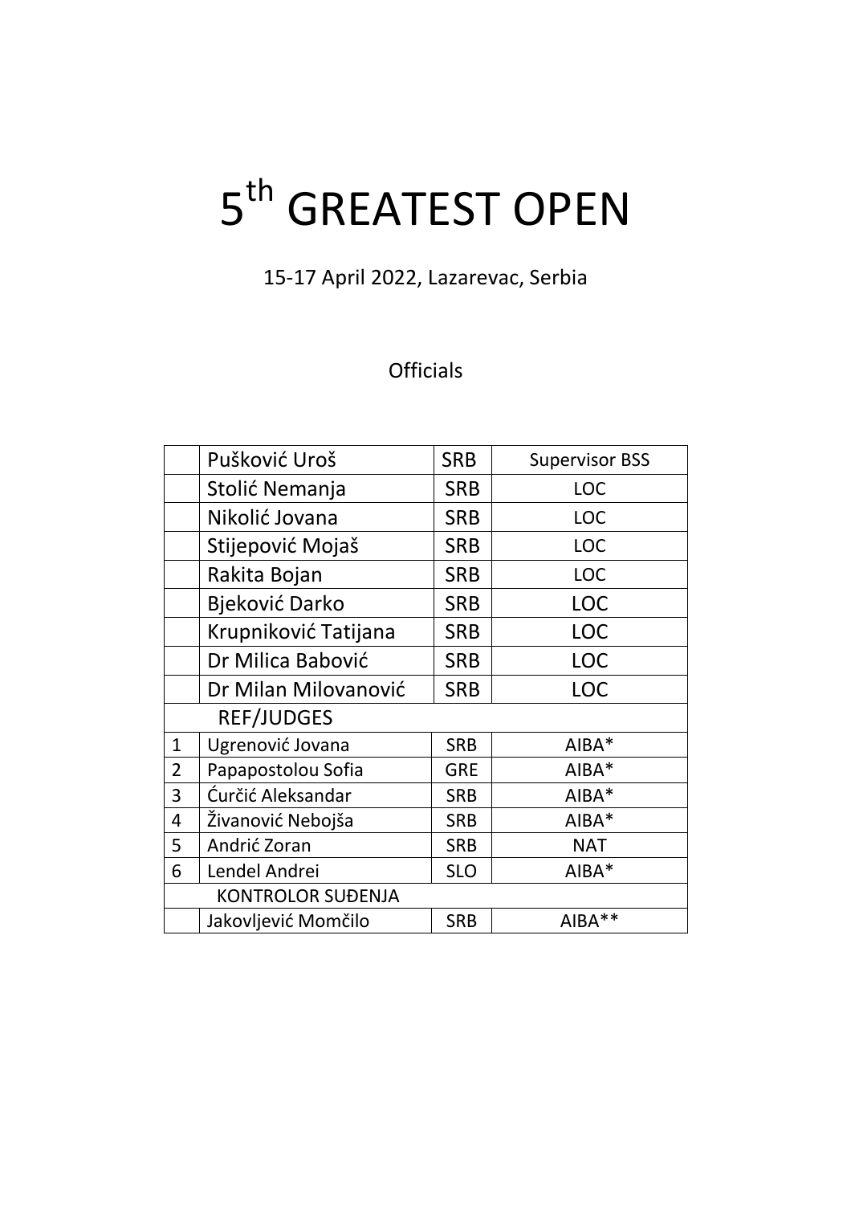# 5th GREATEST OPEN

15-17 April 2022, Lazarevac, Serbia

Officials

| | | | |
|---|---|---|---|
| | Pušković Uroš | SRB | Supervisor BSS |
| | Stolić Nemanja | SRB | LOC |
| | Nikolić Jovana | SRB | LOC |
| | Stijepović Mojaš | SRB | LOC |
| | Rakita Bojan | SRB | LOC |
| | Bjeković Darko | SRB | LOC |
| | Krupniković Tatijana | SRB | LOC |
| | Dr Milica Babović | SRB | LOC |
| | Dr Milan Milovanović | SRB | LOC |
| REF/JUDGES | | | |
| 1 | Ugrenović Jovana | SRB | AIBA* |
| 2 | Papapostolou Sofia | GRE | AIBA* |
| 3 | Ćurčić Aleksandar | SRB | AIBA* |
| 4 | Živanović Nebojša | SRB | AIBA* |
| 5 | Andrić Zoran | SRB | NAT |
| 6 | Lendel Andrei | SLO | AIBA* |
| KONTROLOR SUĐENJA | | | |
| | Jakovljević Momčilo | SRB | AIBA** |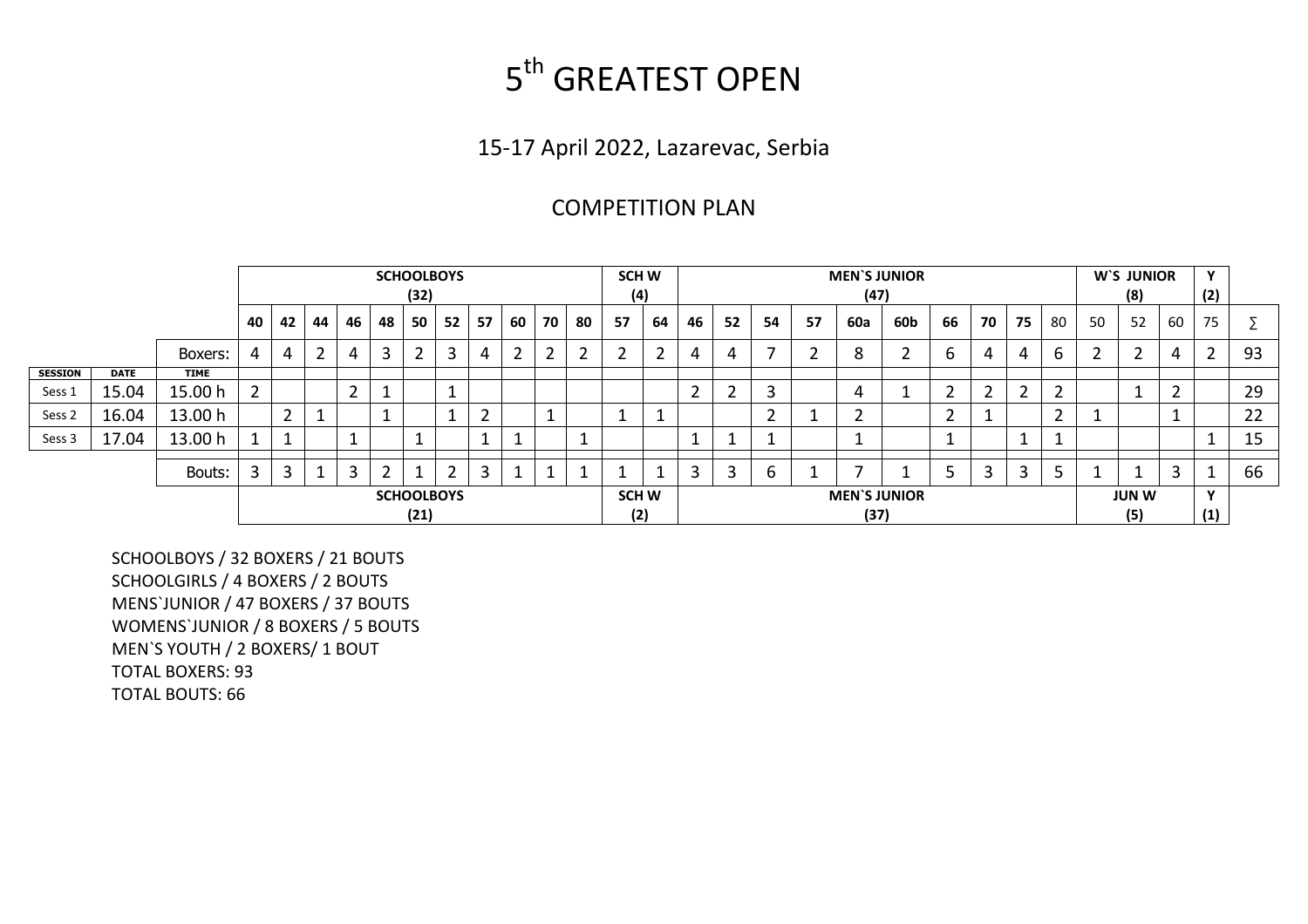# 5th GREATEST OPEN

15-17 April 2022, Lazarevac, Serbia

COMPETITION PLAN

| SESSION | DATE | TIME | SCHOOLBOYS (32) | | | | | | | | | | | SCH W (4) | | MEN`S JUNIOR (47) | | | | | | | | | | W`S JUNIOR (8) | | | Y (2) | |
|---|---|---|---|---|---|---|---|---|---|---|---|---|---|---|---|---|---|---|---|---|---|---|---|---|---|---|---|---|---|---|
| | | | 40 | 42 | 44 | 46 | 48 | 50 | 52 | 57 | 60 | 70 | 80 | 57 | 64 | 46 | 52 | 54 | 57 | 60a | 60b | 66 | 70 | 75 | 80 | 50 | 52 | 60 | 75 | ∑ |
| | | Boxers: | 4 | 4 | 2 | 4 | 3 | 2 | 3 | 4 | 2 | 2 | 2 | 2 | 2 | 4 | 4 | 7 | 2 | 8 | 2 | 6 | 4 | 4 | 6 | 2 | 2 | 4 | 2 | 93 |
| Sess 1 | 15.04 | 15.00 h | 2 | | | 2 | 1 | | 1 | | | | | | | 2 | 2 | 3 | | 4 | 1 | 2 | 2 | 2 | 2 | | 1 | 2 | | 29 |
| Sess 2 | 16.04 | 13.00 h | | 2 | 1 | | 1 | | 1 | 2 | | 1 | | 1 | 1 | | | 2 | 1 | 2 | | 2 | 1 | | 2 | 1 | | 1 | | 22 |
| Sess 3 | 17.04 | 13.00 h | 1 | 1 | | 1 | | 1 | | 1 | 1 | | 1 | | | 1 | 1 | 1 | | 1 | | 1 | | 1 | 1 | | | | 1 | 15 |
| | | Bouts: | 3 | 3 | 1 | 3 | 2 | 1 | 2 | 3 | 1 | 1 | 1 | 1 | 1 | 3 | 3 | 6 | 1 | 7 | 1 | 5 | 3 | 3 | 5 | 1 | 1 | 3 | 1 | 66 |
| | | | SCHOOLBOYS (21) | | | | | | | | | | | SCH W (2) | | MEN`S JUNIOR (37) | | | | | | | | | | JUN W (5) | | | Y (1) | |

SCHOOLBOYS / 32 BOXERS / 21 BOUTS
SCHOOLGIRLS / 4 BOXERS / 2 BOUTS
MENS`JUNIOR / 47 BOXERS / 37 BOUTS
WOMENS`JUNIOR / 8 BOXERS / 5 BOUTS
MEN`S YOUTH / 2 BOXERS/ 1 BOUT
TOTAL BOXERS: 93
TOTAL BOUTS: 66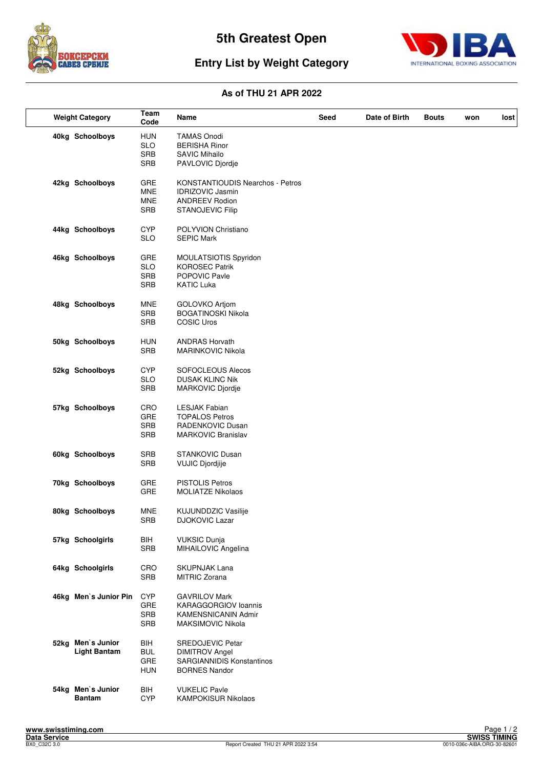# 5th Greatest Open

## Entry List by Weight Category

### As of THU 21 APR 2022

| Weight Category | Team Code | Name | Seed | Date of Birth | Bouts | won | lost |
|---|---|---|---|---|---|---|---|
| 40kg Schoolboys | HUN | TAMAS Onodi | | | | | |
| | SLO | BERISHA Rinor | | | | | |
| | SRB | SAVIC Mihailo | | | | | |
| | SRB | PAVLOVIC Djordje | | | | | |
| 42kg Schoolboys | GRE | KONSTANTIOUDIS Nearchos - Petros | | | | | |
| | MNE | IDRIZOVIC Jasmin | | | | | |
| | MNE | ANDREEV Rodion | | | | | |
| | SRB | STANOJEVIC Filip | | | | | |
| 44kg Schoolboys | CYP | POLYVION Christiano | | | | | |
| | SLO | SEPIC Mark | | | | | |
| 46kg Schoolboys | GRE | MOULATSIOTIS Spyridon | | | | | |
| | SLO | KOROSEC Patrik | | | | | |
| | SRB | POPOVIC Pavle | | | | | |
| | SRB | KATIC Luka | | | | | |
| 48kg Schoolboys | MNE | GOLOVKO Artjom | | | | | |
| | SRB | BOGATINOSKI Nikola | | | | | |
| | SRB | COSIC Uros | | | | | |
| 50kg Schoolboys | HUN | ANDRAS Horvath | | | | | |
| | SRB | MARINKOVIC Nikola | | | | | |
| 52kg Schoolboys | CYP | SOFOCLEOUS Alecos | | | | | |
| | SLO | DUSAK KLINC Nik | | | | | |
| | SRB | MARKOVIC Djordje | | | | | |
| 57kg Schoolboys | CRO | LESJAK Fabian | | | | | |
| | GRE | TOPALOS Petros | | | | | |
| | SRB | RADENKOVIC Dusan | | | | | |
| | SRB | MARKOVIC Branislav | | | | | |
| 60kg Schoolboys | SRB | STANKOVIC Dusan | | | | | |
| | SRB | VUJIC Djordjije | | | | | |
| 70kg Schoolboys | GRE | PISTOLIS Petros | | | | | |
| | GRE | MOLIATZE Nikolaos | | | | | |
| 80kg Schoolboys | MNE | KUJUNDDZIC Vasilije | | | | | |
| | SRB | DJOKOVIC Lazar | | | | | |
| 57kg Schoolgirls | BIH | VUKSIC Dunja | | | | | |
| | SRB | MIHAILOVIC Angelina | | | | | |
| 64kg Schoolgirls | CRO | SKUPNJAK Lana | | | | | |
| | SRB | MITRIC Zorana | | | | | |
| 46kg Men`s Junior Pin | CYP | GAVRILOV Mark | | | | | |
| | GRE | KARAGGORGIOV Ioannis | | | | | |
| | SRB | KAMENSNICANIN Admir | | | | | |
| | SRB | MAKSIMOVIC Nikola | | | | | |
| 52kg Men`s Junior Light Bantam | BIH | SREDOJEVIC Petar | | | | | |
| | BUL | DIMITROV Angel | | | | | |
| | GRE | SARGIANNIDIS Konstantinos | | | | | |
| | HUN | BORNES Nandor | | | | | |
| 54kg Men`s Junior Bantam | BIH | VUKELIC Pavle | | | | | |
| | CYP | KAMPOKISUR Nikolaos | | | | | |

www.swisstiming.com
Data Service
BX0_C32C 3.0 — Report Created THU 21 APR 2022 3:54 — SWISS TIMING 0010-036c-AIBA.ORG-30-82601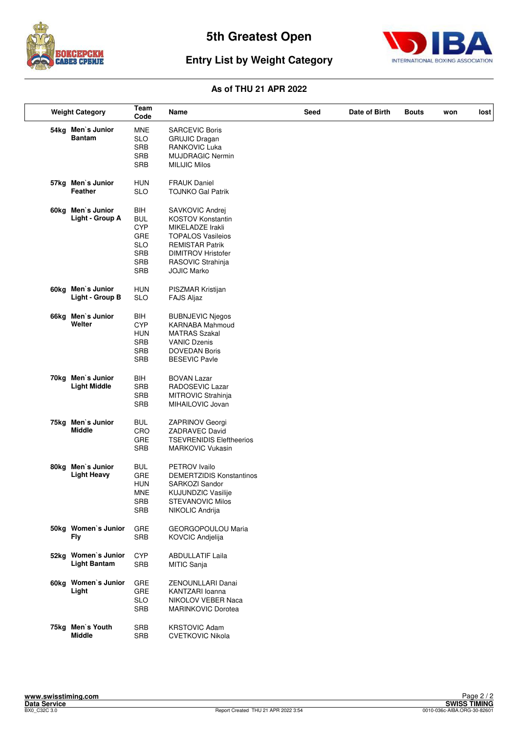# 5th Greatest Open

## Entry List by Weight Category

### As of THU 21 APR 2022

| Weight Category | Team Code | Name | Seed | Date of Birth | Bouts | won | lost |
|---|---|---|---|---|---|---|---|
| 54kg Men`s Junior Bantam | MNE | SARCEVIC Boris | | | | | |
| | SLO | GRUJIC Dragan | | | | | |
| | SRB | RANKOVIC Luka | | | | | |
| | SRB | MUJDRAGIC Nermin | | | | | |
| | SRB | MILIJIC Milos | | | | | |
| 57kg Men`s Junior Feather | HUN | FRAUK Daniel | | | | | |
| | SLO | TOJNKO Gal Patrik | | | | | |
| 60kg Men`s Junior Light - Group A | BIH | SAVKOVIC Andrej | | | | | |
| | BUL | KOSTOV Konstantin | | | | | |
| | CYP | MIKELADZE Irakli | | | | | |
| | GRE | TOPALOS Vasileios | | | | | |
| | SLO | REMISTAR Patrik | | | | | |
| | SRB | DIMITROV Hristofer | | | | | |
| | SRB | RASOVIC Strahinja | | | | | |
| | SRB | JOJIC Marko | | | | | |
| 60kg Men`s Junior Light - Group B | HUN | PISZMAR Kristijan | | | | | |
| | SLO | FAJS Aljaz | | | | | |
| 66kg Men`s Junior Welter | BIH | BUBNJEVIC Njegos | | | | | |
| | CYP | KARNABA Mahmoud | | | | | |
| | HUN | MATRAS Szakal | | | | | |
| | SRB | VANIC Dzenis | | | | | |
| | SRB | DOVEDAN Boris | | | | | |
| | SRB | BESEVIC Pavle | | | | | |
| 70kg Men`s Junior Light Middle | BIH | BOVAN Lazar | | | | | |
| | SRB | RADOSEVIC Lazar | | | | | |
| | SRB | MITROVIC Strahinja | | | | | |
| | SRB | MIHAILOVIC Jovan | | | | | |
| 75kg Men`s Junior Middle | BUL | ZAPRINOV Georgi | | | | | |
| | CRO | ZADRAVEC David | | | | | |
| | GRE | TSEVRENIDIS Eleftheerios | | | | | |
| | SRB | MARKOVIC Vukasin | | | | | |
| 80kg Men`s Junior Light Heavy | BUL | PETROV Ivailo | | | | | |
| | GRE | DEMERTZIDIS Konstantinos | | | | | |
| | HUN | SARKOZI Sandor | | | | | |
| | MNE | KUJUNDZIC Vasilije | | | | | |
| | SRB | STEVANOVIC Milos | | | | | |
| | SRB | NIKOLIC Andrija | | | | | |
| 50kg Women`s Junior Fly | GRE | GEORGOPOULOU Maria | | | | | |
| | SRB | KOVCIC Andjelija | | | | | |
| 52kg Women`s Junior Light Bantam | CYP | ABDULLATIF Laila | | | | | |
| | SRB | MITIC Sanja | | | | | |
| 60kg Women`s Junior Light | GRE | ZENOUNLLARI Danai | | | | | |
| | GRE | KANTZARI Ioanna | | | | | |
| | SLO | NIKOLOV VEBER Naca | | | | | |
| | SRB | MARINKOVIC Dorotea | | | | | |
| 75kg Men`s Youth Middle | SRB | KRSTOVIC Adam | | | | | |
| | SRB | CVETKOVIC Nikola | | | | | |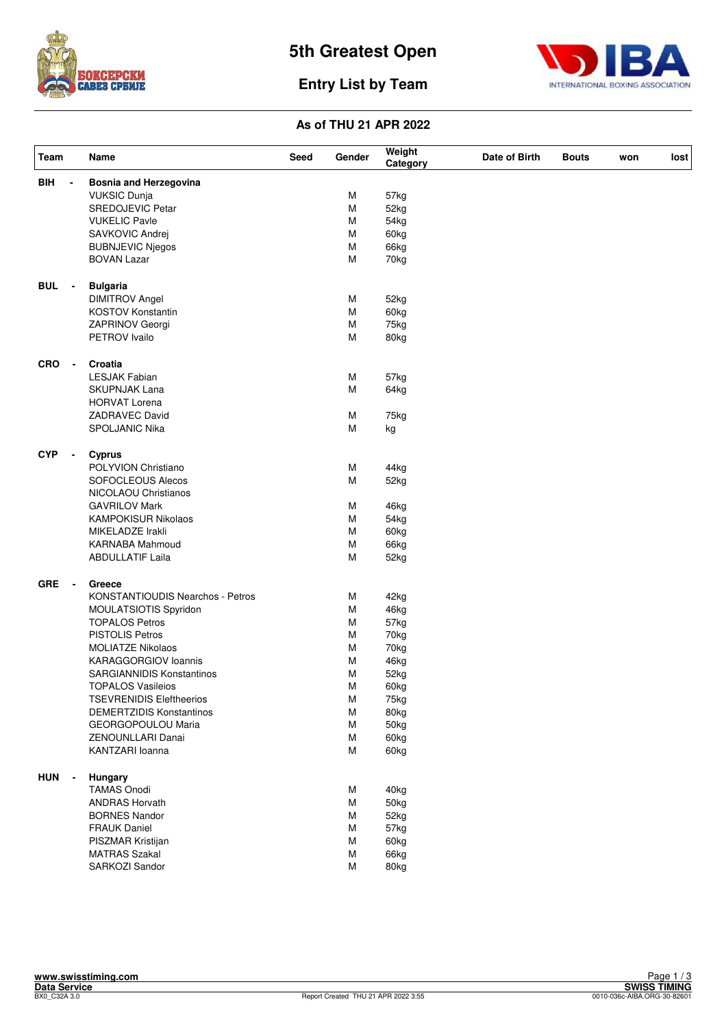# 5th Greatest Open

## Entry List by Team

### As of THU 21 APR 2022

| Team | | Name | Seed | Gender | Weight Category | Date of Birth | Bouts | won | lost |
|---|---|---|---|---|---|---|---|---|---|
| BIH | - | **Bosnia and Herzegovina** | | | | | | | |
| | | VUKSIC Dunja | | M | 57kg | | | | |
| | | SREDOJEVIC Petar | | M | 52kg | | | | |
| | | VUKELIC Pavle | | M | 54kg | | | | |
| | | SAVKOVIC Andrej | | M | 60kg | | | | |
| | | BUBNJEVIC Njegos | | M | 66kg | | | | |
| | | BOVAN Lazar | | M | 70kg | | | | |
| BUL | - | **Bulgaria** | | | | | | | |
| | | DIMITROV Angel | | M | 52kg | | | | |
| | | KOSTOV Konstantin | | M | 60kg | | | | |
| | | ZAPRINOV Georgi | | M | 75kg | | | | |
| | | PETROV Ivailo | | M | 80kg | | | | |
| CRO | - | **Croatia** | | | | | | | |
| | | LESJAK Fabian | | M | 57kg | | | | |
| | | SKUPNJAK Lana | | M | 64kg | | | | |
| | | HORVAT Lorena | | | | | | | |
| | | ZADRAVEC David | | M | 75kg | | | | |
| | | SPOLJANIC Nika | | M | kg | | | | |
| CYP | - | **Cyprus** | | | | | | | |
| | | POLYVION Christiano | | M | 44kg | | | | |
| | | SOFOCLEOUS Alecos | | M | 52kg | | | | |
| | | NICOLAOU Christianos | | | | | | | |
| | | GAVRILOV Mark | | M | 46kg | | | | |
| | | KAMPOKISUR Nikolaos | | M | 54kg | | | | |
| | | MIKELADZE Irakli | | M | 60kg | | | | |
| | | KARNABA Mahmoud | | M | 66kg | | | | |
| | | ABDULLATIF Laila | | M | 52kg | | | | |
| GRE | - | **Greece** | | | | | | | |
| | | KONSTANTIOUDIS Nearchos - Petros | | M | 42kg | | | | |
| | | MOULATSIOTIS Spyridon | | M | 46kg | | | | |
| | | TOPALOS Petros | | M | 57kg | | | | |
| | | PISTOLIS Petros | | M | 70kg | | | | |
| | | MOLIATZE Nikolaos | | M | 70kg | | | | |
| | | KARAGGORGIOV Ioannis | | M | 46kg | | | | |
| | | SARGIANNIDIS Konstantinos | | M | 52kg | | | | |
| | | TOPALOS Vasileios | | M | 60kg | | | | |
| | | TSEVRENIDIS Eleftheerios | | M | 75kg | | | | |
| | | DEMERTZIDIS Konstantinos | | M | 80kg | | | | |
| | | GEORGOPOULOU Maria | | M | 50kg | | | | |
| | | ZENOUNLLARI Danai | | M | 60kg | | | | |
| | | KANTZARI Ioanna | | M | 60kg | | | | |
| HUN | - | **Hungary** | | | | | | | |
| | | TAMAS Onodi | | M | 40kg | | | | |
| | | ANDRAS Horvath | | M | 50kg | | | | |
| | | BORNES Nandor | | M | 52kg | | | | |
| | | FRAUK Daniel | | M | 57kg | | | | |
| | | PISZMAR Kristijan | | M | 60kg | | | | |
| | | MATRAS Szakal | | M | 66kg | | | | |
| | | SARKOZI Sandor | | M | 80kg | | | | |

www.swisstiming.com
Data Service
BX0_C32A 3.0
Report Created THU 21 APR 2022 3:55
SWISS TIMING
0010-036c-AIBA.ORG-30-82601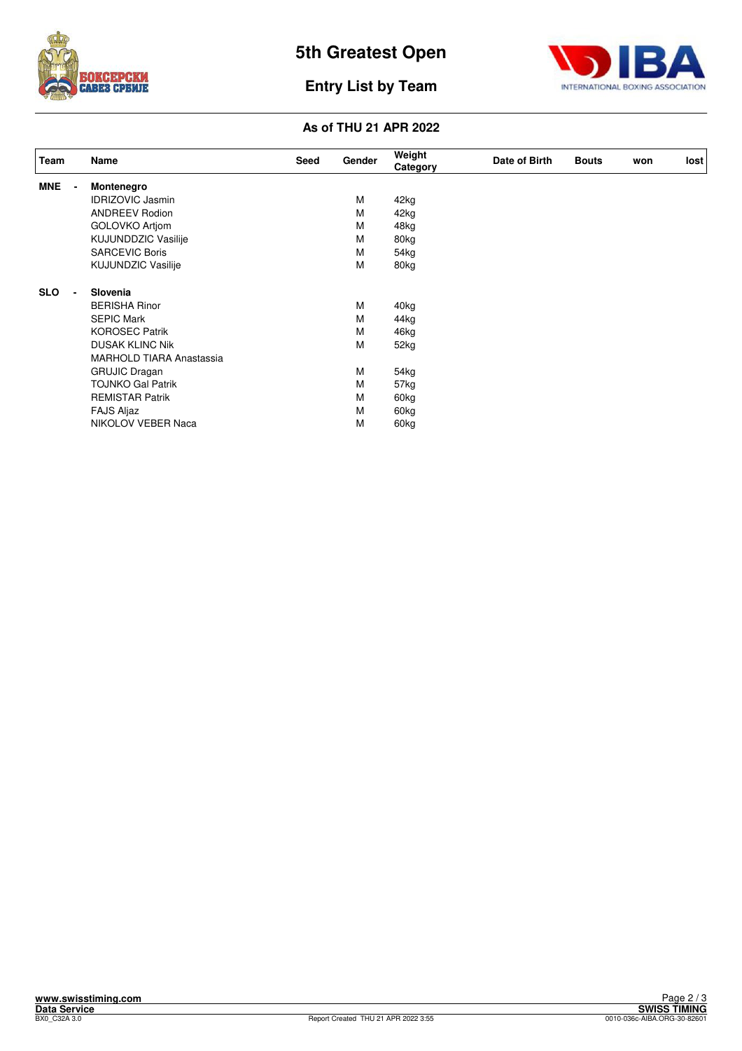# 5th Greatest Open

## Entry List by Team

### As of THU 21 APR 2022

| Team | | Name | Seed | Gender | Weight Category | Date of Birth | Bouts | won | lost |
|---|---|---|---|---|---|---|---|---|---|
| **MNE** | **-** | **Montenegro** | | | | | | | |
| | | IDRIZOVIC Jasmin | | M | 42kg | | | | |
| | | ANDREEV Rodion | | M | 42kg | | | | |
| | | GOLOVKO Artjom | | M | 48kg | | | | |
| | | KUJUNDDZIC Vasilije | | M | 80kg | | | | |
| | | SARCEVIC Boris | | M | 54kg | | | | |
| | | KUJUNDZIC Vasilije | | M | 80kg | | | | |
| **SLO** | **-** | **Slovenia** | | | | | | | |
| | | BERISHA Rinor | | M | 40kg | | | | |
| | | SEPIC Mark | | M | 44kg | | | | |
| | | KOROSEC Patrik | | M | 46kg | | | | |
| | | DUSAK KLINC Nik | | M | 52kg | | | | |
| | | MARHOLD TIARA Anastassia | | | | | | | |
| | | GRUJIC Dragan | | M | 54kg | | | | |
| | | TOJNKO Gal Patrik | | M | 57kg | | | | |
| | | REMISTAR Patrik | | M | 60kg | | | | |
| | | FAJS Aljaz | | M | 60kg | | | | |
| | | NIKOLOV VEBER Naca | | M | 60kg | | | | |

www.swisstiming.com
Data Service
BX0_C32A 3.0

Report Created THU 21 APR 2022 3:55

SWISS TIMING
0010-036c-AIBA.ORG-30-82601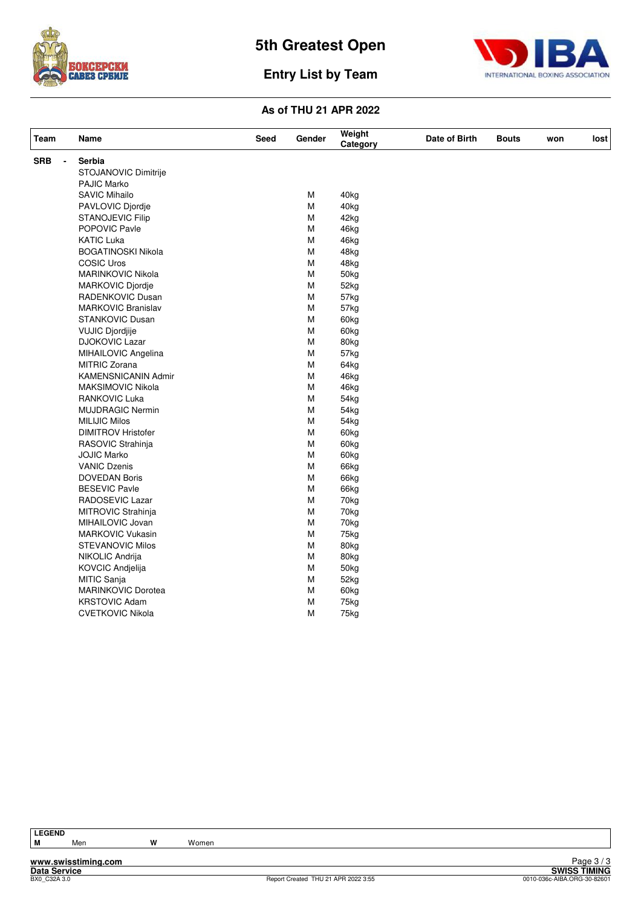# 5th Greatest Open

## Entry List by Team

### As of THU 21 APR 2022

| Team | | Name | Seed | Gender | Weight Category | Date of Birth | Bouts | won | lost |
|---|---|---|---|---|---|---|---|---|---|
| SRB | - | Serbia | | | | | | | |
| | | STOJANOVIC Dimitrije | | | | | | | |
| | | PAJIC Marko | | | | | | | |
| | | SAVIC Mihailo | | M | 40kg | | | | |
| | | PAVLOVIC Djordje | | M | 40kg | | | | |
| | | STANOJEVIC Filip | | M | 42kg | | | | |
| | | POPOVIC Pavle | | M | 46kg | | | | |
| | | KATIC Luka | | M | 46kg | | | | |
| | | BOGATINOSKI Nikola | | M | 48kg | | | | |
| | | COSIC Uros | | M | 48kg | | | | |
| | | MARINKOVIC Nikola | | M | 50kg | | | | |
| | | MARKOVIC Djordje | | M | 52kg | | | | |
| | | RADENKOVIC Dusan | | M | 57kg | | | | |
| | | MARKOVIC Branislav | | M | 57kg | | | | |
| | | STANKOVIC Dusan | | M | 60kg | | | | |
| | | VUJIC Djordjije | | M | 60kg | | | | |
| | | DJOKOVIC Lazar | | M | 80kg | | | | |
| | | MIHAILOVIC Angelina | | M | 57kg | | | | |
| | | MITRIC Zorana | | M | 64kg | | | | |
| | | KAMENSNICANIN Admir | | M | 46kg | | | | |
| | | MAKSIMOVIC Nikola | | M | 46kg | | | | |
| | | RANKOVIC Luka | | M | 54kg | | | | |
| | | MUJDRAGIC Nermin | | M | 54kg | | | | |
| | | MILIJIC Milos | | M | 54kg | | | | |
| | | DIMITROV Hristofer | | M | 60kg | | | | |
| | | RASOVIC Strahinja | | M | 60kg | | | | |
| | | JOJIC Marko | | M | 60kg | | | | |
| | | VANIC Dzenis | | M | 66kg | | | | |
| | | DOVEDAN Boris | | M | 66kg | | | | |
| | | BESEVIC Pavle | | M | 66kg | | | | |
| | | RADOSEVIC Lazar | | M | 70kg | | | | |
| | | MITROVIC Strahinja | | M | 70kg | | | | |
| | | MIHAILOVIC Jovan | | M | 70kg | | | | |
| | | MARKOVIC Vukasin | | M | 75kg | | | | |
| | | STEVANOVIC Milos | | M | 80kg | | | | |
| | | NIKOLIC Andrija | | M | 80kg | | | | |
| | | KOVCIC Andjelija | | M | 50kg | | | | |
| | | MITIC Sanja | | M | 52kg | | | | |
| | | MARINKOVIC Dorotea | | M | 60kg | | | | |
| | | KRSTOVIC Adam | | M | 75kg | | | | |
| | | CVETKOVIC Nikola | | M | 75kg | | | | |

| LEGEND | | | |
|---|---|---|---|
| M | Men | W | Women |

www.swisstiming.com
Data Service
BX0_C32A 3.0

Report Created THU 21 APR 2022 3:55

SWISS TIMING
0010-036c-AIBA.ORG-30-82601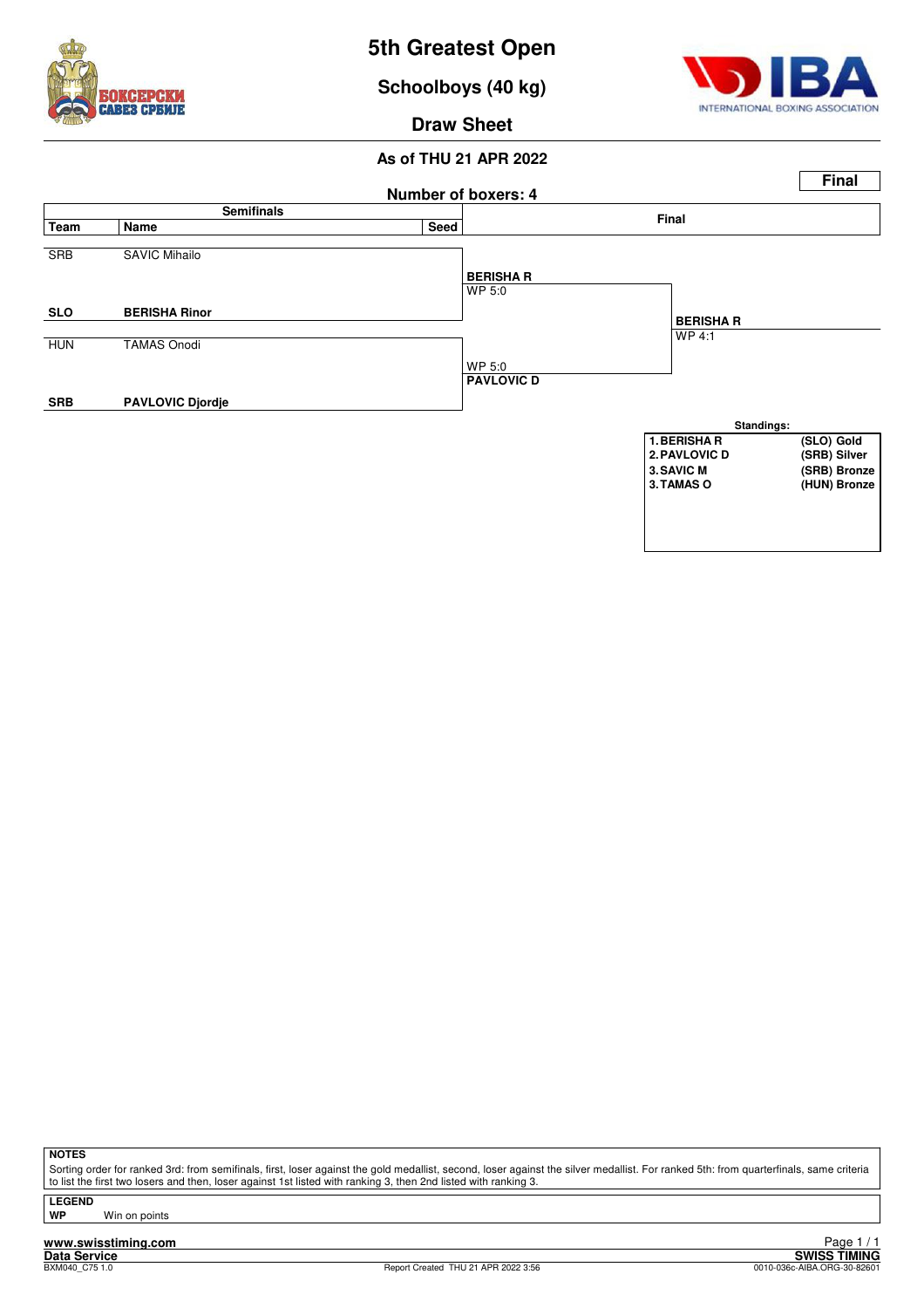# 5th Greatest Open

## Schoolboys (40 kg)

### Draw Sheet

**As of THU 21 APR 2022**

**Final**

**Number of boxers: 4**

| Team | Name | Seed | Semifinals result | Final |
|---|---|---|---|---|
| SRB | SAVIC Mihailo | | | |
| **SLO** | **BERISHA Rinor** | | **BERISHA R** WP 5:0 | **BERISHA R** WP 4:1 |
| HUN | TAMAS Onodi | | | |
| **SRB** | **PAVLOVIC Djordje** | | **PAVLOVIC D** WP 5:0 | |

**Standings:**

| | |
|---|---|
| 1. BERISHA R | (SLO) Gold |
| 2. PAVLOVIC D | (SRB) Silver |
| 3. SAVIC M | (SRB) Bronze |
| 3. TAMAS O | (HUN) Bronze |

**NOTES**

Sorting order for ranked 3rd: from semifinals, first, loser against the gold medallist, second, loser against the silver medallist. For ranked 5th: from quarterfinals, same criteria to list the first two losers and then, loser against 1st listed with ranking 3, then 2nd listed with ranking 3.

**LEGEND**

**WP** Win on points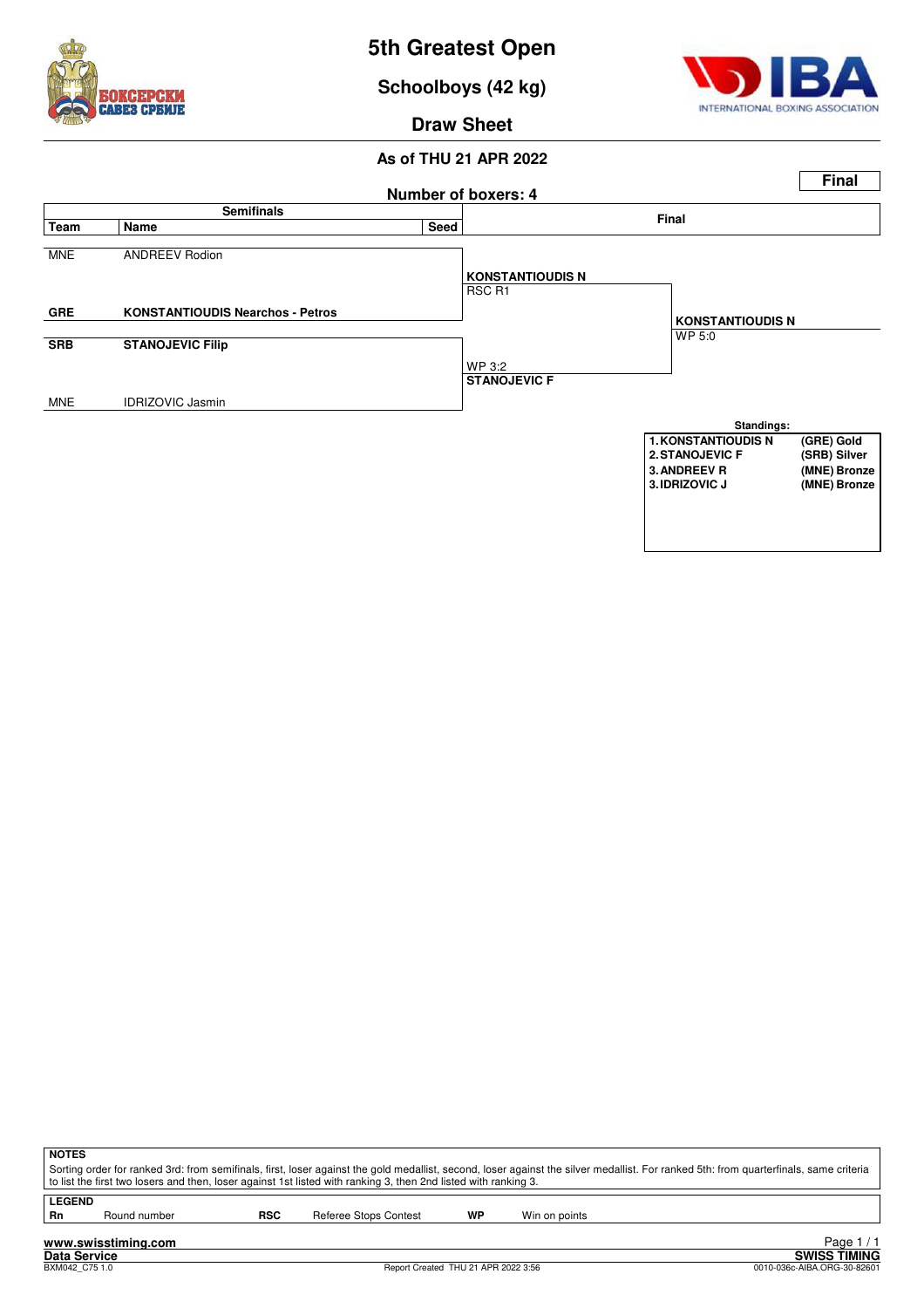# 5th Greatest Open

## Schoolboys (42 kg)

## Draw Sheet

### As of THU 21 APR 2022

**Final**

**Number of boxers: 4**

| Team | Name | Seed | Semifinals result | Final |
|---|---|---|---|---|
| MNE | ANDREEV Rodion | | | |
| | | | **KONSTANTIOUDIS N** RSC R1 | |
| **GRE** | **KONSTANTIOUDIS Nearchos - Petros** | | | **KONSTANTIOUDIS N** WP 5:0 |
| **SRB** | **STANOJEVIC Filip** | | | |
| | | | WP 3:2 **STANOJEVIC F** | |
| MNE | IDRIZOVIC Jasmin | | | |

**Standings:**

| Rank | Name | Team / Medal |
|---|---|---|
| 1. | KONSTANTIOUDIS N | (GRE) Gold |
| 2. | STANOJEVIC F | (SRB) Silver |
| 3. | ANDREEV R | (MNE) Bronze |
| 3. | IDRIZOVIC J | (MNE) Bronze |

**NOTES**

Sorting order for ranked 3rd: from semifinals, first, loser against the gold medallist, second, loser against the silver medallist. For ranked 5th: from quarterfinals, same criteria to list the first two losers and then, loser against 1st listed with ranking 3, then 2nd listed with ranking 3.

**LEGEND**

| | | | | | |
|---|---|---|---|---|---|
| **Rn** | Round number | **RSC** | Referee Stops Contest | **WP** | Win on points |

www.swisstiming.com
Data Service
BXM042_C75 1.0 — Report Created THU 21 APR 2022 3:56 — SWISS TIMING 0010-036c-AIBA.ORG-30-82601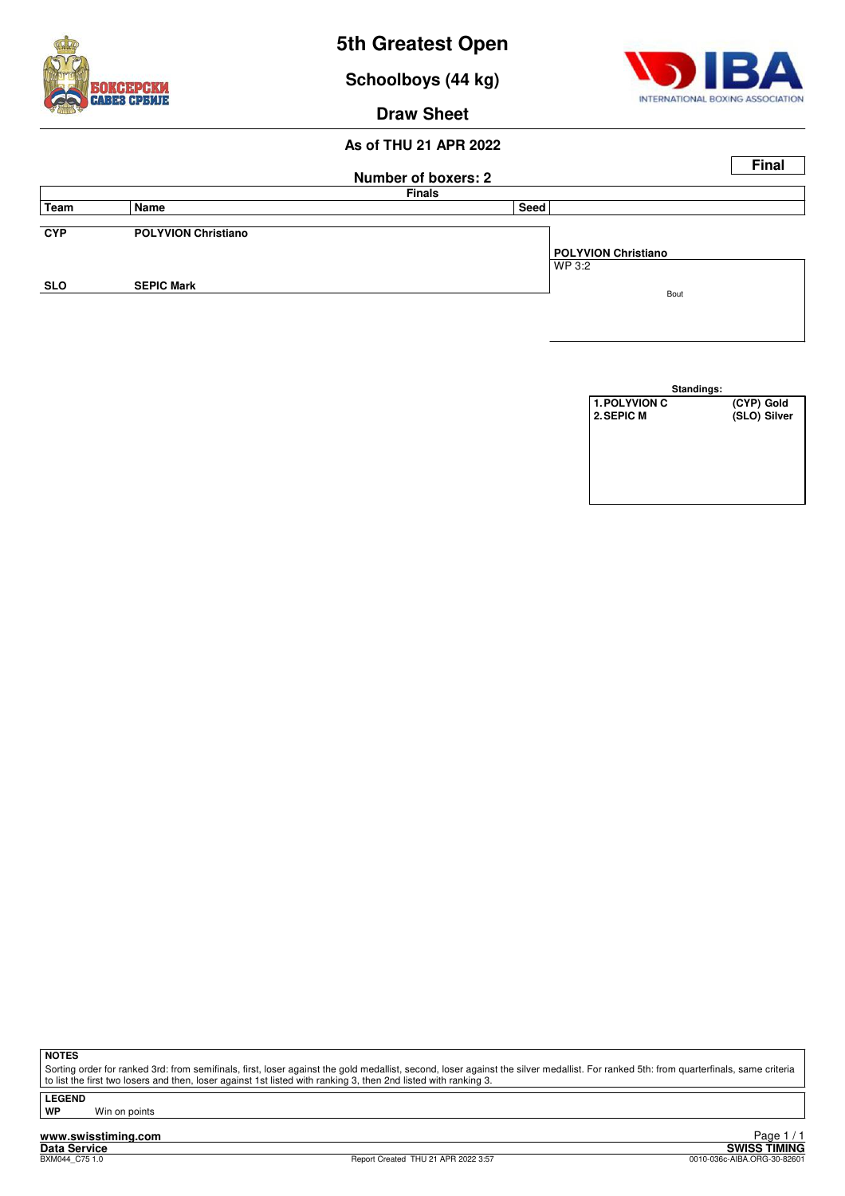# 5th Greatest Open

## Schoolboys (44 kg)

## Draw Sheet

### As of THU 21 APR 2022

**Final**

**Number of boxers: 2**

**Finals**

| Team | Name | Seed | |
|---|---|---|---|
| CYP | POLYVION Christiano | | **POLYVION Christiano** WP 3:2 |
| SLO | SEPIC Mark | | Bout |

**Standings:**

| | |
|---|---|
| 1. POLYVION C | (CYP) Gold |
| 2. SEPIC M | (SLO) Silver |

**NOTES**

Sorting order for ranked 3rd: from semifinals, first, loser against the gold medallist, second, loser against the silver medallist. For ranked 5th: from quarterfinals, same criteria to list the first two losers and then, loser against 1st listed with ranking 3, then 2nd listed with ranking 3.

**LEGEND**

**WP** Win on points

www.swisstiming.com

Data Service

BXM044_C75 1.0

Report Created THU 21 APR 2022 3:57

SWISS TIMING

0010-036c-AIBA.ORG-30-82601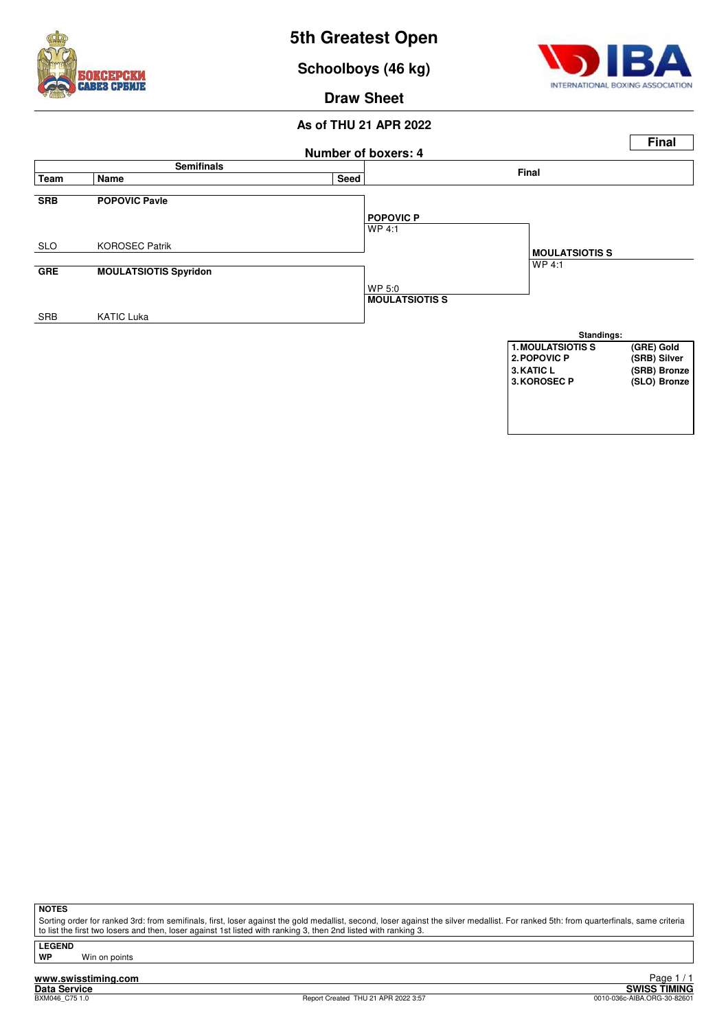# 5th Greatest Open

## Schoolboys (46 kg)

### Draw Sheet

**As of THU 21 APR 2022**

**Final**

**Number of boxers: 4**

| Team | Name | Seed | Semifinals result | Final |
|---|---|---|---|---|
| **SRB** | **POPOVIC Pavle** | | **POPOVIC P** WP 4:1 | |
| SLO | KOROSEC Patrik | | | **MOULATSIOTIS S** WP 4:1 |
| **GRE** | **MOULATSIOTIS Spyridon** | | WP 5:0 **MOULATSIOTIS S** | |
| SRB | KATIC Luka | | | |

**Standings:**

| | | |
|---|---|---|
| **1.** | **MOULATSIOTIS S** | **(GRE) Gold** |
| **2.** | **POPOVIC P** | **(SRB) Silver** |
| **3.** | **KATIC L** | **(SRB) Bronze** |
| **3.** | **KOROSEC P** | **(SLO) Bronze** |

**NOTES**

Sorting order for ranked 3rd: from semifinals, first, loser against the gold medallist, second, loser against the silver medallist. For ranked 5th: from quarterfinals, same criteria to list the first two losers and then, loser against 1st listed with ranking 3, then 2nd listed with ranking 3.

**LEGEND**

**WP** Win on points

**www.swisstiming.com**

**Data Service** BXM046_C75 1.0 — Report Created THU 21 APR 2022 3:57 — **SWISS TIMING** 0010-036c-AIBA.ORG-30-82601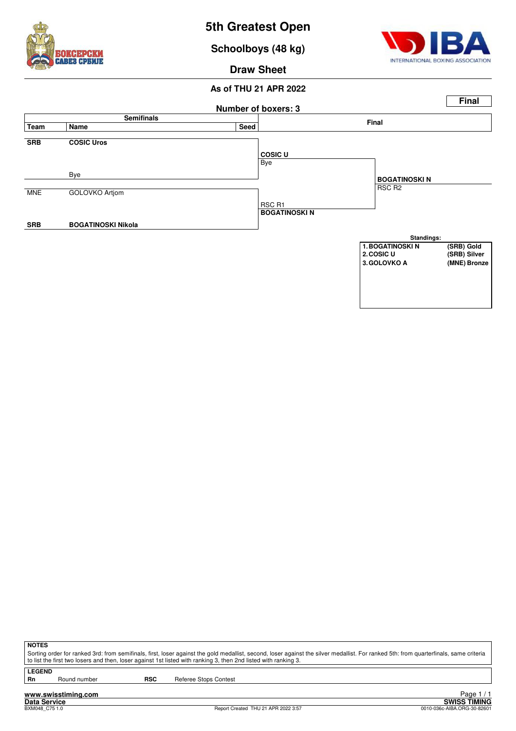# 5th Greatest Open

## Schoolboys (48 kg)

### Draw Sheet

**As of THU 21 APR 2022**

**Final**

**Number of boxers: 3**

| Team | Name | Seed | Semifinals | Final |
|---|---|---|---|---|
| **SRB** | **COSIC Uros** | | **COSIC U** Bye | |
| | Bye | | | **BOGATINOSKI N** RSC R2 |
| MNE | GOLOVKO Artjom | | RSC R1 **BOGATINOSKI N** | |
| **SRB** | **BOGATINOSKI Nikola** | | | |

**Standings:**

| | | |
|---|---|---|
| 1. | BOGATINOSKI N | (SRB) Gold |
| 2. | COSIC U | (SRB) Silver |
| 3. | GOLOVKO A | (MNE) Bronze |

**NOTES**

Sorting order for ranked 3rd: from semifinals, first, loser against the gold medallist, second, loser against the silver medallist. For ranked 5th: from quarterfinals, same criteria to list the first two losers and then, loser against 1st listed with ranking 3, then 2nd listed with ranking 3.

**LEGEND**

| | | | |
|---|---|---|---|
| **Rn** | Round number | **RSC** | Referee Stops Contest |

www.swisstiming.com

Data Service — SWISS TIMING

BXM048_C75 1.0 — Report Created THU 21 APR 2022 3:57 — 0010-036c-AIBA.ORG-30-82601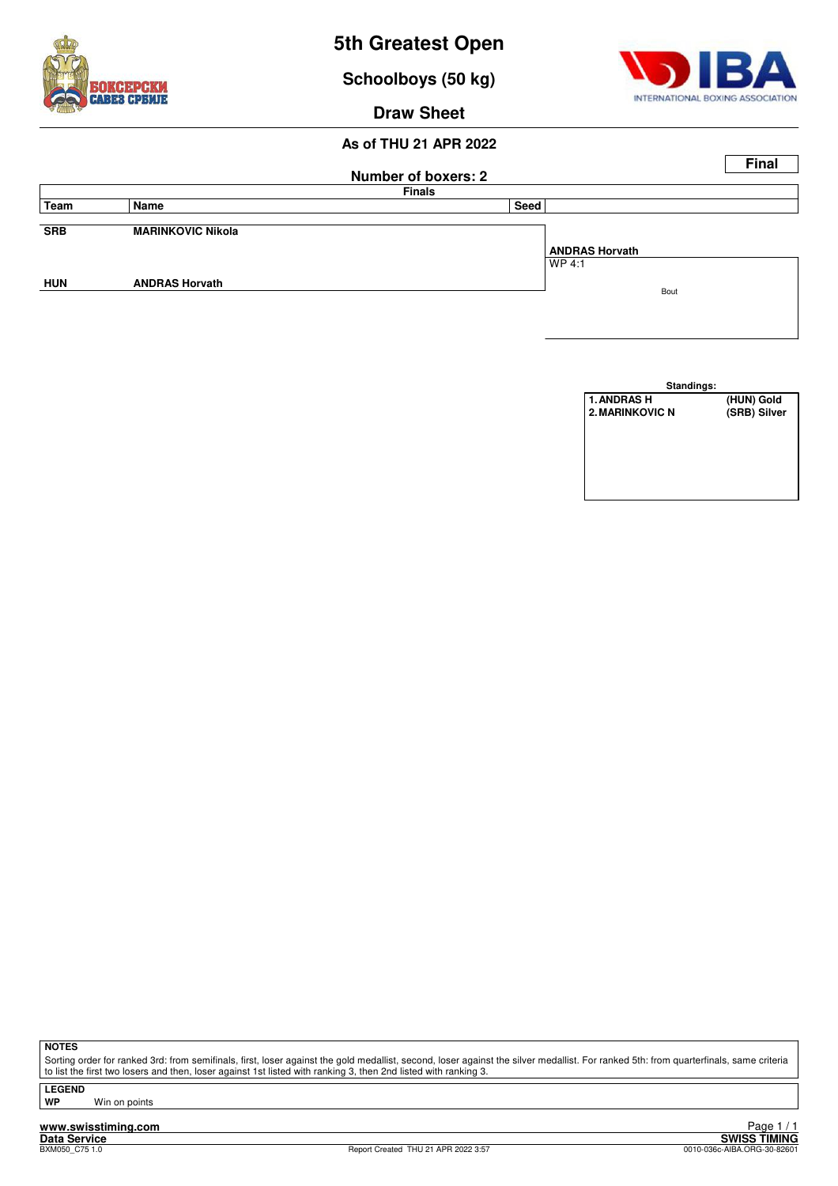# 5th Greatest Open

## Schoolboys (50 kg)

## Draw Sheet

**As of THU 21 APR 2022**

**Final**

**Number of boxers: 2**

| Team | Name | Seed | Finals |
|---|---|---|---|
| SRB | MARINKOVIC Nikola | | |
| | | | **ANDRAS Horvath** WP 4:1 Bout |
| HUN | ANDRAS Horvath | | |

**Standings:**

| | |
|---|---|
| 1. ANDRAS H | (HUN) Gold |
| 2. MARINKOVIC N | (SRB) Silver |

**NOTES**

Sorting order for ranked 3rd: from semifinals, first, loser against the gold medallist, second, loser against the silver medallist. For ranked 5th: from quarterfinals, same criteria to list the first two losers and then, loser against 1st listed with ranking 3, then 2nd listed with ranking 3.

**LEGEND**

**WP** Win on points

www.swisstiming.com
Data Service
BXM050_C75 1.0
Report Created THU 21 APR 2022 3:57
SWISS TIMING
0010-036c-AIBA.ORG-30-82601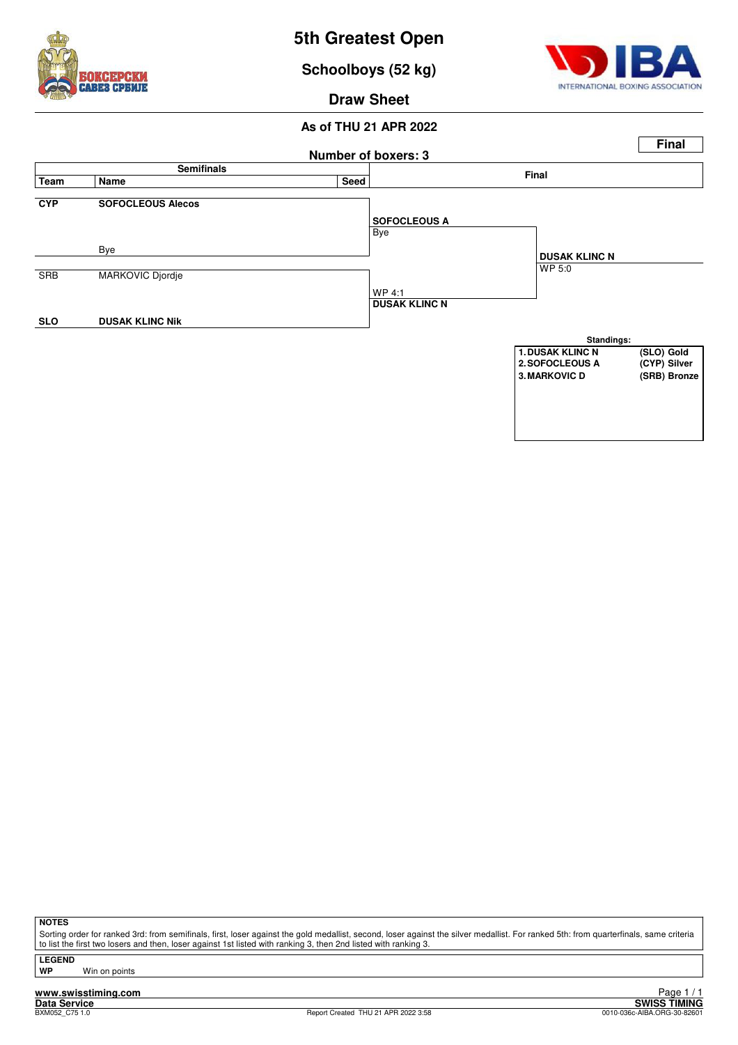# 5th Greatest Open

## Schoolboys (52 kg)

### Draw Sheet

**As of THU 21 APR 2022**

**Final**

**Number of boxers: 3**

| Semifinals | | | Final | |
|---|---|---|---|---|
| **Team** | **Name** | **Seed** | | |
| **CYP** | **SOFOCLEOUS Alecos** | | **SOFOCLEOUS A** Bye | |
| | Bye | | | **DUSAK KLINC N** WP 5:0 |
| SRB | MARKOVIC Djordje | | WP 4:1 **DUSAK KLINC N** | |
| **SLO** | **DUSAK KLINC Nik** | | | |

**Standings:**

| | | |
|---|---|---|
| 1. | DUSAK KLINC N | (SLO) Gold |
| 2. | SOFOCLEOUS A | (CYP) Silver |
| 3. | MARKOVIC D | (SRB) Bronze |

**NOTES**

Sorting order for ranked 3rd: from semifinals, first, loser against the gold medallist, second, loser against the silver medallist. For ranked 5th: from quarterfinals, same criteria to list the first two losers and then, loser against 1st listed with ranking 3, then 2nd listed with ranking 3.

**LEGEND**

**WP** Win on points

www.swisstiming.com
Data Service
BXM052_C75 1.0
Report Created THU 21 APR 2022 3:58
SWISS TIMING
0010-036c-AIBA.ORG-30-82601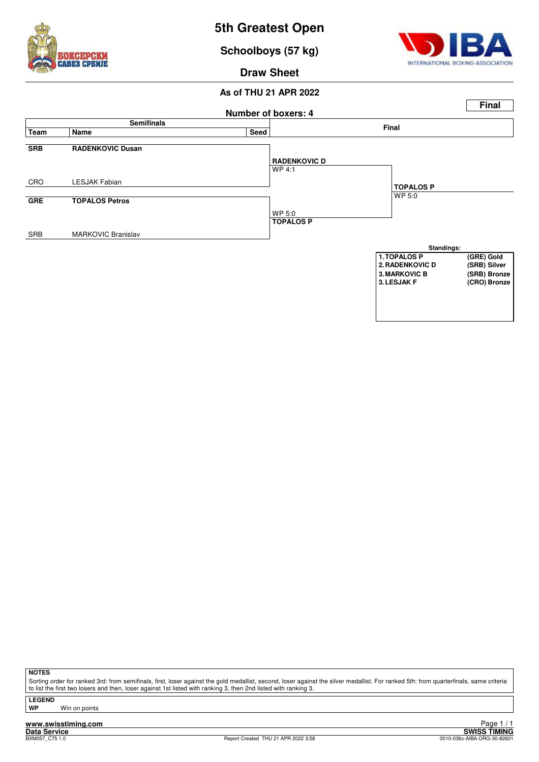# 5th Greatest Open

## Schoolboys (57 kg)

### Draw Sheet

**As of THU 21 APR 2022**

**Final**

**Number of boxers: 4**

| Team | Name | Seed | Semifinals result | Final |
|---|---|---|---|---|
| **SRB** | **RADENKOVIC Dusan** | | **RADENKOVIC D** WP 4:1 | |
| CRO | LESJAK Fabian | | | **TOPALOS P** WP 5:0 |
| **GRE** | **TOPALOS Petros** | | WP 5:0 **TOPALOS P** | |
| SRB | MARKOVIC Branislav | | | |

**Standings:**

| | |
|---|---|
| **1. TOPALOS P** | **(GRE) Gold** |
| **2. RADENKOVIC D** | **(SRB) Silver** |
| **3. MARKOVIC B** | **(SRB) Bronze** |
| **3. LESJAK F** | **(CRO) Bronze** |

**NOTES**

Sorting order for ranked 3rd: from semifinals, first, loser against the gold medallist, second, loser against the silver medallist. For ranked 5th: from quarterfinals, same criteria to list the first two losers and then, loser against 1st listed with ranking 3, then 2nd listed with ranking 3.

**LEGEND**

**WP** Win on points

www.swisstiming.com

Data Service

BXM057_C75 1.0

Report Created THU 21 APR 2022 3:58

SWISS TIMING

0010-036c-AIBA.ORG-30-82601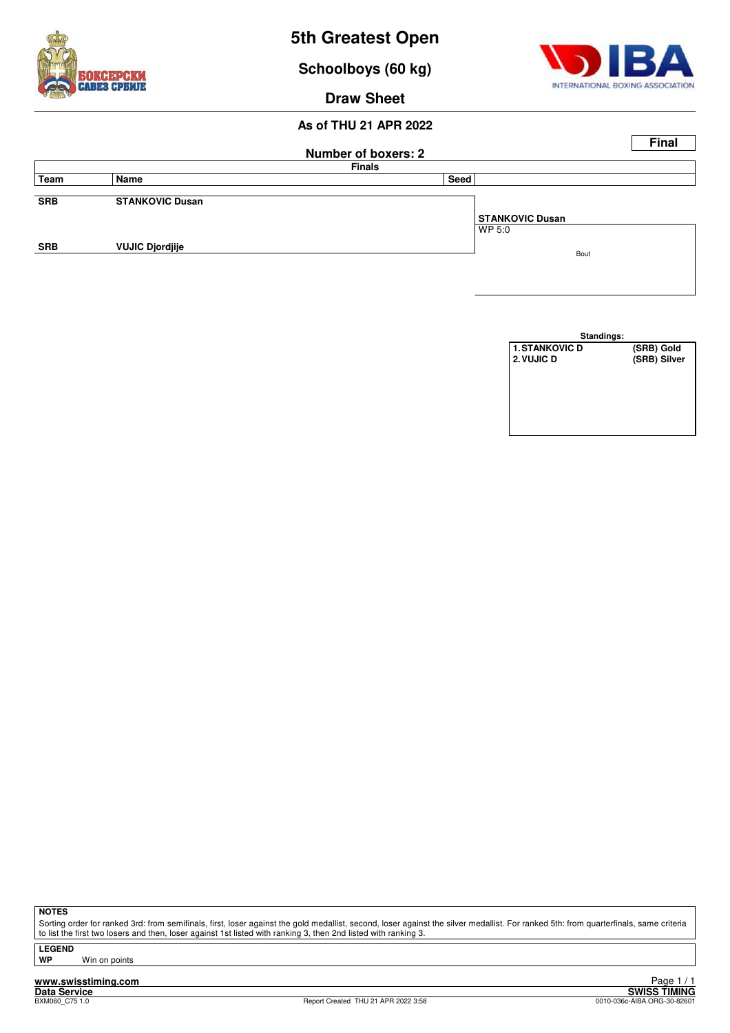# 5th Greatest Open

## Schoolboys (60 kg)

## Draw Sheet

**As of THU 21 APR 2022**

**Final**

**Number of boxers: 2**

**Finals**

| Team | Name | Seed | |
|---|---|---|---|
| SRB | STANKOVIC Dusan | | **STANKOVIC Dusan** WP 5:0 |
| SRB | VUJIC Djordjije | | |

Bout

**Standings:**

| | |
|---|---|
| 1. STANKOVIC D | (SRB) Gold |
| 2. VUJIC D | (SRB) Silver |

**NOTES**

Sorting order for ranked 3rd: from semifinals, first, loser against the gold medallist, second, loser against the silver medallist. For ranked 5th: from quarterfinals, same criteria to list the first two losers and then, loser against 1st listed with ranking 3, then 2nd listed with ranking 3.

**LEGEND**

**WP** Win on points

www.swisstiming.com
Data Service
BXM060_C75 1.0
Report Created THU 21 APR 2022 3:58
SWISS TIMING
0010-036c-AIBA.ORG-30-82601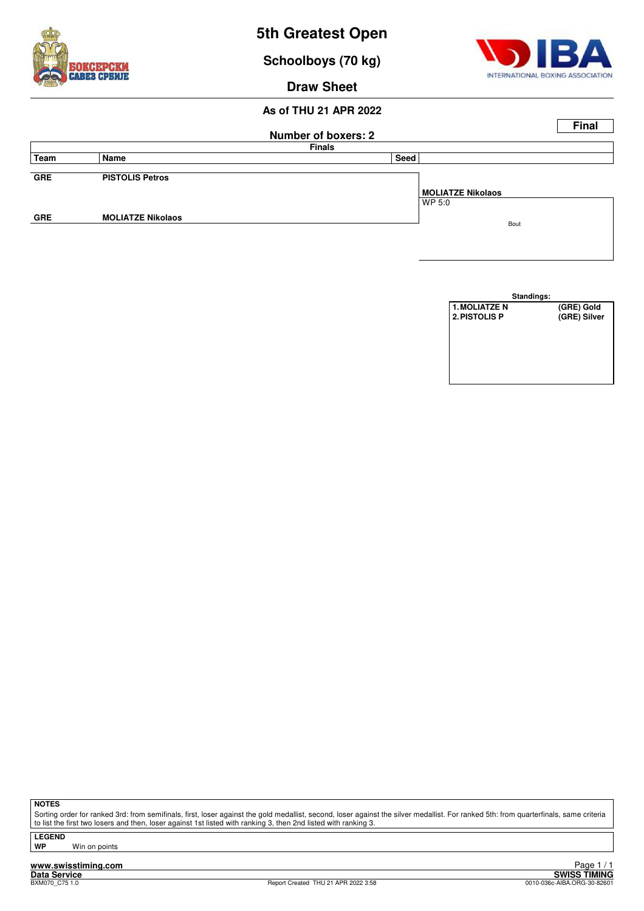# 5th Greatest Open

## Schoolboys (70 kg)

## Draw Sheet

### As of THU 21 APR 2022

**Final**

**Number of boxers: 2**

| Team | Name | Seed | Finals |
|---|---|---|---|
| GRE | PISTOLIS Petros | | |
| | | | **MOLIATZE Nikolaos** WP 5:0 |
| GRE | MOLIATZE Nikolaos | | |

Bout

**Standings:**

| | |
|---|---|
| **1. MOLIATZE N** | **(GRE) Gold** |
| **2. PISTOLIS P** | **(GRE) Silver** |

**NOTES**

Sorting order for ranked 3rd: from semifinals, first, loser against the gold medallist, second, loser against the silver medallist. For ranked 5th: from quarterfinals, same criteria to list the first two losers and then, loser against 1st listed with ranking 3, then 2nd listed with ranking 3.

**LEGEND**

**WP** Win on points

www.swisstiming.com

**Data Service**

BXM070_C75 1.0

Report Created THU 21 APR 2022 3:58

**SWISS TIMING**

0010-036c-AIBA.ORG-30-82601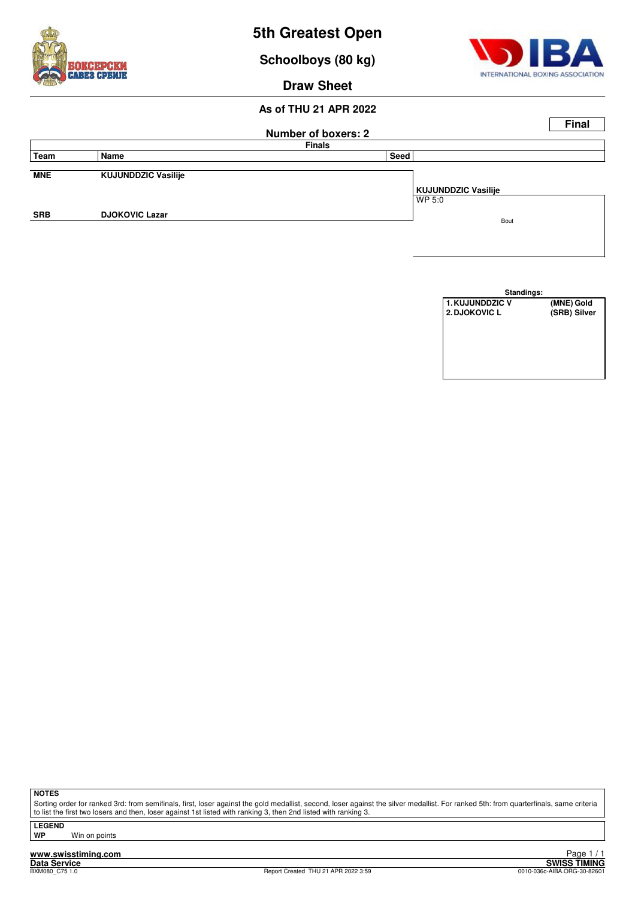# 5th Greatest Open

## Schoolboys (80 kg)

## Draw Sheet

### As of THU 21 APR 2022

**Final**

**Number of boxers: 2**

**Finals**

| Team | Name | Seed | |
|---|---|---|---|
| MNE | KUJUNDDZIC Vasilije | | **KUJUNDDZIC Vasilije** WP 5:0 |
| SRB | DJOKOVIC Lazar | | Bout |

**Standings:**

| | |
|---|---|
| 1. KUJUNDDZIC V | (MNE) Gold |
| 2. DJOKOVIC L | (SRB) Silver |

**NOTES**

Sorting order for ranked 3rd: from semifinals, first, loser against the gold medallist, second, loser against the silver medallist. For ranked 5th: from quarterfinals, same criteria to list the first two losers and then, loser against 1st listed with ranking 3, then 2nd listed with ranking 3.

**LEGEND**

**WP** Win on points

www.swisstiming.com

Data Service

BXM080_C75 1.0

Report Created THU 21 APR 2022 3:59

SWISS TIMING

0010-036c-AIBA.ORG-30-82601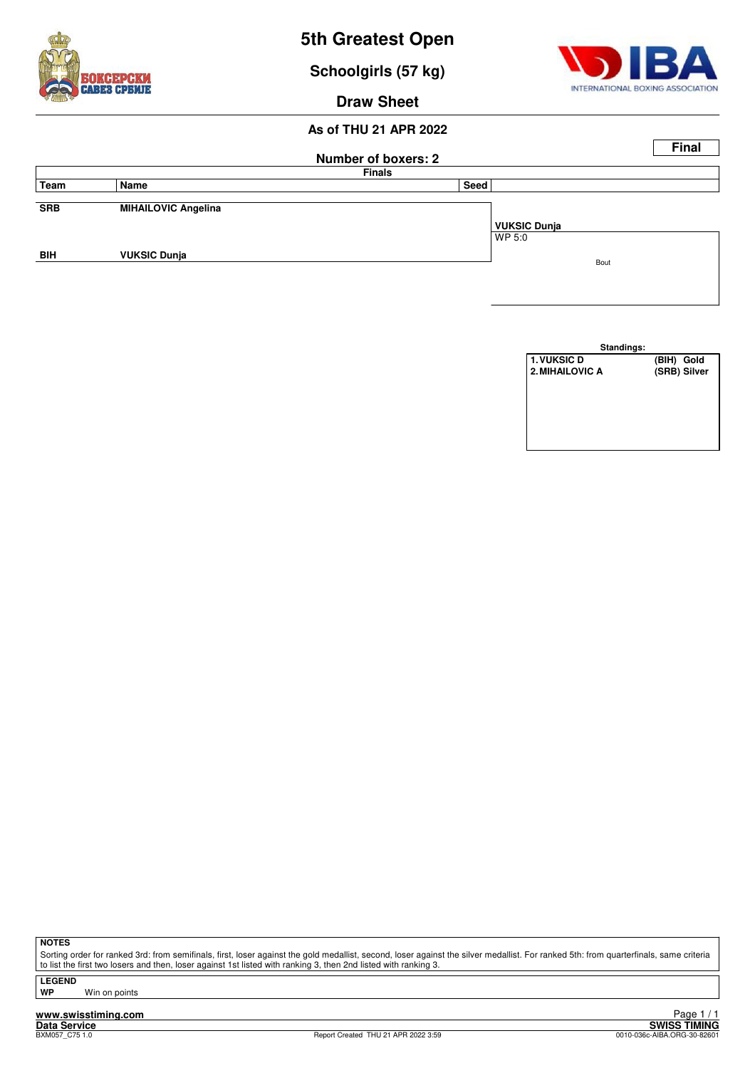# 5th Greatest Open

## Schoolgirls (57 kg)

## Draw Sheet

### As of THU 21 APR 2022

**Final**

**Number of boxers: 2**

**Finals**

| Team | Name | Seed | |
|---|---|---|---|
| **SRB** | **MIHAILOVIC Angelina** | | |
| | | | **VUKSIC Dunja** WP 5:0 |
| **BIH** | **VUKSIC Dunja** | | |

Bout

**Standings:**

| | |
|---|---|
| **1. VUKSIC D** | **(BIH) Gold** |
| **2. MIHAILOVIC A** | **(SRB) Silver** |

**NOTES**

Sorting order for ranked 3rd: from semifinals, first, loser against the gold medallist, second, loser against the silver medallist. For ranked 5th: from quarterfinals, same criteria to list the first two losers and then, loser against 1st listed with ranking 3, then 2nd listed with ranking 3.

**LEGEND**

**WP** Win on points

**www.swisstiming.com**

**Data Service** **SWISS TIMING**

BXM057_C75 1.0 Report Created THU 21 APR 2022 3:59 0010-036c-AIBA.ORG-30-82601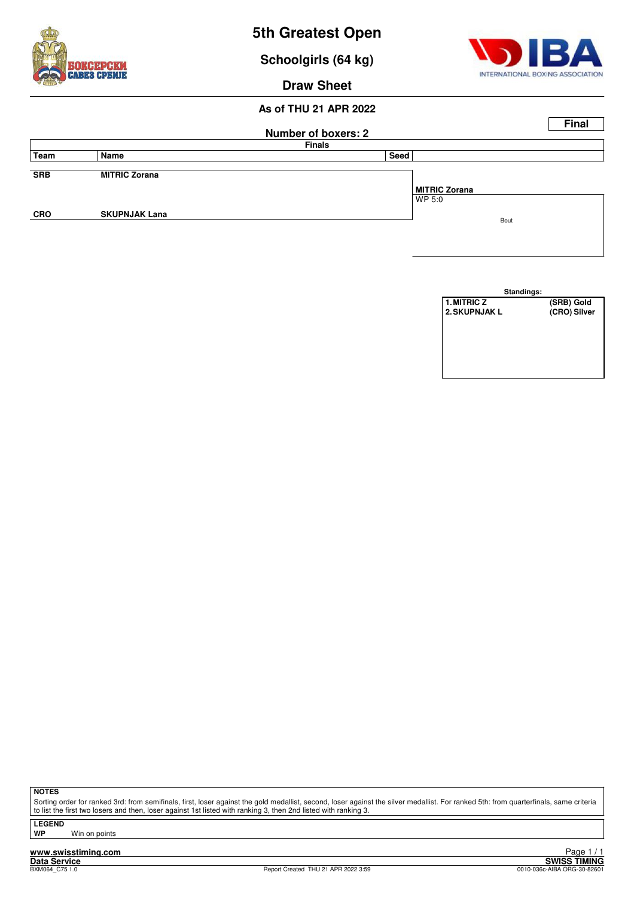# 5th Greatest Open

## Schoolgirls (64 kg)

## Draw Sheet

### As of THU 21 APR 2022

**Final**

**Number of boxers: 2**

| Team | Name | Seed | Finals |
|---|---|---|---|
| SRB | MITRIC Zorana | | **MITRIC Zorana** WP 5:0 |
| CRO | SKUPNJAK Lana | | |

Bout

**Standings:**

| | |
|---|---|
| 1. MITRIC Z | (SRB) Gold |
| 2. SKUPNJAK L | (CRO) Silver |

**NOTES**

Sorting order for ranked 3rd: from semifinals, first, loser against the gold medallist, second, loser against the silver medallist. For ranked 5th: from quarterfinals, same criteria to list the first two losers and then, loser against 1st listed with ranking 3, then 2nd listed with ranking 3.

**LEGEND**

**WP** Win on points

www.swisstiming.com
Data Service
BXM064_C75 1.0
Report Created THU 21 APR 2022 3:59
SWISS TIMING
0010-036c-AIBA.ORG-30-82601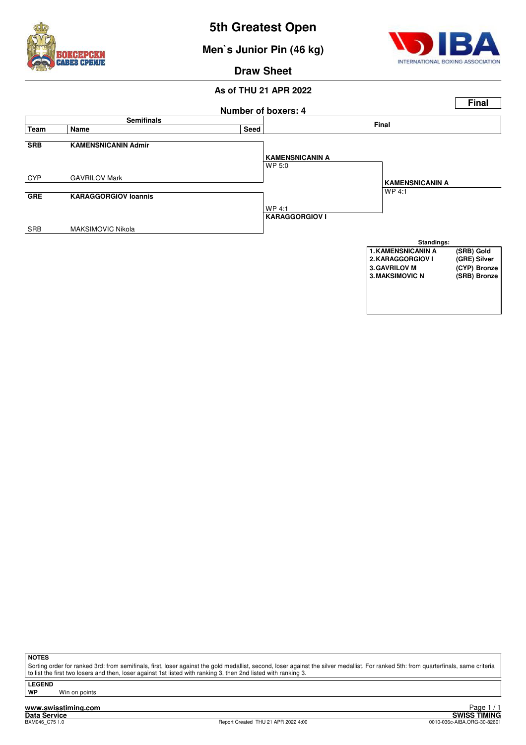# 5th Greatest Open

## Men`s Junior Pin (46 kg)

### Draw Sheet

**As of THU 21 APR 2022**

**Final**

**Number of boxers: 4**

| Team | Name | Seed | Semifinals result | Final result |
|---|---|---|---|---|
| **SRB** | **KAMENSNICANIN Admir** | | **KAMENSNICANIN A** WP 5:0 | **KAMENSNICANIN A** WP 4:1 |
| CYP | GAVRILOV Mark | | | |
| **GRE** | **KARAGGORGIOV Ioannis** | | **KARAGGORGIOV I** WP 4:1 | |
| SRB | MAKSIMOVIC Nikola | | | |

**Standings:**

| Rank | Name | Team | Medal |
|---|---|---|---|
| 1. | KAMENSNICANIN A | (SRB) | Gold |
| 2. | KARAGGORGIOV I | (GRE) | Silver |
| 3. | GAVRILOV M | (CYP) | Bronze |
| 3. | MAKSIMOVIC N | (SRB) | Bronze |

**NOTES**

Sorting order for ranked 3rd: from semifinals, first, loser against the gold medallist, second, loser against the silver medallist. For ranked 5th: from quarterfinals, same criteria to list the first two losers and then, loser against 1st listed with ranking 3, then 2nd listed with ranking 3.

**LEGEND**

**WP** Win on points

www.swisstiming.com

Data Service

BXM046_C75 1.0 — Report Created THU 21 APR 2022 4:00 — SWISS TIMING — 0010-036c-AIBA.ORG-30-82601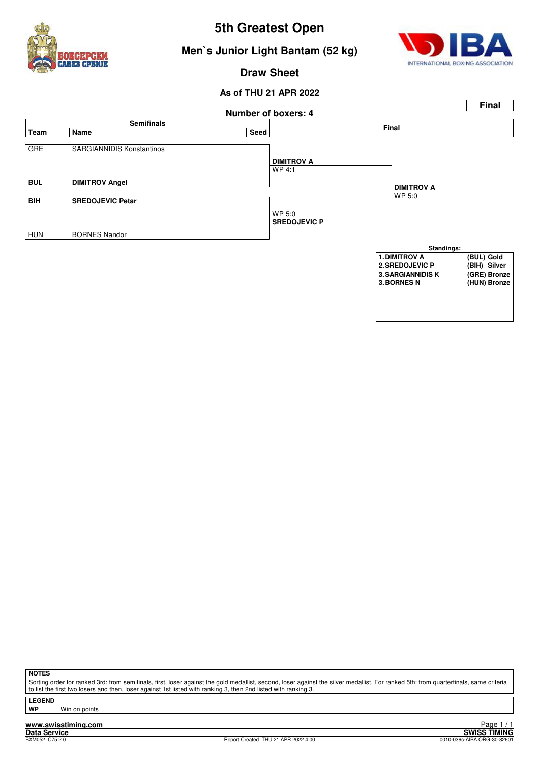# 5th Greatest Open

## Men`s Junior Light Bantam (52 kg)

### Draw Sheet

**As of THU 21 APR 2022**

**Final**

**Number of boxers: 4**

| Team | Name | Seed | Semifinals result | Final result |
|---|---|---|---|---|
| GRE | SARGIANNIDIS Konstantinos | | | |
| | | | **DIMITROV A** WP 4:1 | |
| **BUL** | **DIMITROV Angel** | | | |
| | | | | **DIMITROV A** WP 5:0 |
| **BIH** | **SREDOJEVIC Petar** | | | |
| | | | WP 5:0 **SREDOJEVIC P** | |
| HUN | BORNES Nandor | | | |

**Standings:**

| | |
|---|---|
| 1. DIMITROV A | (BUL) Gold |
| 2. SREDOJEVIC P | (BIH) Silver |
| 3. SARGIANNIDIS K | (GRE) Bronze |
| 3. BORNES N | (HUN) Bronze |

**NOTES**

Sorting order for ranked 3rd: from semifinals, first, loser against the gold medallist, second, loser against the silver medallist. For ranked 5th: from quarterfinals, same criteria to list the first two losers and then, loser against 1st listed with ranking 3, then 2nd listed with ranking 3.

**LEGEND**

**WP** Win on points

www.swisstiming.com
Data Service
BXM052_C75 2.0
Report Created THU 21 APR 2022 4:00
SWISS TIMING
0010-036c-AIBA.ORG-30-82601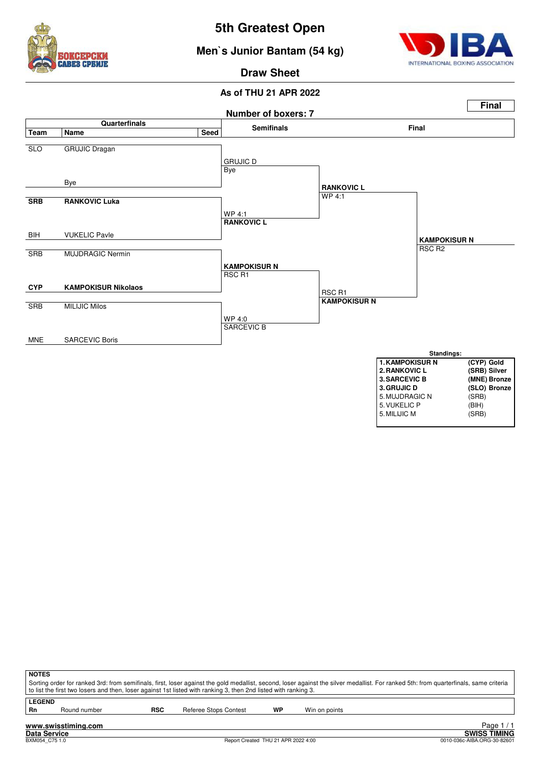# 5th Greatest Open

## Men`s Junior Bantam (54 kg)

### Draw Sheet

**As of THU 21 APR 2022**

**Final**

**Number of boxers: 7**

| Team | Name | Seed | Semifinals | Final | |
|---|---|---|---|---|---|
| SLO | GRUJIC Dragan | | GRUJIC D<br>Bye | | |
| | Bye | | | RANKOVIC L<br>WP 4:1 | |
| **SRB** | **RANKOVIC Luka** | | WP 4:1<br>**RANKOVIC L** | | |
| BIH | VUKELIC Pavle | | | | **KAMPOKISUR N**<br>RSC R2 |
| SRB | MUJDRAGIC Nermin | | **KAMPOKISUR N**<br>RSC R1 | | |
| **CYP** | **KAMPOKISUR Nikolaos** | | | RSC R1<br>**KAMPOKISUR N** | |
| SRB | MILIJIC Milos | | WP 4:0<br>SARCEVIC B | | |
| MNE | SARCEVIC Boris | | | | |

**Standings:**

| | |
|---|---|
| **1. KAMPOKISUR N** | **(CYP) Gold** |
| **2. RANKOVIC L** | **(SRB) Silver** |
| **3. SARCEVIC B** | **(MNE) Bronze** |
| **3. GRUJIC D** | **(SLO) Bronze** |
| 5. MUJDRAGIC N | (SRB) |
| 5. VUKELIC P | (BIH) |
| 5. MILIJIC M | (SRB) |

**NOTES**

Sorting order for ranked 3rd: from semifinals, first, loser against the gold medallist, second, loser against the silver medallist. For ranked 5th: from quarterfinals, same criteria to list the first two losers and then, loser against 1st listed with ranking 3, then 2nd listed with ranking 3.

**LEGEND**

| | | | | | |
|---|---|---|---|---|---|
| **Rn** | Round number | **RSC** | Referee Stops Contest | **WP** | Win on points |

www.swisstiming.com
Data Service
SWISS TIMING
BXM054_C75 1.0 — Report Created THU 21 APR 2022 4:00 — 0010-036c-AIBA.ORG-30-82601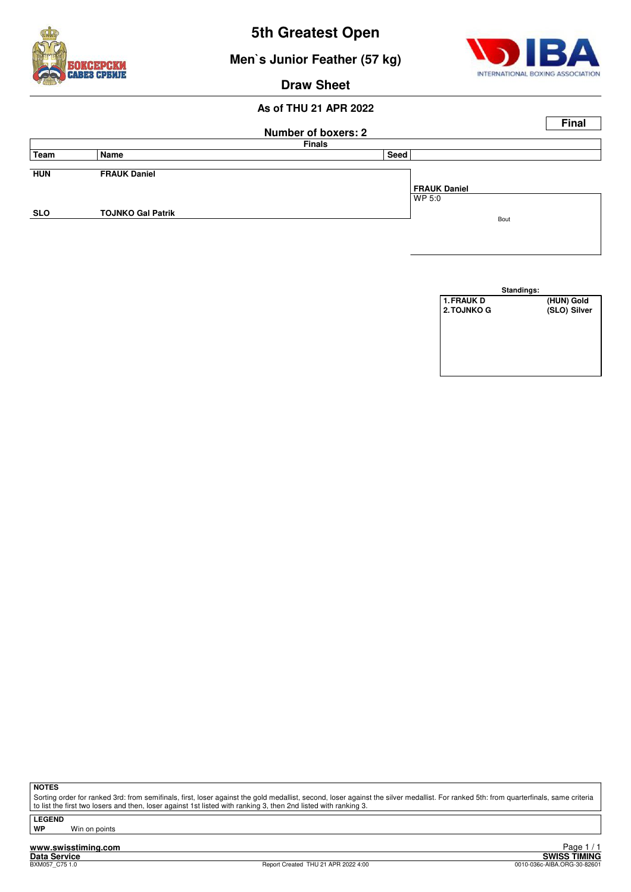# 5th Greatest Open

## Men`s Junior Feather (57 kg)

### Draw Sheet

**As of THU 21 APR 2022**

**Final**

**Number of boxers: 2**

**Finals**

| Team | Name | Seed | |
|---|---|---|---|
| HUN | FRAUK Daniel | | **FRAUK Daniel** WP 5:0 |
| SLO | TOJNKO Gal Patrik | | |

Bout

**Standings:**

| | |
|---|---|
| 1. FRAUK D | (HUN) Gold |
| 2. TOJNKO G | (SLO) Silver |

**NOTES**

Sorting order for ranked 3rd: from semifinals, first, loser against the gold medallist, second, loser against the silver medallist. For ranked 5th: from quarterfinals, same criteria to list the first two losers and then, loser against 1st listed with ranking 3, then 2nd listed with ranking 3.

**LEGEND**

**WP** Win on points

www.swisstiming.com
Data Service
BXM057_C75 1.0
Report Created THU 21 APR 2022 4:00
SWISS TIMING
0010-036c-AIBA.ORG-30-82601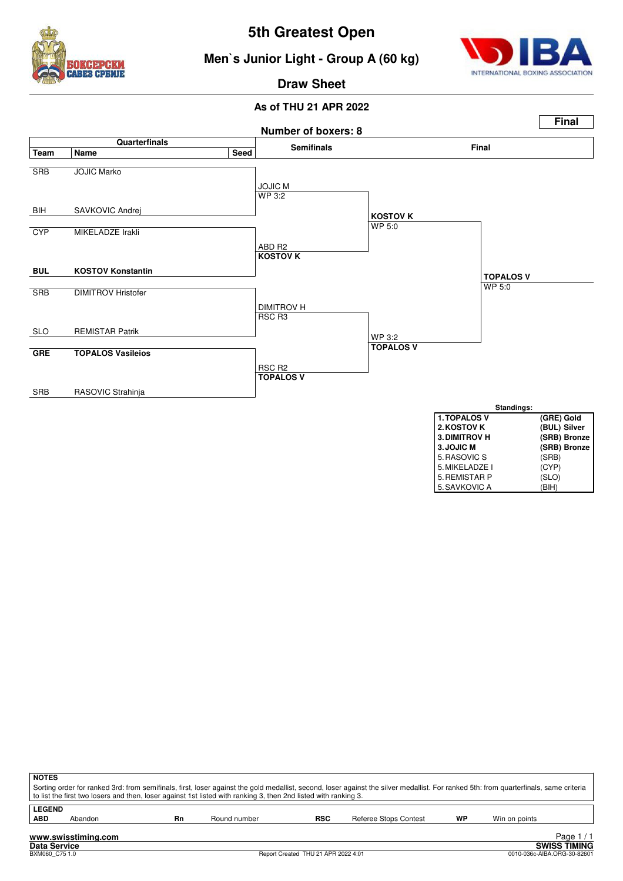# 5th Greatest Open

## Men`s Junior Light - Group A (60 kg)

### Draw Sheet

**As of THU 21 APR 2022**

**Final**

**Number of boxers: 8**

| Team | Name | Seed | Semifinals | Final | |
|---|---|---|---|---|---|
| SRB | JOJIC Marko | | JOJIC M WP 3:2 | | |
| BIH | SAVKOVIC Andrej | | | **KOSTOV K** WP 5:0 | |
| CYP | MIKELADZE Irakli | | ABD R2 **KOSTOV K** | | |
| **BUL** | **KOSTOV Konstantin** | | | | **TOPALOS V** WP 5:0 |
| SRB | DIMITROV Hristofer | | DIMITROV H RSC R3 | | |
| SLO | REMISTAR Patrik | | | WP 3:2 **TOPALOS V** | |
| **GRE** | **TOPALOS Vasileios** | | RSC R2 **TOPALOS V** | | |
| SRB | RASOVIC Strahinja | | | | |

**Standings:**

| | |
|---|---|
| **1. TOPALOS V** | **(GRE) Gold** |
| **2. KOSTOV K** | **(BUL) Silver** |
| **3. DIMITROV H** | **(SRB) Bronze** |
| **3. JOJIC M** | **(SRB) Bronze** |
| 5. RASOVIC S | (SRB) |
| 5. MIKELADZE I | (CYP) |
| 5. REMISTAR P | (SLO) |
| 5. SAVKOVIC A | (BIH) |

**NOTES**

Sorting order for ranked 3rd: from semifinals, first, loser against the gold medallist, second, loser against the silver medallist. For ranked 5th: from quarterfinals, same criteria to list the first two losers and then, loser against 1st listed with ranking 3, then 2nd listed with ranking 3.

**LEGEND**

| | | | | | | | |
|---|---|---|---|---|---|---|---|
| **ABD** | Abandon | **Rn** | Round number | **RSC** | Referee Stops Contest | **WP** | Win on points |

www.swisstiming.com
Data Service
BXM060_C75 1.0
Report Created THU 21 APR 2022 4:01
SWISS TIMING
0010-036c-AIBA.ORG-30-82601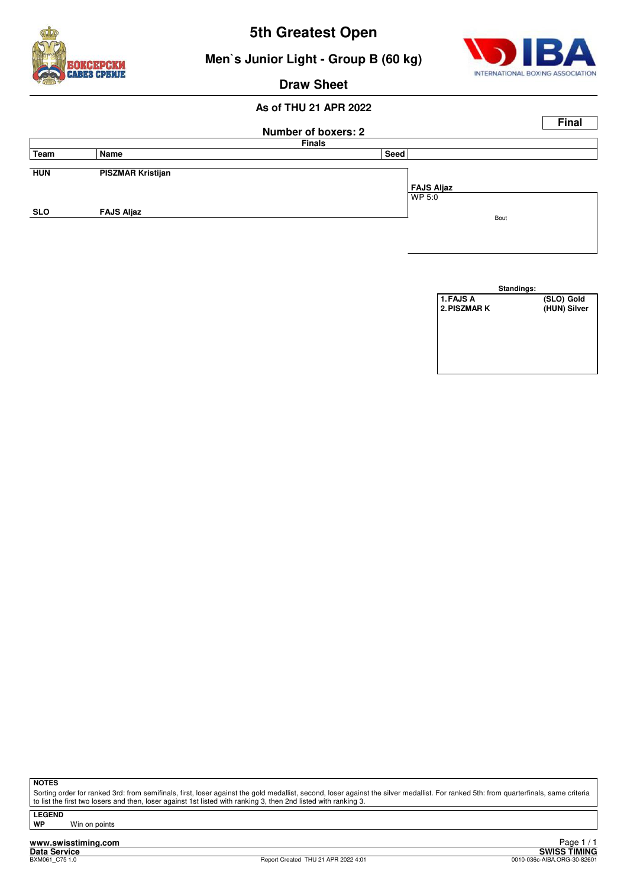# 5th Greatest Open

## Men`s Junior Light - Group B (60 kg)

### Draw Sheet

**As of THU 21 APR 2022**

**Final**

**Number of boxers: 2**

| Team | Name | Seed | Finals |
|---|---|---|---|
| HUN | PISZMAR Kristijan | | **FAJS Aljaz** WP 5:0 |
| SLO | FAJS Aljaz | | |

Bout

**Standings:**

| | |
|---|---|
| 1. FAJS A | (SLO) Gold |
| 2. PISZMAR K | (HUN) Silver |

**NOTES**

Sorting order for ranked 3rd: from semifinals, first, loser against the gold medallist, second, loser against the silver medallist. For ranked 5th: from quarterfinals, same criteria to list the first two losers and then, loser against 1st listed with ranking 3, then 2nd listed with ranking 3.

**LEGEND**

**WP** Win on points

www.swisstiming.com

Data Service

BXM061_C75 1.0

Report Created THU 21 APR 2022 4:01

SWISS TIMING

0010-036c-AIBA.ORG-30-82601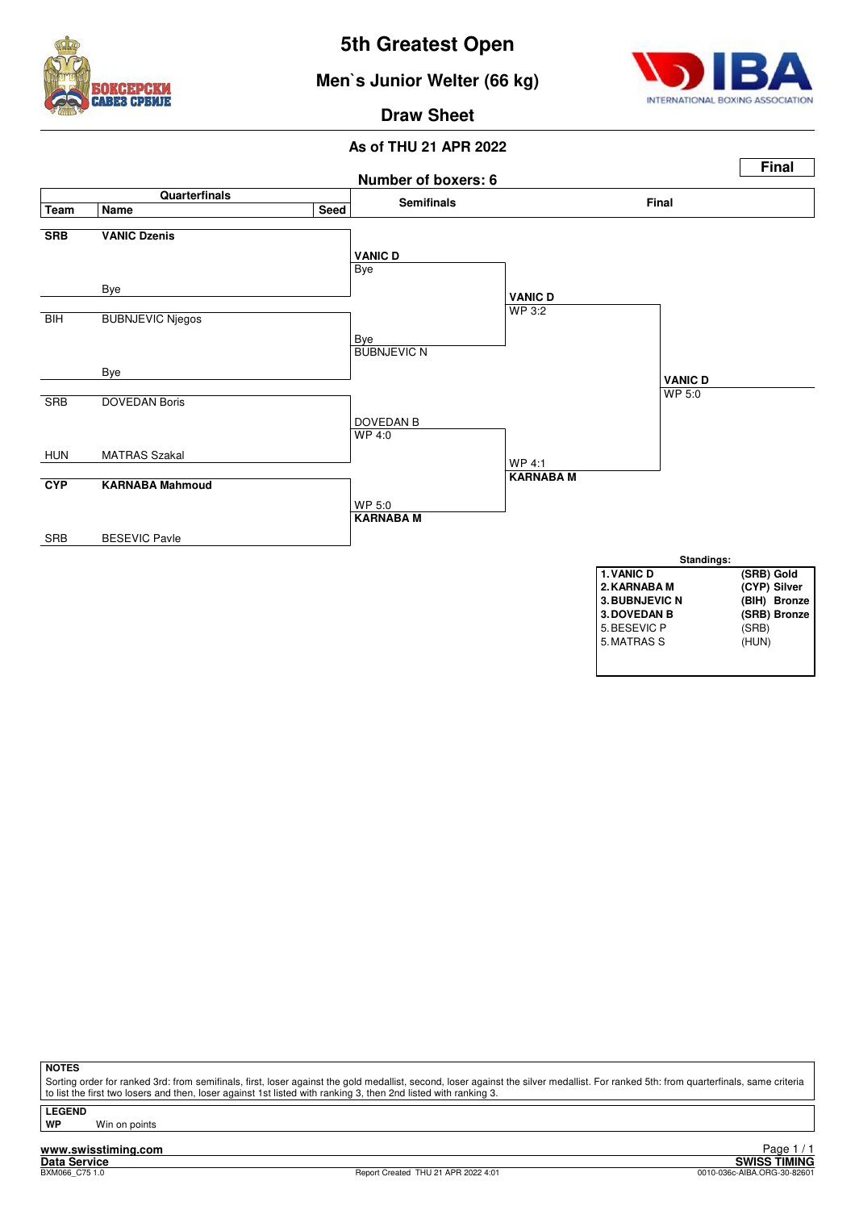# 5th Greatest Open

## Men`s Junior Welter (66 kg)

### Draw Sheet

**As of THU 21 APR 2022**

**Final**

Number of boxers: 6

| Team | Name | Seed | Semifinals | Final | |
|---|---|---|---|---|---|
| **SRB** | **VANIC Dzenis** | | **VANIC D** Bye | **VANIC D** WP 3:2 | **VANIC D** WP 5:0 |
| | Bye | | | | |
| BIH | BUBNJEVIC Njegos | | Bye **BUBNJEVIC N** | | |
| | Bye | | | | |
| SRB | DOVEDAN Boris | | DOVEDAN B WP 4:0 | WP 4:1 **KARNABA M** | |
| HUN | MATRAS Szakal | | | | |
| **CYP** | **KARNABA Mahmoud** | | WP 5:0 **KARNABA M** | | |
| SRB | BESEVIC Pavle | | | | |

**Standings:**

| | | |
|---|---|---|
| **1.** | **VANIC D** | **(SRB) Gold** |
| **2.** | **KARNABA M** | **(CYP) Silver** |
| **3.** | **BUBNJEVIC N** | **(BIH) Bronze** |
| **3.** | **DOVEDAN B** | **(SRB) Bronze** |
| 5. | BESEVIC P | (SRB) |
| 5. | MATRAS S | (HUN) |

**NOTES**

Sorting order for ranked 3rd: from semifinals, first, loser against the gold medallist, second, loser against the silver medallist. For ranked 5th: from quarterfinals, same criteria to list the first two losers and then, loser against 1st listed with ranking 3, then 2nd listed with ranking 3.

**LEGEND**

**WP** Win on points

www.swisstiming.com
Data Service
BXM066_C75 1.0 Report Created THU 21 APR 2022 4:01
SWISS TIMING
0010-036c-AIBA.ORG-30-82601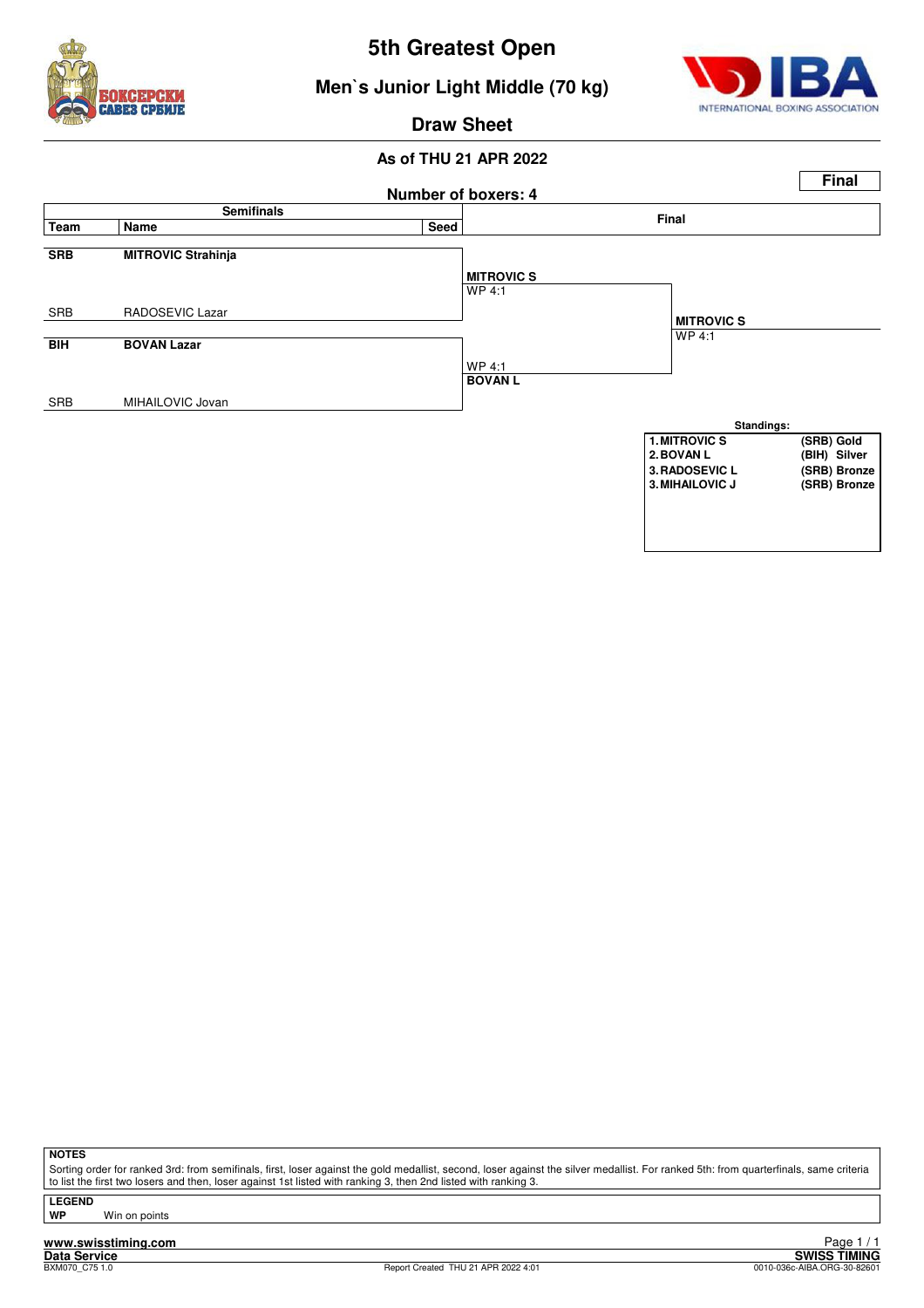# 5th Greatest Open

## Men`s Junior Light Middle (70 kg)

### Draw Sheet

**As of THU 21 APR 2022**

**Final**

**Number of boxers: 4**

| Team | Name | Seed | Semifinals result | Final result |
|---|---|---|---|---|
| **SRB** | **MITROVIC Strahinja** | | **MITROVIC S** WP 4:1 | **MITROVIC S** WP 4:1 |
| SRB | RADOSEVIC Lazar | | | |
| **BIH** | **BOVAN Lazar** | | **BOVAN L** WP 4:1 | |
| SRB | MIHAILOVIC Jovan | | | |

**Standings:**

| Rank | Name | Team | Medal |
|---|---|---|---|
| 1. | MITROVIC S | (SRB) | Gold |
| 2. | BOVAN L | (BIH) | Silver |
| 3. | RADOSEVIC L | (SRB) | Bronze |
| 3. | MIHAILOVIC J | (SRB) | Bronze |

**NOTES**

Sorting order for ranked 3rd: from semifinals, first, loser against the gold medallist, second, loser against the silver medallist. For ranked 5th: from quarterfinals, same criteria to list the first two losers and then, loser against 1st listed with ranking 3, then 2nd listed with ranking 3.

**LEGEND**

**WP** Win on points

www.swisstiming.com
Data Service
BXM070_C75 1.0
Report Created THU 21 APR 2022 4:01
SWISS TIMING
0010-036c-AIBA.ORG-30-82601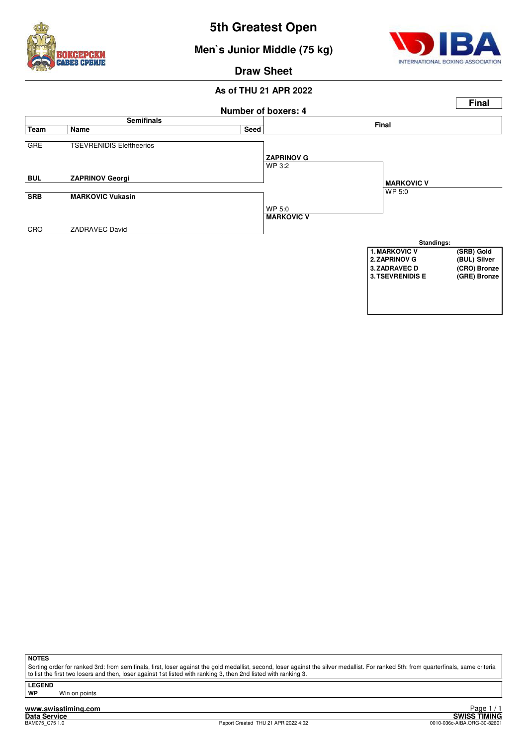# 5th Greatest Open

## Men`s Junior Middle (75 kg)

### Draw Sheet

**As of THU 21 APR 2022**

**Final**

**Number of boxers: 4**

| Team | Name | Seed | Semifinals result | Final |
|---|---|---|---|---|
| GRE | TSEVRENIDIS Eleftheerios | | | |
| | | | **ZAPRINOV G** WP 3:2 | |
| **BUL** | **ZAPRINOV Georgi** | | | |
| | | | | **MARKOVIC V** WP 5:0 |
| **SRB** | **MARKOVIC Vukasin** | | | |
| | | | WP 5:0 **MARKOVIC V** | |
| CRO | ZADRAVEC David | | | |

**Standings:**

| Rank | Name | Medal |
|---|---|---|
| 1. | MARKOVIC V | (SRB) Gold |
| 2. | ZAPRINOV G | (BUL) Silver |
| 3. | ZADRAVEC D | (CRO) Bronze |
| 3. | TSEVRENIDIS E | (GRE) Bronze |

**NOTES**

Sorting order for ranked 3rd: from semifinals, first, loser against the gold medallist, second, loser against the silver medallist. For ranked 5th: from quarterfinals, same criteria to list the first two losers and then, loser against 1st listed with ranking 3, then 2nd listed with ranking 3.

**LEGEND**

**WP** Win on points

www.swisstiming.com
Data Service
BXM075_C75 1.0
Report Created THU 21 APR 2022 4:02
SWISS TIMING
0010-036c-AIBA.ORG-30-82601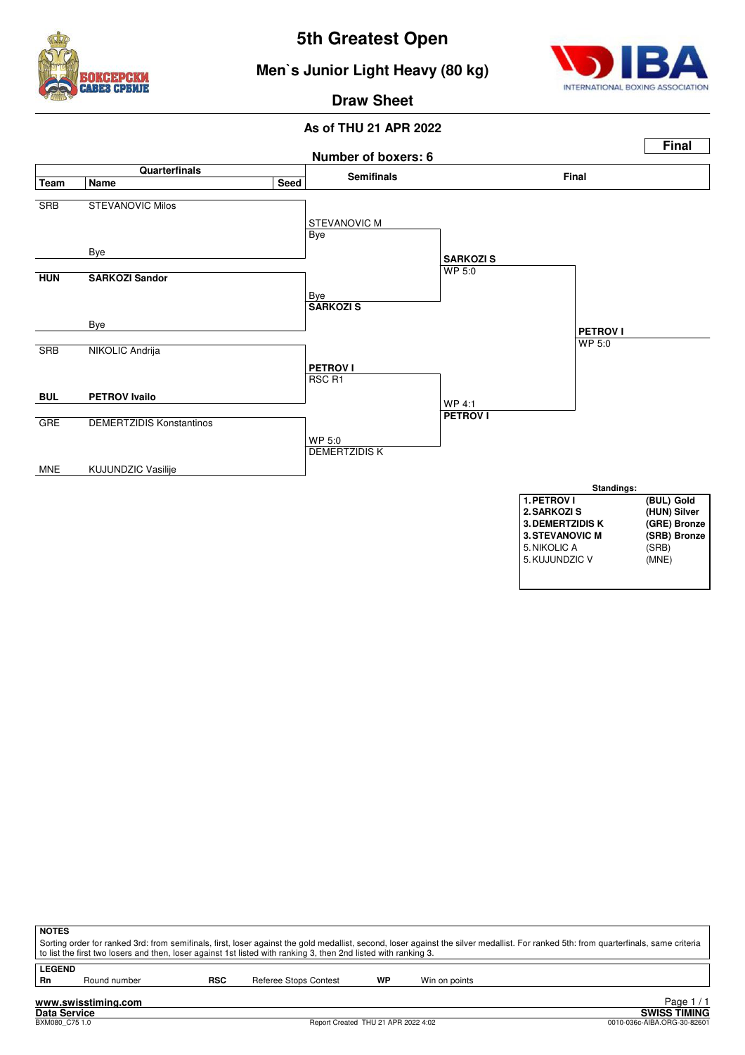# 5th Greatest Open

## Men`s Junior Light Heavy (80 kg)

### Draw Sheet

**As of THU 21 APR 2022**

**Final**

**Number of boxers: 6**

| Team | Name | Seed | Semifinals | Final | |
|---|---|---|---|---|---|
| SRB | STEVANOVIC Milos | | STEVANOVIC M / Bye | | |
| | Bye | | | **SARKOZI S** WP 5:0 | |
| **HUN** | **SARKOZI Sandor** | | Bye / **SARKOZI S** | | |
| | Bye | | | | **PETROV I** WP 5:0 |
| SRB | NIKOLIC Andrija | | **PETROV I** RSC R1 | | |
| **BUL** | **PETROV Ivailo** | | | WP 4:1 **PETROV I** | |
| GRE | DEMERTZIDIS Konstantinos | | WP 5:0 DEMERTZIDIS K | | |
| MNE | KUJUNDZIC Vasilije | | | | |

**Standings:**

| | |
|---|---|
| **1. PETROV I** | **(BUL) Gold** |
| **2. SARKOZI S** | **(HUN) Silver** |
| **3. DEMERTZIDIS K** | **(GRE) Bronze** |
| **3. STEVANOVIC M** | **(SRB) Bronze** |
| 5. NIKOLIC A | (SRB) |
| 5. KUJUNDZIC V | (MNE) |

**NOTES**

Sorting order for ranked 3rd: from semifinals, first, loser against the gold medallist, second, loser against the silver medallist. For ranked 5th: from quarterfinals, same criteria to list the first two losers and then, loser against 1st listed with ranking 3, then 2nd listed with ranking 3.

**LEGEND**

| | | | | | |
|---|---|---|---|---|---|
| **Rn** | Round number | **RSC** | Referee Stops Contest | **WP** | Win on points |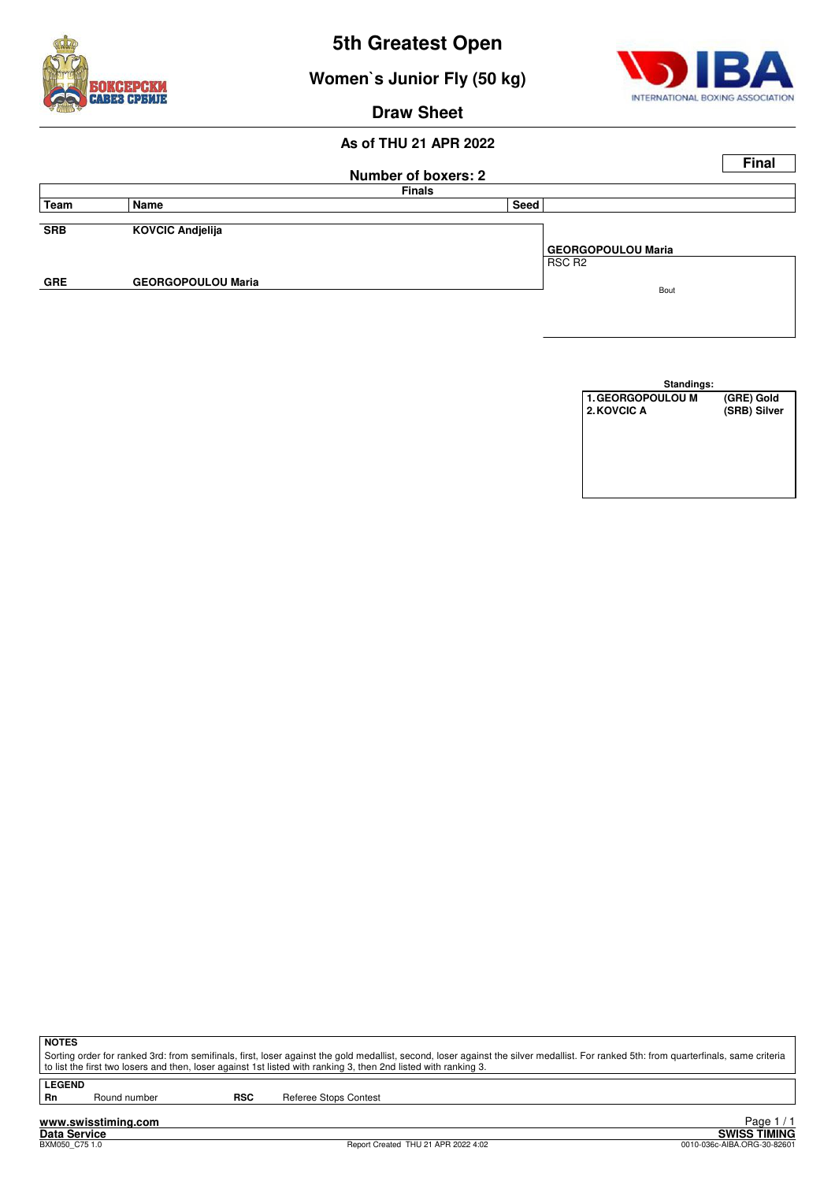# 5th Greatest Open

## Women`s Junior Fly (50 kg)

### Draw Sheet

**As of THU 21 APR 2022**

**Final**

**Number of boxers: 2**

| Team | Name | Seed | Finals |
|---|---|---|---|
| SRB | KOVCIC Andjelija | | |
| | | | **GEORGOPOULOU Maria** RSC R2 |
| GRE | GEORGOPOULOU Maria | | |

Bout

**Standings:**

| | | |
|---|---|---|
| 1. | GEORGOPOULOU M | (GRE) Gold |
| 2. | KOVCIC A | (SRB) Silver |

**NOTES**

Sorting order for ranked 3rd: from semifinals, first, loser against the gold medallist, second, loser against the silver medallist. For ranked 5th: from quarterfinals, same criteria to list the first two losers and then, loser against 1st listed with ranking 3, then 2nd listed with ranking 3.

**LEGEND**

| | | | |
|---|---|---|---|
| **Rn** | Round number | **RSC** | Referee Stops Contest |

www.swisstiming.com

Data Service — SWISS TIMING

BXM050_C75 1.0 — Report Created THU 21 APR 2022 4:02 — 0010-036c-AIBA.ORG-30-82601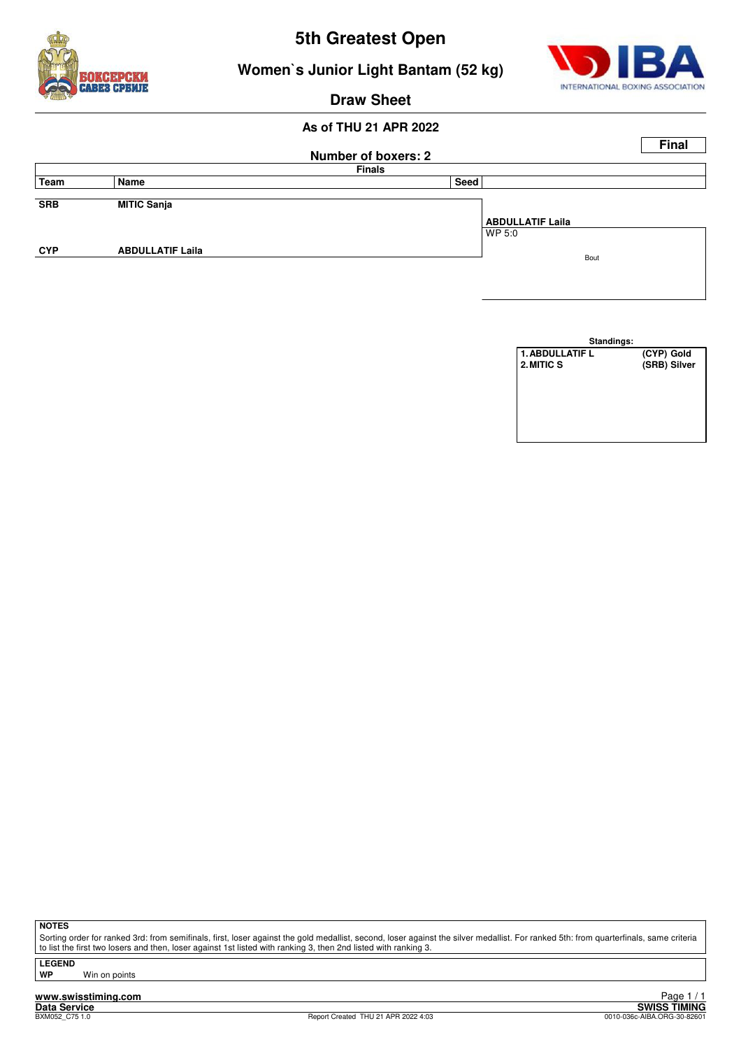# 5th Greatest Open

## Women`s Junior Light Bantam (52 kg)

### Draw Sheet

**As of THU 21 APR 2022**

**Final**

**Number of boxers: 2**

**Finals**

| Team | Name | Seed | |
|---|---|---|---|
| **SRB** | **MITIC Sanja** | | **ABDULLATIF Laila** WP 5:0 |
| **CYP** | **ABDULLATIF Laila** | | Bout |

**Standings:**

| | |
|---|---|
| **1. ABDULLATIF L** | **(CYP) Gold** |
| **2. MITIC S** | **(SRB) Silver** |

**NOTES**

Sorting order for ranked 3rd: from semifinals, first, loser against the gold medallist, second, loser against the silver medallist. For ranked 5th: from quarterfinals, same criteria to list the first two losers and then, loser against 1st listed with ranking 3, then 2nd listed with ranking 3.

**LEGEND**

**WP** Win on points

**www.swisstiming.com**

**Data Service**

BXM052_C75 1.0 Report Created THU 21 APR 2022 4:03 **SWISS TIMING** 0010-036c-AIBA.ORG-30-82601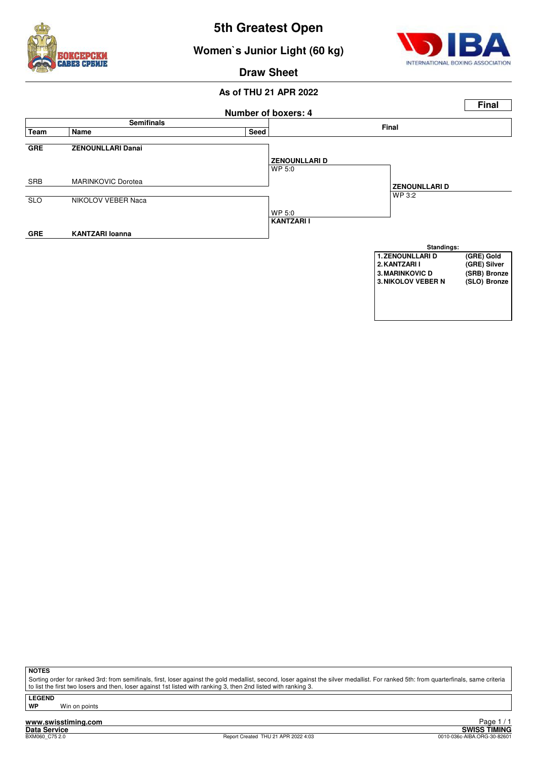# 5th Greatest Open

## Women`s Junior Light (60 kg)

### Draw Sheet

**As of THU 21 APR 2022**

**Final**

**Number of boxers: 4**

| Team | Name | Seed | Semifinals result | Final result |
|---|---|---|---|---|
| **GRE** | **ZENOUNLLARI Danai** | | **ZENOUNLLARI D** WP 5:0 | |
| SRB | MARINKOVIC Dorotea | | | **ZENOUNLLARI D** WP 3:2 |
| SLO | NIKOLOV VEBER Naca | | | |
| **GRE** | **KANTZARI Ioanna** | | WP 5:0 **KANTZARI I** | |

**Standings:**

| | |
|---|---|
| 1. ZENOUNLLARI D | (GRE) Gold |
| 2. KANTZARI I | (GRE) Silver |
| 3. MARINKOVIC D | (SRB) Bronze |
| 3. NIKOLOV VEBER N | (SLO) Bronze |

**NOTES**

Sorting order for ranked 3rd: from semifinals, first, loser against the gold medallist, second, loser against the silver medallist. For ranked 5th: from quarterfinals, same criteria to list the first two losers and then, loser against 1st listed with ranking 3, then 2nd listed with ranking 3.

**LEGEND**

**WP** Win on points

www.swisstiming.com
Data Service
BXM060_C75 2.0

Report Created THU 21 APR 2022 4:03

SWISS TIMING
0010-036c-AIBA.ORG-30-82601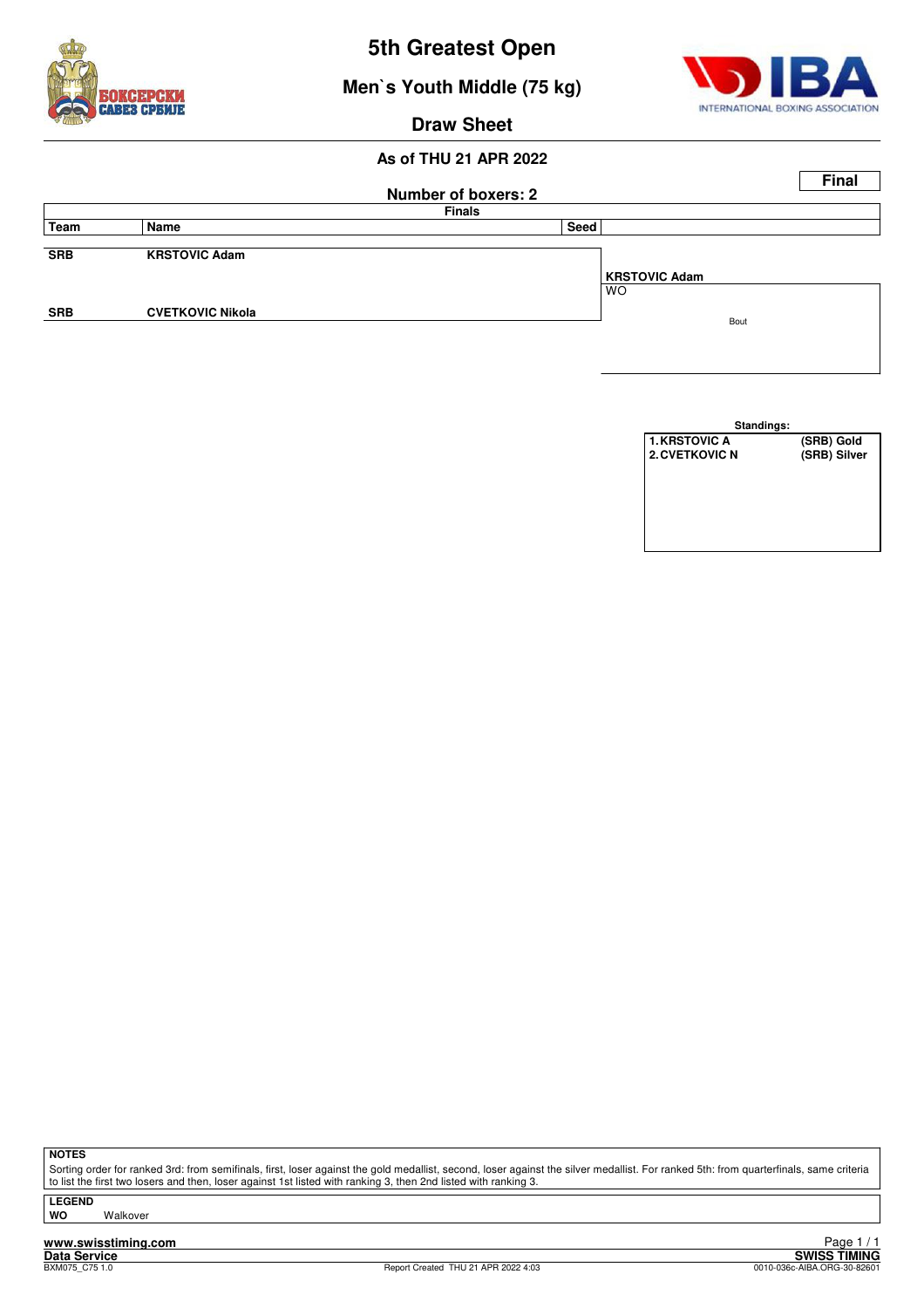# 5th Greatest Open

## Men`s Youth Middle (75 kg)

### Draw Sheet

**As of THU 21 APR 2022**

**Final**

**Number of boxers: 2**

**Finals**

| Team | Name | Seed | |
|---|---|---|---|
| SRB | KRSTOVIC Adam | | |
| | | | **KRSTOVIC Adam**<br>WO<br>Bout |
| SRB | CVETKOVIC Nikola | | |

**Standings:**

| | |
|---|---|
| 1. KRSTOVIC A | (SRB) Gold |
| 2. CVETKOVIC N | (SRB) Silver |

**NOTES**

Sorting order for ranked 3rd: from semifinals, first, loser against the gold medallist, second, loser against the silver medallist. For ranked 5th: from quarterfinals, same criteria to list the first two losers and then, loser against 1st listed with ranking 3, then 2nd listed with ranking 3.

**LEGEND**

**WO** Walkover

www.swisstiming.com

Data Service

BXM075_C75 1.0

Report Created THU 21 APR 2022 4:03

SWISS TIMING

0010-036c-AIBA.ORG-30-82601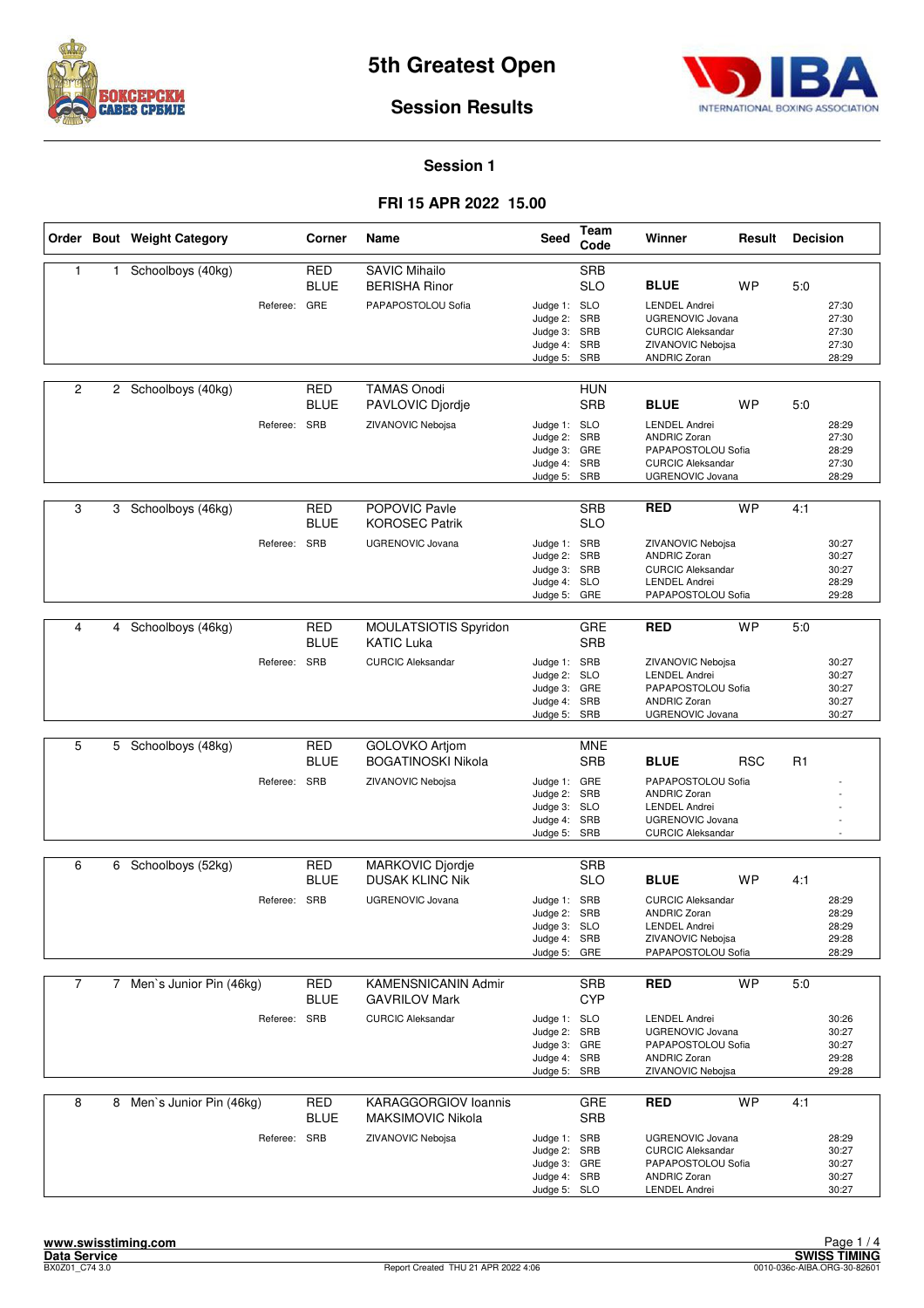# 5th Greatest Open

## Session Results

### Session 1

### FRI 15 APR 2022 15.00

| Order | Bout | Weight Category | Corner | Name | Seed | Team Code | Winner | Result | Decision |
|---|---|---|---|---|---|---|---|---|---|
| 1 | 1 | Schoolboys (40kg) | RED | SAVIC Mihailo | | SRB | | | |
| | | | BLUE | BERISHA Rinor | | SLO | **BLUE** | WP | 5:0 |
| | | Referee: | GRE | PAPAPOSTOLOU Sofia | Judge 1: | SLO | LENDEL Andrei | | 27:30 |
| | | | | | Judge 2: | SRB | UGRENOVIC Jovana | | 27:30 |
| | | | | | Judge 3: | SRB | CURCIC Aleksandar | | 27:30 |
| | | | | | Judge 4: | SRB | ZIVANOVIC Nebojsa | | 27:30 |
| | | | | | Judge 5: | SRB | ANDRIC Zoran | | 28:29 |
| 2 | 2 | Schoolboys (40kg) | RED | TAMAS Onodi | | HUN | | | |
| | | | BLUE | PAVLOVIC Djordje | | SRB | **BLUE** | WP | 5:0 |
| | | Referee: | SRB | ZIVANOVIC Nebojsa | Judge 1: | SLO | LENDEL Andrei | | 28:29 |
| | | | | | Judge 2: | SRB | ANDRIC Zoran | | 27:30 |
| | | | | | Judge 3: | GRE | PAPAPOSTOLOU Sofia | | 28:29 |
| | | | | | Judge 4: | SRB | CURCIC Aleksandar | | 27:30 |
| | | | | | Judge 5: | SRB | UGRENOVIC Jovana | | 28:29 |
| 3 | 3 | Schoolboys (46kg) | RED | POPOVIC Pavle | | SRB | **RED** | WP | 4:1 |
| | | | BLUE | KOROSEC Patrik | | SLO | | | |
| | | Referee: | SRB | UGRENOVIC Jovana | Judge 1: | SRB | ZIVANOVIC Nebojsa | | 30:27 |
| | | | | | Judge 2: | SRB | ANDRIC Zoran | | 30:27 |
| | | | | | Judge 3: | SRB | CURCIC Aleksandar | | 30:27 |
| | | | | | Judge 4: | SLO | LENDEL Andrei | | 28:29 |
| | | | | | Judge 5: | GRE | PAPAPOSTOLOU Sofia | | 29:28 |
| 4 | 4 | Schoolboys (46kg) | RED | MOULATSIOTIS Spyridon | | GRE | **RED** | WP | 5:0 |
| | | | BLUE | KATIC Luka | | SRB | | | |
| | | Referee: | SRB | CURCIC Aleksandar | Judge 1: | SRB | ZIVANOVIC Nebojsa | | 30:27 |
| | | | | | Judge 2: | SLO | LENDEL Andrei | | 30:27 |
| | | | | | Judge 3: | GRE | PAPAPOSTOLOU Sofia | | 30:27 |
| | | | | | Judge 4: | SRB | ANDRIC Zoran | | 30:27 |
| | | | | | Judge 5: | SRB | UGRENOVIC Jovana | | 30:27 |
| 5 | 5 | Schoolboys (48kg) | RED | GOLOVKO Artjom | | MNE | | | |
| | | | BLUE | BOGATINOSKI Nikola | | SRB | **BLUE** | RSC | R1 |
| | | Referee: | SRB | ZIVANOVIC Nebojsa | Judge 1: | GRE | PAPAPOSTOLOU Sofia | | - |
| | | | | | Judge 2: | SRB | ANDRIC Zoran | | - |
| | | | | | Judge 3: | SLO | LENDEL Andrei | | - |
| | | | | | Judge 4: | SRB | UGRENOVIC Jovana | | - |
| | | | | | Judge 5: | SRB | CURCIC Aleksandar | | - |
| 6 | 6 | Schoolboys (52kg) | RED | MARKOVIC Djordje | | SRB | | | |
| | | | BLUE | DUSAK KLINC Nik | | SLO | **BLUE** | WP | 4:1 |
| | | Referee: | SRB | UGRENOVIC Jovana | Judge 1: | SRB | CURCIC Aleksandar | | 28:29 |
| | | | | | Judge 2: | SRB | ANDRIC Zoran | | 28:29 |
| | | | | | Judge 3: | SLO | LENDEL Andrei | | 28:29 |
| | | | | | Judge 4: | SRB | ZIVANOVIC Nebojsa | | 29:28 |
| | | | | | Judge 5: | GRE | PAPAPOSTOLOU Sofia | | 28:29 |
| 7 | 7 | Men`s Junior Pin (46kg) | RED | KAMENSNICANIN Admir | | SRB | **RED** | WP | 5:0 |
| | | | BLUE | GAVRILOV Mark | | CYP | | | |
| | | Referee: | SRB | CURCIC Aleksandar | Judge 1: | SLO | LENDEL Andrei | | 30:26 |
| | | | | | Judge 2: | SRB | UGRENOVIC Jovana | | 30:27 |
| | | | | | Judge 3: | GRE | PAPAPOSTOLOU Sofia | | 30:27 |
| | | | | | Judge 4: | SRB | ANDRIC Zoran | | 29:28 |
| | | | | | Judge 5: | SRB | ZIVANOVIC Nebojsa | | 29:28 |
| 8 | 8 | Men`s Junior Pin (46kg) | RED | KARAGGORGIOV Ioannis | | GRE | **RED** | WP | 4:1 |
| | | | BLUE | MAKSIMOVIC Nikola | | SRB | | | |
| | | Referee: | SRB | ZIVANOVIC Nebojsa | Judge 1: | SRB | UGRENOVIC Jovana | | 28:29 |
| | | | | | Judge 2: | SRB | CURCIC Aleksandar | | 30:27 |
| | | | | | Judge 3: | GRE | PAPAPOSTOLOU Sofia | | 30:27 |
| | | | | | Judge 4: | SRB | ANDRIC Zoran | | 30:27 |
| | | | | | Judge 5: | SLO | LENDEL Andrei | | 30:27 |

www.swisstiming.com
Data Service
BX0Z01_C74 3.0
Report Created THU 21 APR 2022 4:06
SWISS TIMING
0010-036c-AIBA.ORG-30-82601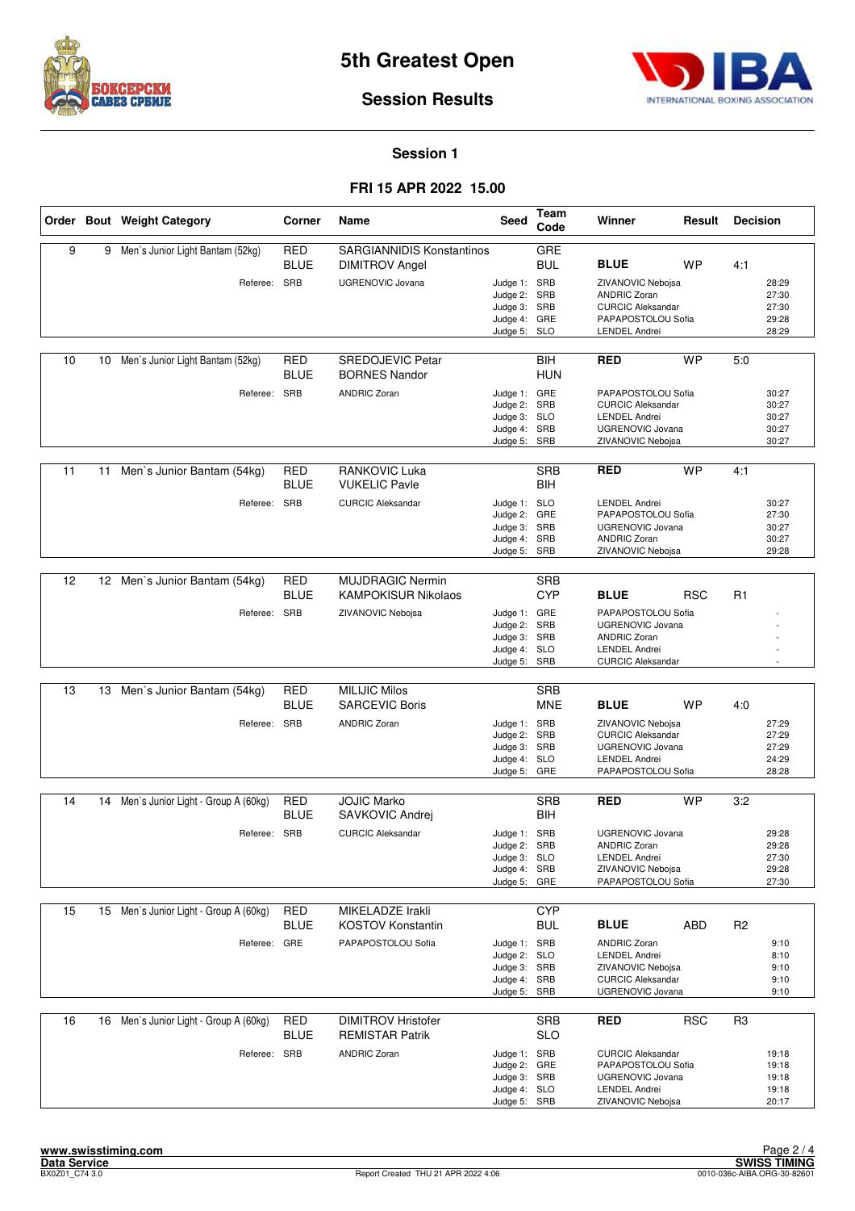# 5th Greatest Open

## Session Results

### Session 1

### FRI 15 APR 2022 15.00

| Order | Bout | Weight Category | Corner | Name | Seed | Team Code | Winner | Result | Decision |
|---|---|---|---|---|---|---|---|---|---|
| 9 | 9 | Men`s Junior Light Bantam (52kg) | RED | SARGIANNIDIS Konstantinos | | GRE | | | |
| | | | BLUE | DIMITROV Angel | | BUL | **BLUE** | WP | 4:1 |
| | | Referee: | SRB | UGRENOVIC Jovana | Judge 1: | SRB | ZIVANOVIC Nebojsa | | 28:29 |
| | | | | | Judge 2: | SRB | ANDRIC Zoran | | 27:30 |
| | | | | | Judge 3: | SRB | CURCIC Aleksandar | | 27:30 |
| | | | | | Judge 4: | GRE | PAPAPOSTOLOU Sofia | | 29:28 |
| | | | | | Judge 5: | SLO | LENDEL Andrei | | 28:29 |
| 10 | 10 | Men`s Junior Light Bantam (52kg) | RED | SREDOJEVIC Petar | | BIH | **RED** | WP | 5:0 |
| | | | BLUE | BORNES Nandor | | HUN | | | |
| | | Referee: | SRB | ANDRIC Zoran | Judge 1: | GRE | PAPAPOSTOLOU Sofia | | 30:27 |
| | | | | | Judge 2: | SRB | CURCIC Aleksandar | | 30:27 |
| | | | | | Judge 3: | SLO | LENDEL Andrei | | 30:27 |
| | | | | | Judge 4: | SRB | UGRENOVIC Jovana | | 30:27 |
| | | | | | Judge 5: | SRB | ZIVANOVIC Nebojsa | | 30:27 |
| 11 | 11 | Men`s Junior Bantam (54kg) | RED | RANKOVIC Luka | | SRB | **RED** | WP | 4:1 |
| | | | BLUE | VUKELIC Pavle | | BIH | | | |
| | | Referee: | SRB | CURCIC Aleksandar | Judge 1: | SLO | LENDEL Andrei | | 30:27 |
| | | | | | Judge 2: | GRE | PAPAPOSTOLOU Sofia | | 27:30 |
| | | | | | Judge 3: | SRB | UGRENOVIC Jovana | | 30:27 |
| | | | | | Judge 4: | SRB | ANDRIC Zoran | | 30:27 |
| | | | | | Judge 5: | SRB | ZIVANOVIC Nebojsa | | 29:28 |
| 12 | 12 | Men`s Junior Bantam (54kg) | RED | MUJDRAGIC Nermin | | SRB | | | |
| | | | BLUE | KAMPOKISUR Nikolaos | | CYP | **BLUE** | RSC | R1 |
| | | Referee: | SRB | ZIVANOVIC Nebojsa | Judge 1: | GRE | PAPAPOSTOLOU Sofia | | - |
| | | | | | Judge 2: | SRB | UGRENOVIC Jovana | | - |
| | | | | | Judge 3: | SRB | ANDRIC Zoran | | - |
| | | | | | Judge 4: | SLO | LENDEL Andrei | | - |
| | | | | | Judge 5: | SRB | CURCIC Aleksandar | | - |
| 13 | 13 | Men`s Junior Bantam (54kg) | RED | MILIJIC Milos | | SRB | | | |
| | | | BLUE | SARCEVIC Boris | | MNE | **BLUE** | WP | 4:0 |
| | | Referee: | SRB | ANDRIC Zoran | Judge 1: | SRB | ZIVANOVIC Nebojsa | | 27:29 |
| | | | | | Judge 2: | SRB | CURCIC Aleksandar | | 27:29 |
| | | | | | Judge 3: | SRB | UGRENOVIC Jovana | | 27:29 |
| | | | | | Judge 4: | SLO | LENDEL Andrei | | 24:29 |
| | | | | | Judge 5: | GRE | PAPAPOSTOLOU Sofia | | 28:28 |
| 14 | 14 | Men`s Junior Light - Group A (60kg) | RED | JOJIC Marko | | SRB | **RED** | WP | 3:2 |
| | | | BLUE | SAVKOVIC Andrej | | BIH | | | |
| | | Referee: | SRB | CURCIC Aleksandar | Judge 1: | SRB | UGRENOVIC Jovana | | 29:28 |
| | | | | | Judge 2: | SRB | ANDRIC Zoran | | 29:28 |
| | | | | | Judge 3: | SLO | LENDEL Andrei | | 27:30 |
| | | | | | Judge 4: | SRB | ZIVANOVIC Nebojsa | | 29:28 |
| | | | | | Judge 5: | GRE | PAPAPOSTOLOU Sofia | | 27:30 |
| 15 | 15 | Men`s Junior Light - Group A (60kg) | RED | MIKELADZE Irakli | | CYP | | | |
| | | | BLUE | KOSTOV Konstantin | | BUL | **BLUE** | ABD | R2 |
| | | Referee: | GRE | PAPAPOSTOLOU Sofia | Judge 1: | SRB | ANDRIC Zoran | | 9:10 |
| | | | | | Judge 2: | SLO | LENDEL Andrei | | 8:10 |
| | | | | | Judge 3: | SRB | ZIVANOVIC Nebojsa | | 9:10 |
| | | | | | Judge 4: | SRB | CURCIC Aleksandar | | 9:10 |
| | | | | | Judge 5: | SRB | UGRENOVIC Jovana | | 9:10 |
| 16 | 16 | Men`s Junior Light - Group A (60kg) | RED | DIMITROV Hristofer | | SRB | **RED** | RSC | R3 |
| | | | BLUE | REMISTAR Patrik | | SLO | | | |
| | | Referee: | SRB | ANDRIC Zoran | Judge 1: | SRB | CURCIC Aleksandar | | 19:18 |
| | | | | | Judge 2: | GRE | PAPAPOSTOLOU Sofia | | 19:18 |
| | | | | | Judge 3: | SRB | UGRENOVIC Jovana | | 19:18 |
| | | | | | Judge 4: | SLO | LENDEL Andrei | | 19:18 |
| | | | | | Judge 5: | SRB | ZIVANOVIC Nebojsa | | 20:17 |

www.swisstiming.com
Data Service
BX0Z01_C74 3.0

Report Created THU 21 APR 2022 4:06

SWISS TIMING
0010-036c-AIBA.ORG-30-82601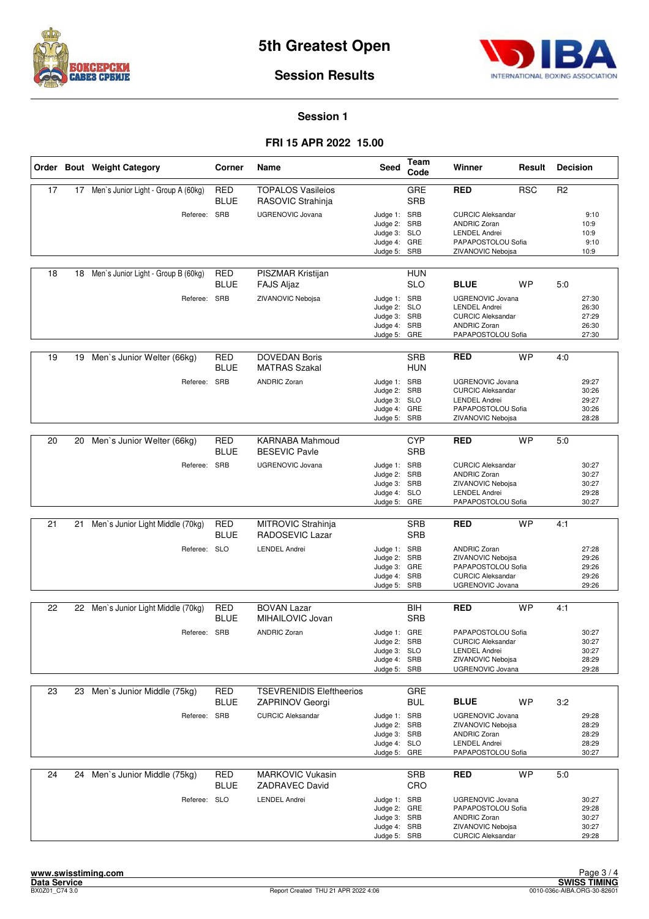# 5th Greatest Open

## Session Results

### Session 1

### FRI 15 APR 2022 15.00

| Order | Bout | Weight Category | Corner | Name | Seed | Team Code | Winner | Result | Decision |
|---|---|---|---|---|---|---|---|---|---|
| 17 | 17 | Men`s Junior Light - Group A (60kg) | RED | TOPALOS Vasileios | | GRE | RED | RSC | R2 |
| | | | BLUE | RASOVIC Strahinja | | SRB | | | |
| | | Referee: | SRB | UGRENOVIC Jovana | Judge 1: | SRB | CURCIC Aleksandar | | 9:10 |
| | | | | | Judge 2: | SRB | ANDRIC Zoran | | 10:9 |
| | | | | | Judge 3: | SLO | LENDEL Andrei | | 10:9 |
| | | | | | Judge 4: | GRE | PAPAPOSTOLOU Sofia | | 9:10 |
| | | | | | Judge 5: | SRB | ZIVANOVIC Nebojsa | | 10:9 |
| 18 | 18 | Men`s Junior Light - Group B (60kg) | RED | PISZMAR Kristijan | | HUN | | | |
| | | | BLUE | FAJS Aljaz | | SLO | BLUE | WP | 5:0 |
| | | Referee: | SRB | ZIVANOVIC Nebojsa | Judge 1: | SRB | UGRENOVIC Jovana | | 27:30 |
| | | | | | Judge 2: | SLO | LENDEL Andrei | | 26:30 |
| | | | | | Judge 3: | SRB | CURCIC Aleksandar | | 27:29 |
| | | | | | Judge 4: | SRB | ANDRIC Zoran | | 26:30 |
| | | | | | Judge 5: | GRE | PAPAPOSTOLOU Sofia | | 27:30 |
| 19 | 19 | Men`s Junior Welter (66kg) | RED | DOVEDAN Boris | | SRB | RED | WP | 4:0 |
| | | | BLUE | MATRAS Szakal | | HUN | | | |
| | | Referee: | SRB | ANDRIC Zoran | Judge 1: | SRB | UGRENOVIC Jovana | | 29:27 |
| | | | | | Judge 2: | SRB | CURCIC Aleksandar | | 30:26 |
| | | | | | Judge 3: | SLO | LENDEL Andrei | | 29:27 |
| | | | | | Judge 4: | GRE | PAPAPOSTOLOU Sofia | | 30:26 |
| | | | | | Judge 5: | SRB | ZIVANOVIC Nebojsa | | 28:28 |
| 20 | 20 | Men`s Junior Welter (66kg) | RED | KARNABA Mahmoud | | CYP | RED | WP | 5:0 |
| | | | BLUE | BESEVIC Pavle | | SRB | | | |
| | | Referee: | SRB | UGRENOVIC Jovana | Judge 1: | SRB | CURCIC Aleksandar | | 30:27 |
| | | | | | Judge 2: | SRB | ANDRIC Zoran | | 30:27 |
| | | | | | Judge 3: | SRB | ZIVANOVIC Nebojsa | | 30:27 |
| | | | | | Judge 4: | SLO | LENDEL Andrei | | 29:28 |
| | | | | | Judge 5: | GRE | PAPAPOSTOLOU Sofia | | 30:27 |
| 21 | 21 | Men`s Junior Light Middle (70kg) | RED | MITROVIC Strahinja | | SRB | RED | WP | 4:1 |
| | | | BLUE | RADOSEVIC Lazar | | SRB | | | |
| | | Referee: | SLO | LENDEL Andrei | Judge 1: | SRB | ANDRIC Zoran | | 27:28 |
| | | | | | Judge 2: | SRB | ZIVANOVIC Nebojsa | | 29:26 |
| | | | | | Judge 3: | GRE | PAPAPOSTOLOU Sofia | | 29:26 |
| | | | | | Judge 4: | SRB | CURCIC Aleksandar | | 29:26 |
| | | | | | Judge 5: | SRB | UGRENOVIC Jovana | | 29:26 |
| 22 | 22 | Men`s Junior Light Middle (70kg) | RED | BOVAN Lazar | | BIH | RED | WP | 4:1 |
| | | | BLUE | MIHAILOVIC Jovan | | SRB | | | |
| | | Referee: | SRB | ANDRIC Zoran | Judge 1: | GRE | PAPAPOSTOLOU Sofia | | 30:27 |
| | | | | | Judge 2: | SRB | CURCIC Aleksandar | | 30:27 |
| | | | | | Judge 3: | SLO | LENDEL Andrei | | 30:27 |
| | | | | | Judge 4: | SRB | ZIVANOVIC Nebojsa | | 28:29 |
| | | | | | Judge 5: | SRB | UGRENOVIC Jovana | | 29:28 |
| 23 | 23 | Men`s Junior Middle (75kg) | RED | TSEVRENIDIS Eleftheerios | | GRE | | | |
| | | | BLUE | ZAPRINOV Georgi | | BUL | BLUE | WP | 3:2 |
| | | Referee: | SRB | CURCIC Aleksandar | Judge 1: | SRB | UGRENOVIC Jovana | | 29:28 |
| | | | | | Judge 2: | SRB | ZIVANOVIC Nebojsa | | 28:29 |
| | | | | | Judge 3: | SRB | ANDRIC Zoran | | 28:29 |
| | | | | | Judge 4: | SLO | LENDEL Andrei | | 28:29 |
| | | | | | Judge 5: | GRE | PAPAPOSTOLOU Sofia | | 30:27 |
| 24 | 24 | Men`s Junior Middle (75kg) | RED | MARKOVIC Vukasin | | SRB | RED | WP | 5:0 |
| | | | BLUE | ZADRAVEC David | | CRO | | | |
| | | Referee: | SLO | LENDEL Andrei | Judge 1: | SRB | UGRENOVIC Jovana | | 30:27 |
| | | | | | Judge 2: | GRE | PAPAPOSTOLOU Sofia | | 29:28 |
| | | | | | Judge 3: | SRB | ANDRIC Zoran | | 30:27 |
| | | | | | Judge 4: | SRB | ZIVANOVIC Nebojsa | | 30:27 |
| | | | | | Judge 5: | SRB | CURCIC Aleksandar | | 29:28 |

Report Created THU 21 APR 2022 4:06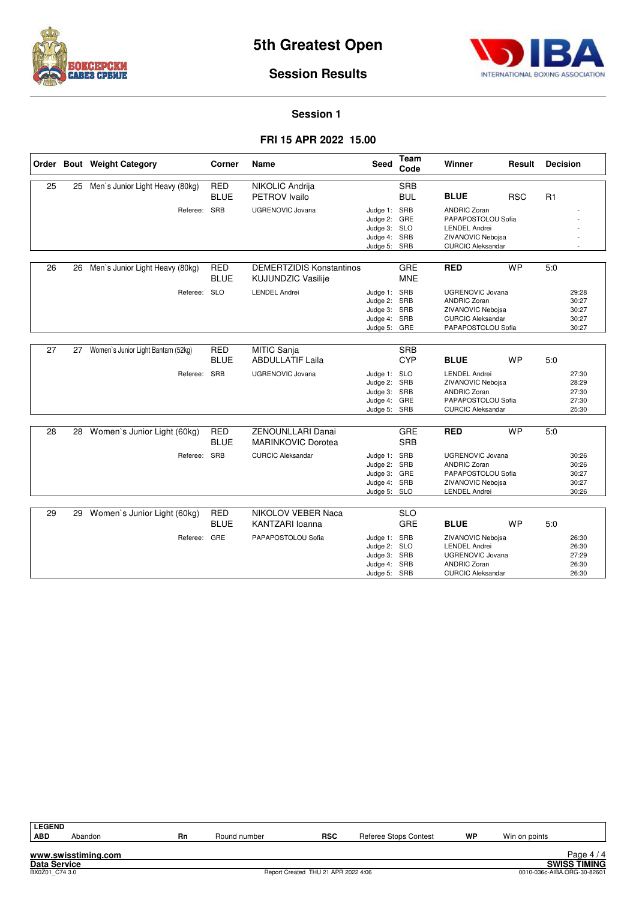# 5th Greatest Open

## Session Results

### Session 1

### FRI 15 APR 2022 15.00

| Order | Bout | Weight Category | Corner | Name | Seed | Team Code | Winner | Result | Decision |
|---|---|---|---|---|---|---|---|---|---|
| 25 | 25 | Men`s Junior Light Heavy (80kg) | RED | NIKOLIC Andrija | | SRB | | | |
| | | | BLUE | PETROV Ivailo | | BUL | **BLUE** | RSC | R1 |
| | | Referee: | SRB | UGRENOVIC Jovana | Judge 1: | SRB | ANDRIC Zoran | | - |
| | | | | | Judge 2: | GRE | PAPAPOSTOLOU Sofia | | - |
| | | | | | Judge 3: | SLO | LENDEL Andrei | | - |
| | | | | | Judge 4: | SRB | ZIVANOVIC Nebojsa | | - |
| | | | | | Judge 5: | SRB | CURCIC Aleksandar | | - |
| 26 | 26 | Men`s Junior Light Heavy (80kg) | RED | DEMERTZIDIS Konstantinos | | GRE | **RED** | WP | 5:0 |
| | | | BLUE | KUJUNDZIC Vasilije | | MNE | | | |
| | | Referee: | SLO | LENDEL Andrei | Judge 1: | SRB | UGRENOVIC Jovana | | 29:28 |
| | | | | | Judge 2: | SRB | ANDRIC Zoran | | 30:27 |
| | | | | | Judge 3: | SRB | ZIVANOVIC Nebojsa | | 30:27 |
| | | | | | Judge 4: | SRB | CURCIC Aleksandar | | 30:27 |
| | | | | | Judge 5: | GRE | PAPAPOSTOLOU Sofia | | 30:27 |
| 27 | 27 | Women`s Junior Light Bantam (52kg) | RED | MITIC Sanja | | SRB | | | |
| | | | BLUE | ABDULLATIF Laila | | CYP | **BLUE** | WP | 5:0 |
| | | Referee: | SRB | UGRENOVIC Jovana | Judge 1: | SLO | LENDEL Andrei | | 27:30 |
| | | | | | Judge 2: | SRB | ZIVANOVIC Nebojsa | | 28:29 |
| | | | | | Judge 3: | SRB | ANDRIC Zoran | | 27:30 |
| | | | | | Judge 4: | GRE | PAPAPOSTOLOU Sofia | | 27:30 |
| | | | | | Judge 5: | SRB | CURCIC Aleksandar | | 25:30 |
| 28 | 28 | Women`s Junior Light (60kg) | RED | ZENOUNLLARI Danai | | GRE | **RED** | WP | 5:0 |
| | | | BLUE | MARINKOVIC Dorotea | | SRB | | | |
| | | Referee: | SRB | CURCIC Aleksandar | Judge 1: | SRB | UGRENOVIC Jovana | | 30:26 |
| | | | | | Judge 2: | SRB | ANDRIC Zoran | | 30:26 |
| | | | | | Judge 3: | GRE | PAPAPOSTOLOU Sofia | | 30:27 |
| | | | | | Judge 4: | SRB | ZIVANOVIC Nebojsa | | 30:27 |
| | | | | | Judge 5: | SLO | LENDEL Andrei | | 30:26 |
| 29 | 29 | Women`s Junior Light (60kg) | RED | NIKOLOV VEBER Naca | | SLO | | | |
| | | | BLUE | KANTZARI Ioanna | | GRE | **BLUE** | WP | 5:0 |
| | | Referee: | GRE | PAPAPOSTOLOU Sofia | Judge 1: | SRB | ZIVANOVIC Nebojsa | | 26:30 |
| | | | | | Judge 2: | SLO | LENDEL Andrei | | 26:30 |
| | | | | | Judge 3: | SRB | UGRENOVIC Jovana | | 27:29 |
| | | | | | Judge 4: | SRB | ANDRIC Zoran | | 26:30 |
| | | | | | Judge 5: | SRB | CURCIC Aleksandar | | 26:30 |

| LEGEND | | | | | | | |
|---|---|---|---|---|---|---|---|
| ABD | Abandon | Rn | Round number | RSC | Referee Stops Contest | WP | Win on points |

www.swisstiming.com
Data Service
BX0Z01_C74 3.0 — Report Created THU 21 APR 2022 4:06 — SWISS TIMING — 0010-036c-AIBA.ORG-30-82601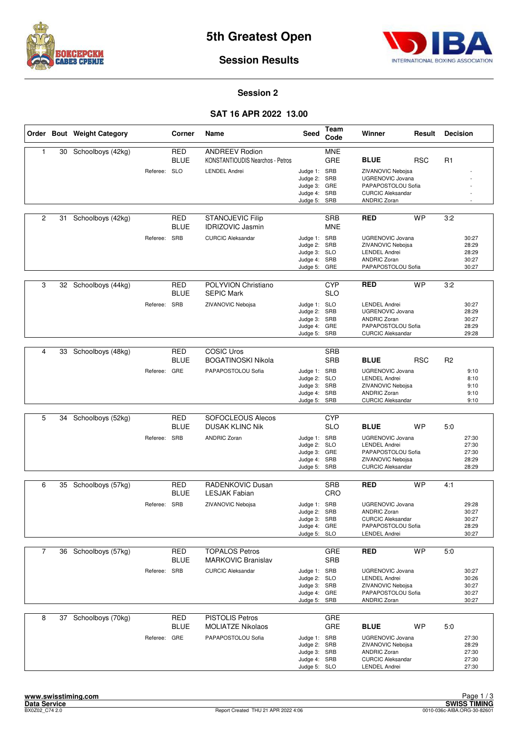# 5th Greatest Open

## Session Results

### Session 2

### SAT 16 APR 2022 13.00

| Order | Bout | Weight Category | | Corner | Name | Seed | Team Code | Winner | Result | Decision |
|---|---|---|---|---|---|---|---|---|---|---|
| 1 | 30 | Schoolboys (42kg) | | RED | ANDREEV Rodion | | MNE | | | |
| | | | | BLUE | KONSTANTIOUDIS Nearchos - Petros | | GRE | **BLUE** | RSC | R1 |
| | | | Referee: | SLO | LENDEL Andrei | Judge 1: | SRB | ZIVANOVIC Nebojsa | | - |
| | | | | | | Judge 2: | SRB | UGRENOVIC Jovana | | - |
| | | | | | | Judge 3: | GRE | PAPAPOSTOLOU Sofia | | - |
| | | | | | | Judge 4: | SRB | CURCIC Aleksandar | | - |
| | | | | | | Judge 5: | SRB | ANDRIC Zoran | | - |
| 2 | 31 | Schoolboys (42kg) | | RED | STANOJEVIC Filip | | SRB | **RED** | WP | 3:2 |
| | | | | BLUE | IDRIZOVIC Jasmin | | MNE | | | |
| | | | Referee: | SRB | CURCIC Aleksandar | Judge 1: | SRB | UGRENOVIC Jovana | | 30:27 |
| | | | | | | Judge 2: | SRB | ZIVANOVIC Nebojsa | | 28:29 |
| | | | | | | Judge 3: | SLO | LENDEL Andrei | | 28:29 |
| | | | | | | Judge 4: | SRB | ANDRIC Zoran | | 30:27 |
| | | | | | | Judge 5: | GRE | PAPAPOSTOLOU Sofia | | 30:27 |
| 3 | 32 | Schoolboys (44kg) | | RED | POLYVION Christiano | | CYP | **RED** | WP | 3:2 |
| | | | | BLUE | SEPIC Mark | | SLO | | | |
| | | | Referee: | SRB | ZIVANOVIC Nebojsa | Judge 1: | SLO | LENDEL Andrei | | 30:27 |
| | | | | | | Judge 2: | SRB | UGRENOVIC Jovana | | 28:29 |
| | | | | | | Judge 3: | SRB | ANDRIC Zoran | | 30:27 |
| | | | | | | Judge 4: | GRE | PAPAPOSTOLOU Sofia | | 28:29 |
| | | | | | | Judge 5: | SRB | CURCIC Aleksandar | | 29:28 |
| 4 | 33 | Schoolboys (48kg) | | RED | COSIC Uros | | SRB | | | |
| | | | | BLUE | BOGATINOSKI Nikola | | SRB | **BLUE** | RSC | R2 |
| | | | Referee: | GRE | PAPAPOSTOLOU Sofia | Judge 1: | SRB | UGRENOVIC Jovana | | 9:10 |
| | | | | | | Judge 2: | SLO | LENDEL Andrei | | 8:10 |
| | | | | | | Judge 3: | SRB | ZIVANOVIC Nebojsa | | 9:10 |
| | | | | | | Judge 4: | SRB | ANDRIC Zoran | | 9:10 |
| | | | | | | Judge 5: | SRB | CURCIC Aleksandar | | 9:10 |
| 5 | 34 | Schoolboys (52kg) | | RED | SOFOCLEOUS Alecos | | CYP | | | |
| | | | | BLUE | DUSAK KLINC Nik | | SLO | **BLUE** | WP | 5:0 |
| | | | Referee: | SRB | ANDRIC Zoran | Judge 1: | SRB | UGRENOVIC Jovana | | 27:30 |
| | | | | | | Judge 2: | SLO | LENDEL Andrei | | 27:30 |
| | | | | | | Judge 3: | GRE | PAPAPOSTOLOU Sofia | | 27:30 |
| | | | | | | Judge 4: | SRB | ZIVANOVIC Nebojsa | | 28:29 |
| | | | | | | Judge 5: | SRB | CURCIC Aleksandar | | 28:29 |
| 6 | 35 | Schoolboys (57kg) | | RED | RADENKOVIC Dusan | | SRB | **RED** | WP | 4:1 |
| | | | | BLUE | LESJAK Fabian | | CRO | | | |
| | | | Referee: | SRB | ZIVANOVIC Nebojsa | Judge 1: | SRB | UGRENOVIC Jovana | | 29:28 |
| | | | | | | Judge 2: | SRB | ANDRIC Zoran | | 30:27 |
| | | | | | | Judge 3: | SRB | CURCIC Aleksandar | | 30:27 |
| | | | | | | Judge 4: | GRE | PAPAPOSTOLOU Sofia | | 28:29 |
| | | | | | | Judge 5: | SLO | LENDEL Andrei | | 30:27 |
| 7 | 36 | Schoolboys (57kg) | | RED | TOPALOS Petros | | GRE | **RED** | WP | 5:0 |
| | | | | BLUE | MARKOVIC Branislav | | SRB | | | |
| | | | Referee: | SRB | CURCIC Aleksandar | Judge 1: | SRB | UGRENOVIC Jovana | | 30:27 |
| | | | | | | Judge 2: | SLO | LENDEL Andrei | | 30:26 |
| | | | | | | Judge 3: | SRB | ZIVANOVIC Nebojsa | | 30:27 |
| | | | | | | Judge 4: | GRE | PAPAPOSTOLOU Sofia | | 30:27 |
| | | | | | | Judge 5: | SRB | ANDRIC Zoran | | 30:27 |
| 8 | 37 | Schoolboys (70kg) | | RED | PISTOLIS Petros | | GRE | | | |
| | | | | BLUE | MOLIATZE Nikolaos | | GRE | **BLUE** | WP | 5:0 |
| | | | Referee: | GRE | PAPAPOSTOLOU Sofia | Judge 1: | SRB | UGRENOVIC Jovana | | 27:30 |
| | | | | | | Judge 2: | SRB | ZIVANOVIC Nebojsa | | 28:29 |
| | | | | | | Judge 3: | SRB | ANDRIC Zoran | | 27:30 |
| | | | | | | Judge 4: | SRB | CURCIC Aleksandar | | 27:30 |
| | | | | | | Judge 5: | SLO | LENDEL Andrei | | 27:30 |

www.swisstiming.com
Data Service
BX0Z02_C74 2.0 — Report Created THU 21 APR 2022 4:06 — SWISS TIMING — 0010-036c-AIBA.ORG-30-82601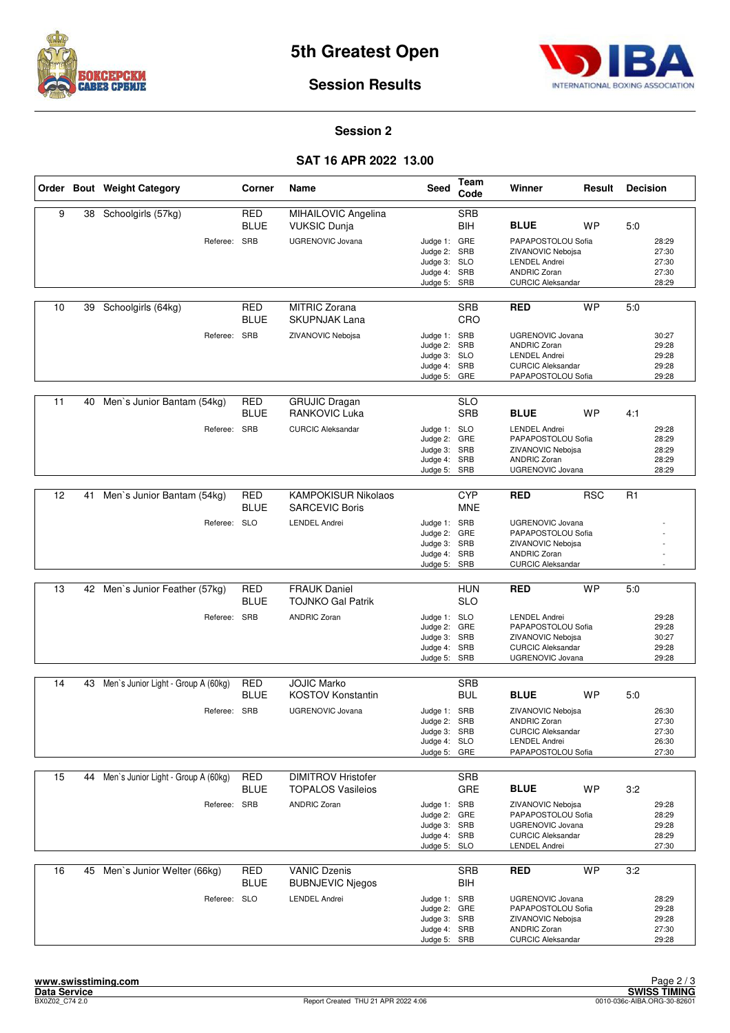# 5th Greatest Open

## Session Results

### Session 2

### SAT 16 APR 2022 13.00

| Order | Bout | Weight Category | Corner | Name | Seed | Team Code | Winner | Result | Decision |
|---|---|---|---|---|---|---|---|---|---|
| 9 | 38 | Schoolgirls (57kg) | RED | MIHAILOVIC Angelina | | SRB | | | |
| | | | BLUE | VUKSIC Dunja | | BIH | **BLUE** | WP | 5:0 |
| | | Referee: | SRB | UGRENOVIC Jovana | Judge 1: | GRE | PAPAPOSTOLOU Sofia | | 28:29 |
| | | | | | Judge 2: | SRB | ZIVANOVIC Nebojsa | | 27:30 |
| | | | | | Judge 3: | SLO | LENDEL Andrei | | 27:30 |
| | | | | | Judge 4: | SRB | ANDRIC Zoran | | 27:30 |
| | | | | | Judge 5: | SRB | CURCIC Aleksandar | | 28:29 |
| 10 | 39 | Schoolgirls (64kg) | RED | MITRIC Zorana | | SRB | **RED** | WP | 5:0 |
| | | | BLUE | SKUPNJAK Lana | | CRO | | | |
| | | Referee: | SRB | ZIVANOVIC Nebojsa | Judge 1: | SRB | UGRENOVIC Jovana | | 30:27 |
| | | | | | Judge 2: | SRB | ANDRIC Zoran | | 29:28 |
| | | | | | Judge 3: | SLO | LENDEL Andrei | | 29:28 |
| | | | | | Judge 4: | SRB | CURCIC Aleksandar | | 29:28 |
| | | | | | Judge 5: | GRE | PAPAPOSTOLOU Sofia | | 29:28 |
| 11 | 40 | Men`s Junior Bantam (54kg) | RED | GRUJIC Dragan | | SLO | | | |
| | | | BLUE | RANKOVIC Luka | | SRB | **BLUE** | WP | 4:1 |
| | | Referee: | SRB | CURCIC Aleksandar | Judge 1: | SLO | LENDEL Andrei | | 29:28 |
| | | | | | Judge 2: | GRE | PAPAPOSTOLOU Sofia | | 28:29 |
| | | | | | Judge 3: | SRB | ZIVANOVIC Nebojsa | | 28:29 |
| | | | | | Judge 4: | SRB | ANDRIC Zoran | | 28:29 |
| | | | | | Judge 5: | SRB | UGRENOVIC Jovana | | 28:29 |
| 12 | 41 | Men`s Junior Bantam (54kg) | RED | KAMPOKISUR Nikolaos | | CYP | **RED** | RSC | R1 |
| | | | BLUE | SARCEVIC Boris | | MNE | | | |
| | | Referee: | SLO | LENDEL Andrei | Judge 1: | SRB | UGRENOVIC Jovana | | - |
| | | | | | Judge 2: | GRE | PAPAPOSTOLOU Sofia | | - |
| | | | | | Judge 3: | SRB | ZIVANOVIC Nebojsa | | - |
| | | | | | Judge 4: | SRB | ANDRIC Zoran | | - |
| | | | | | Judge 5: | SRB | CURCIC Aleksandar | | - |
| 13 | 42 | Men`s Junior Feather (57kg) | RED | FRAUK Daniel | | HUN | **RED** | WP | 5:0 |
| | | | BLUE | TOJNKO Gal Patrik | | SLO | | | |
| | | Referee: | SRB | ANDRIC Zoran | Judge 1: | SLO | LENDEL Andrei | | 29:28 |
| | | | | | Judge 2: | GRE | PAPAPOSTOLOU Sofia | | 29:28 |
| | | | | | Judge 3: | SRB | ZIVANOVIC Nebojsa | | 30:27 |
| | | | | | Judge 4: | SRB | CURCIC Aleksandar | | 29:28 |
| | | | | | Judge 5: | SRB | UGRENOVIC Jovana | | 29:28 |
| 14 | 43 | Men`s Junior Light - Group A (60kg) | RED | JOJIC Marko | | SRB | | | |
| | | | BLUE | KOSTOV Konstantin | | BUL | **BLUE** | WP | 5:0 |
| | | Referee: | SRB | UGRENOVIC Jovana | Judge 1: | SRB | ZIVANOVIC Nebojsa | | 26:30 |
| | | | | | Judge 2: | SRB | ANDRIC Zoran | | 27:30 |
| | | | | | Judge 3: | SRB | CURCIC Aleksandar | | 27:30 |
| | | | | | Judge 4: | SLO | LENDEL Andrei | | 26:30 |
| | | | | | Judge 5: | GRE | PAPAPOSTOLOU Sofia | | 27:30 |
| 15 | 44 | Men`s Junior Light - Group A (60kg) | RED | DIMITROV Hristofer | | SRB | | | |
| | | | BLUE | TOPALOS Vasileios | | GRE | **BLUE** | WP | 3:2 |
| | | Referee: | SRB | ANDRIC Zoran | Judge 1: | SRB | ZIVANOVIC Nebojsa | | 29:28 |
| | | | | | Judge 2: | GRE | PAPAPOSTOLOU Sofia | | 28:29 |
| | | | | | Judge 3: | SRB | UGRENOVIC Jovana | | 29:28 |
| | | | | | Judge 4: | SRB | CURCIC Aleksandar | | 28:29 |
| | | | | | Judge 5: | SLO | LENDEL Andrei | | 27:30 |
| 16 | 45 | Men`s Junior Welter (66kg) | RED | VANIC Dzenis | | SRB | **RED** | WP | 3:2 |
| | | | BLUE | BUBNJEVIC Njegos | | BIH | | | |
| | | Referee: | SLO | LENDEL Andrei | Judge 1: | SRB | UGRENOVIC Jovana | | 28:29 |
| | | | | | Judge 2: | GRE | PAPAPOSTOLOU Sofia | | 29:28 |
| | | | | | Judge 3: | SRB | ZIVANOVIC Nebojsa | | 29:28 |
| | | | | | Judge 4: | SRB | ANDRIC Zoran | | 27:30 |
| | | | | | Judge 5: | SRB | CURCIC Aleksandar | | 29:28 |

www.swisstiming.com
Data Service
BX0Z02_C74 2.0
Report Created THU 21 APR 2022 4:06
SWISS TIMING
0010-036c-AIBA.ORG-30-82601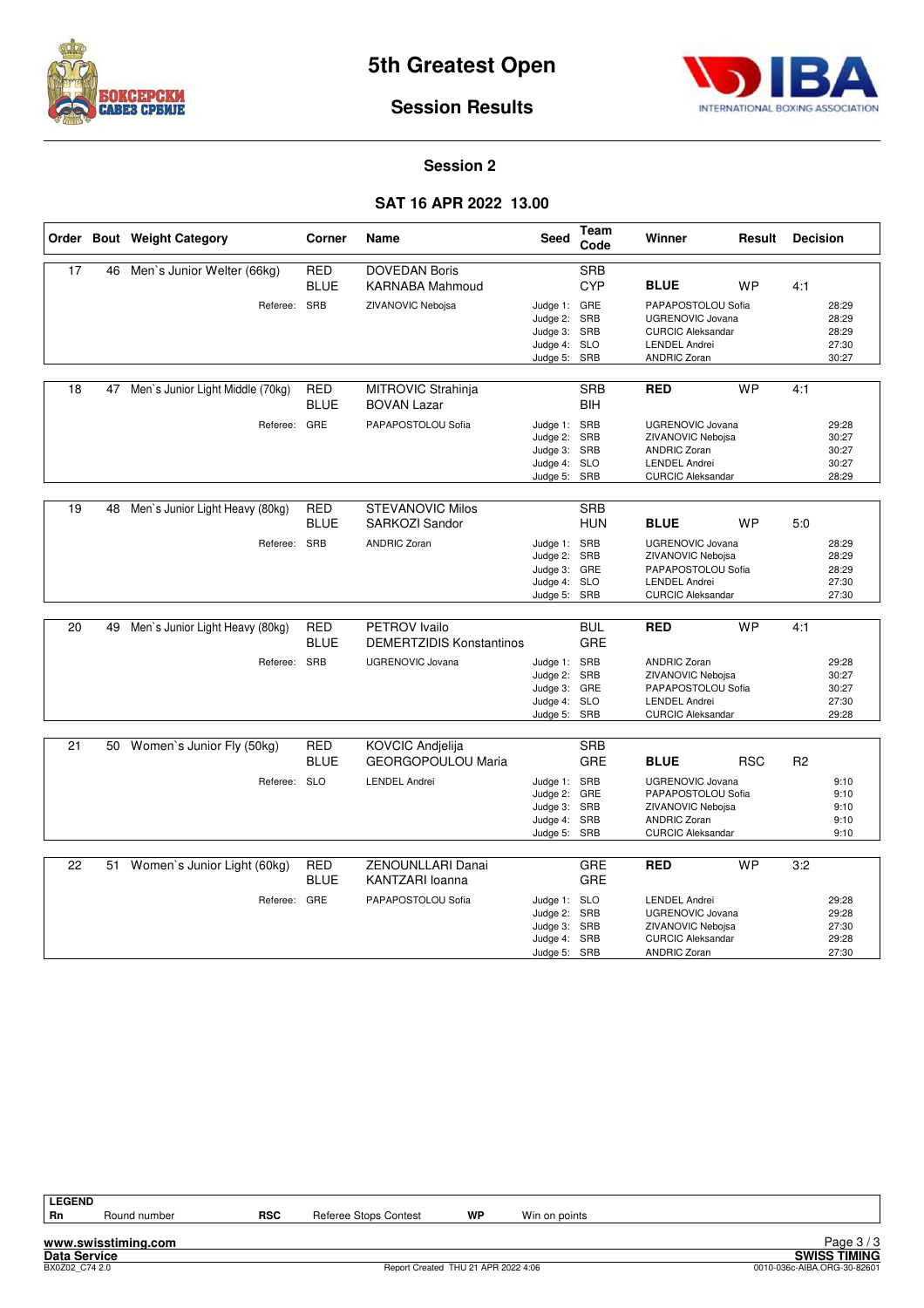# 5th Greatest Open

## Session Results

### Session 2

### SAT 16 APR 2022 13.00

| Order | Bout | Weight Category | Corner | Name | Seed | Team Code | Winner | Result | Decision | |
|---|---|---|---|---|---|---|---|---|---|---|
| 17 | 46 | Men`s Junior Welter (66kg) | RED | DOVEDAN Boris | | SRB | | | | |
| | | | BLUE | KARNABA Mahmoud | | CYP | **BLUE** | WP | 4:1 | |
| | | Referee: | SRB | ZIVANOVIC Nebojsa | Judge 1: | GRE | PAPAPOSTOLOU Sofia | | | 28:29 |
| | | | | | Judge 2: | SRB | UGRENOVIC Jovana | | | 28:29 |
| | | | | | Judge 3: | SRB | CURCIC Aleksandar | | | 28:29 |
| | | | | | Judge 4: | SLO | LENDEL Andrei | | | 27:30 |
| | | | | | Judge 5: | SRB | ANDRIC Zoran | | | 30:27 |
| 18 | 47 | Men`s Junior Light Middle (70kg) | RED | MITROVIC Strahinja | | SRB | **RED** | WP | 4:1 | |
| | | | BLUE | BOVAN Lazar | | BIH | | | | |
| | | Referee: | GRE | PAPAPOSTOLOU Sofia | Judge 1: | SRB | UGRENOVIC Jovana | | | 29:28 |
| | | | | | Judge 2: | SRB | ZIVANOVIC Nebojsa | | | 30:27 |
| | | | | | Judge 3: | SRB | ANDRIC Zoran | | | 30:27 |
| | | | | | Judge 4: | SLO | LENDEL Andrei | | | 30:27 |
| | | | | | Judge 5: | SRB | CURCIC Aleksandar | | | 28:29 |
| 19 | 48 | Men`s Junior Light Heavy (80kg) | RED | STEVANOVIC Milos | | SRB | | | | |
| | | | BLUE | SARKOZI Sandor | | HUN | **BLUE** | WP | 5:0 | |
| | | Referee: | SRB | ANDRIC Zoran | Judge 1: | SRB | UGRENOVIC Jovana | | | 28:29 |
| | | | | | Judge 2: | SRB | ZIVANOVIC Nebojsa | | | 28:29 |
| | | | | | Judge 3: | GRE | PAPAPOSTOLOU Sofia | | | 28:29 |
| | | | | | Judge 4: | SLO | LENDEL Andrei | | | 27:30 |
| | | | | | Judge 5: | SRB | CURCIC Aleksandar | | | 27:30 |
| 20 | 49 | Men`s Junior Light Heavy (80kg) | RED | PETROV Ivailo | | BUL | **RED** | WP | 4:1 | |
| | | | BLUE | DEMERTZIDIS Konstantinos | | GRE | | | | |
| | | Referee: | SRB | UGRENOVIC Jovana | Judge 1: | SRB | ANDRIC Zoran | | | 29:28 |
| | | | | | Judge 2: | SRB | ZIVANOVIC Nebojsa | | | 30:27 |
| | | | | | Judge 3: | GRE | PAPAPOSTOLOU Sofia | | | 30:27 |
| | | | | | Judge 4: | SLO | LENDEL Andrei | | | 27:30 |
| | | | | | Judge 5: | SRB | CURCIC Aleksandar | | | 29:28 |
| 21 | 50 | Women`s Junior Fly (50kg) | RED | KOVCIC Andjelija | | SRB | | | | |
| | | | BLUE | GEORGOPOULOU Maria | | GRE | **BLUE** | RSC | R2 | |
| | | Referee: | SLO | LENDEL Andrei | Judge 1: | SRB | UGRENOVIC Jovana | | | 9:10 |
| | | | | | Judge 2: | GRE | PAPAPOSTOLOU Sofia | | | 9:10 |
| | | | | | Judge 3: | SRB | ZIVANOVIC Nebojsa | | | 9:10 |
| | | | | | Judge 4: | SRB | ANDRIC Zoran | | | 9:10 |
| | | | | | Judge 5: | SRB | CURCIC Aleksandar | | | 9:10 |
| 22 | 51 | Women`s Junior Light (60kg) | RED | ZENOUNLLARI Danai | | GRE | **RED** | WP | 3:2 | |
| | | | BLUE | KANTZARI Ioanna | | GRE | | | | |
| | | Referee: | GRE | PAPAPOSTOLOU Sofia | Judge 1: | SLO | LENDEL Andrei | | | 29:28 |
| | | | | | Judge 2: | SRB | UGRENOVIC Jovana | | | 29:28 |
| | | | | | Judge 3: | SRB | ZIVANOVIC Nebojsa | | | 27:30 |
| | | | | | Judge 4: | SRB | CURCIC Aleksandar | | | 29:28 |
| | | | | | Judge 5: | SRB | ANDRIC Zoran | | | 27:30 |

**LEGEND**

| | | | | | |
|---|---|---|---|---|---|
| **Rn** | Round number | **RSC** | Referee Stops Contest | **WP** | Win on points |

www.swisstiming.com
Data Service
BX0Z02_C74 2.0 — Report Created THU 21 APR 2022 4:06 — SWISS TIMING — 0010-036c-AIBA.ORG-30-82601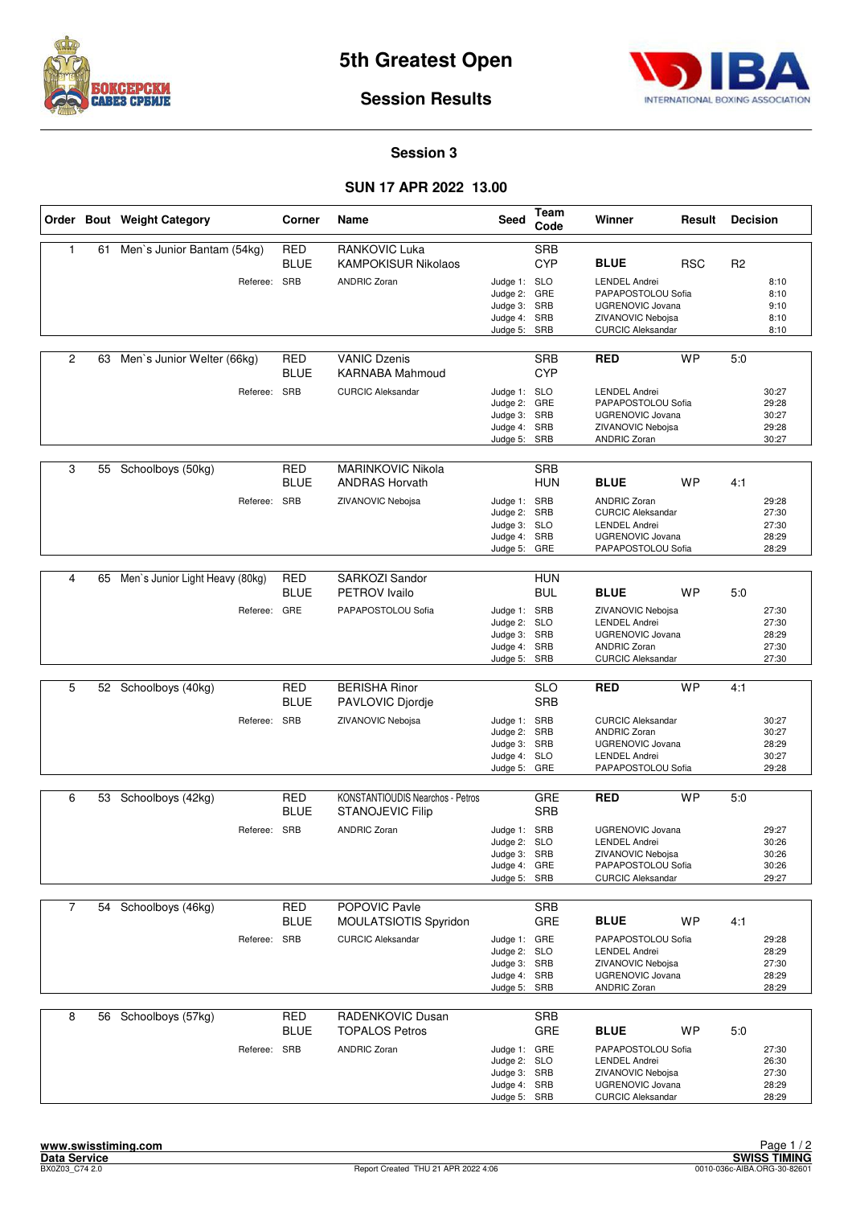# 5th Greatest Open

## Session Results

### Session 3

### SUN 17 APR 2022 13.00

| Order | Bout | Weight Category | Corner | Name | Seed | Team Code | Winner | Result | Decision |
|---|---|---|---|---|---|---|---|---|---|
| 1 | 61 | Men`s Junior Bantam (54kg) | RED | RANKOVIC Luka | | SRB | | | |
| | | | BLUE | KAMPOKISUR Nikolaos | | CYP | **BLUE** | RSC | R2 |
| | | Referee: | SRB | ANDRIC Zoran | Judge 1: | SLO | LENDEL Andrei | | 8:10 |
| | | | | | Judge 2: | GRE | PAPAPOSTOLOU Sofia | | 8:10 |
| | | | | | Judge 3: | SRB | UGRENOVIC Jovana | | 9:10 |
| | | | | | Judge 4: | SRB | ZIVANOVIC Nebojsa | | 8:10 |
| | | | | | Judge 5: | SRB | CURCIC Aleksandar | | 8:10 |
| 2 | 63 | Men`s Junior Welter (66kg) | RED | VANIC Dzenis | | SRB | **RED** | WP | 5:0 |
| | | | BLUE | KARNABA Mahmoud | | CYP | | | |
| | | Referee: | SRB | CURCIC Aleksandar | Judge 1: | SLO | LENDEL Andrei | | 30:27 |
| | | | | | Judge 2: | GRE | PAPAPOSTOLOU Sofia | | 29:28 |
| | | | | | Judge 3: | SRB | UGRENOVIC Jovana | | 30:27 |
| | | | | | Judge 4: | SRB | ZIVANOVIC Nebojsa | | 29:28 |
| | | | | | Judge 5: | SRB | ANDRIC Zoran | | 30:27 |
| 3 | 55 | Schoolboys (50kg) | RED | MARINKOVIC Nikola | | SRB | | | |
| | | | BLUE | ANDRAS Horvath | | HUN | **BLUE** | WP | 4:1 |
| | | Referee: | SRB | ZIVANOVIC Nebojsa | Judge 1: | SRB | ANDRIC Zoran | | 29:28 |
| | | | | | Judge 2: | SRB | CURCIC Aleksandar | | 27:30 |
| | | | | | Judge 3: | SLO | LENDEL Andrei | | 27:30 |
| | | | | | Judge 4: | SRB | UGRENOVIC Jovana | | 28:29 |
| | | | | | Judge 5: | GRE | PAPAPOSTOLOU Sofia | | 28:29 |
| 4 | 65 | Men`s Junior Light Heavy (80kg) | RED | SARKOZI Sandor | | HUN | | | |
| | | | BLUE | PETROV Ivailo | | BUL | **BLUE** | WP | 5:0 |
| | | Referee: | GRE | PAPAPOSTOLOU Sofia | Judge 1: | SRB | ZIVANOVIC Nebojsa | | 27:30 |
| | | | | | Judge 2: | SLO | LENDEL Andrei | | 27:30 |
| | | | | | Judge 3: | SRB | UGRENOVIC Jovana | | 28:29 |
| | | | | | Judge 4: | SRB | ANDRIC Zoran | | 27:30 |
| | | | | | Judge 5: | SRB | CURCIC Aleksandar | | 27:30 |
| 5 | 52 | Schoolboys (40kg) | RED | BERISHA Rinor | | SLO | **RED** | WP | 4:1 |
| | | | BLUE | PAVLOVIC Djordje | | SRB | | | |
| | | Referee: | SRB | ZIVANOVIC Nebojsa | Judge 1: | SRB | CURCIC Aleksandar | | 30:27 |
| | | | | | Judge 2: | SRB | ANDRIC Zoran | | 30:27 |
| | | | | | Judge 3: | SRB | UGRENOVIC Jovana | | 28:29 |
| | | | | | Judge 4: | SLO | LENDEL Andrei | | 30:27 |
| | | | | | Judge 5: | GRE | PAPAPOSTOLOU Sofia | | 29:28 |
| 6 | 53 | Schoolboys (42kg) | RED | KONSTANTIOUDIS Nearchos - Petros | | GRE | **RED** | WP | 5:0 |
| | | | BLUE | STANOJEVIC Filip | | SRB | | | |
| | | Referee: | SRB | ANDRIC Zoran | Judge 1: | SRB | UGRENOVIC Jovana | | 29:27 |
| | | | | | Judge 2: | SLO | LENDEL Andrei | | 30:26 |
| | | | | | Judge 3: | SRB | ZIVANOVIC Nebojsa | | 30:26 |
| | | | | | Judge 4: | GRE | PAPAPOSTOLOU Sofia | | 30:26 |
| | | | | | Judge 5: | SRB | CURCIC Aleksandar | | 29:27 |
| 7 | 54 | Schoolboys (46kg) | RED | POPOVIC Pavle | | SRB | | | |
| | | | BLUE | MOULATSIOTIS Spyridon | | GRE | **BLUE** | WP | 4:1 |
| | | Referee: | SRB | CURCIC Aleksandar | Judge 1: | GRE | PAPAPOSTOLOU Sofia | | 29:28 |
| | | | | | Judge 2: | SLO | LENDEL Andrei | | 28:29 |
| | | | | | Judge 3: | SRB | ZIVANOVIC Nebojsa | | 27:30 |
| | | | | | Judge 4: | SRB | UGRENOVIC Jovana | | 28:29 |
| | | | | | Judge 5: | SRB | ANDRIC Zoran | | 28:29 |
| 8 | 56 | Schoolboys (57kg) | RED | RADENKOVIC Dusan | | SRB | | | |
| | | | BLUE | TOPALOS Petros | | GRE | **BLUE** | WP | 5:0 |
| | | Referee: | SRB | ANDRIC Zoran | Judge 1: | GRE | PAPAPOSTOLOU Sofia | | 27:30 |
| | | | | | Judge 2: | SLO | LENDEL Andrei | | 26:30 |
| | | | | | Judge 3: | SRB | ZIVANOVIC Nebojsa | | 27:30 |
| | | | | | Judge 4: | SRB | UGRENOVIC Jovana | | 28:29 |
| | | | | | Judge 5: | SRB | CURCIC Aleksandar | | 28:29 |

www.swisstiming.com
Data Service
BX0Z03_C74 2.0 — Report Created THU 21 APR 2022 4:06 — SWISS TIMING — 0010-036c-AIBA.ORG-30-82601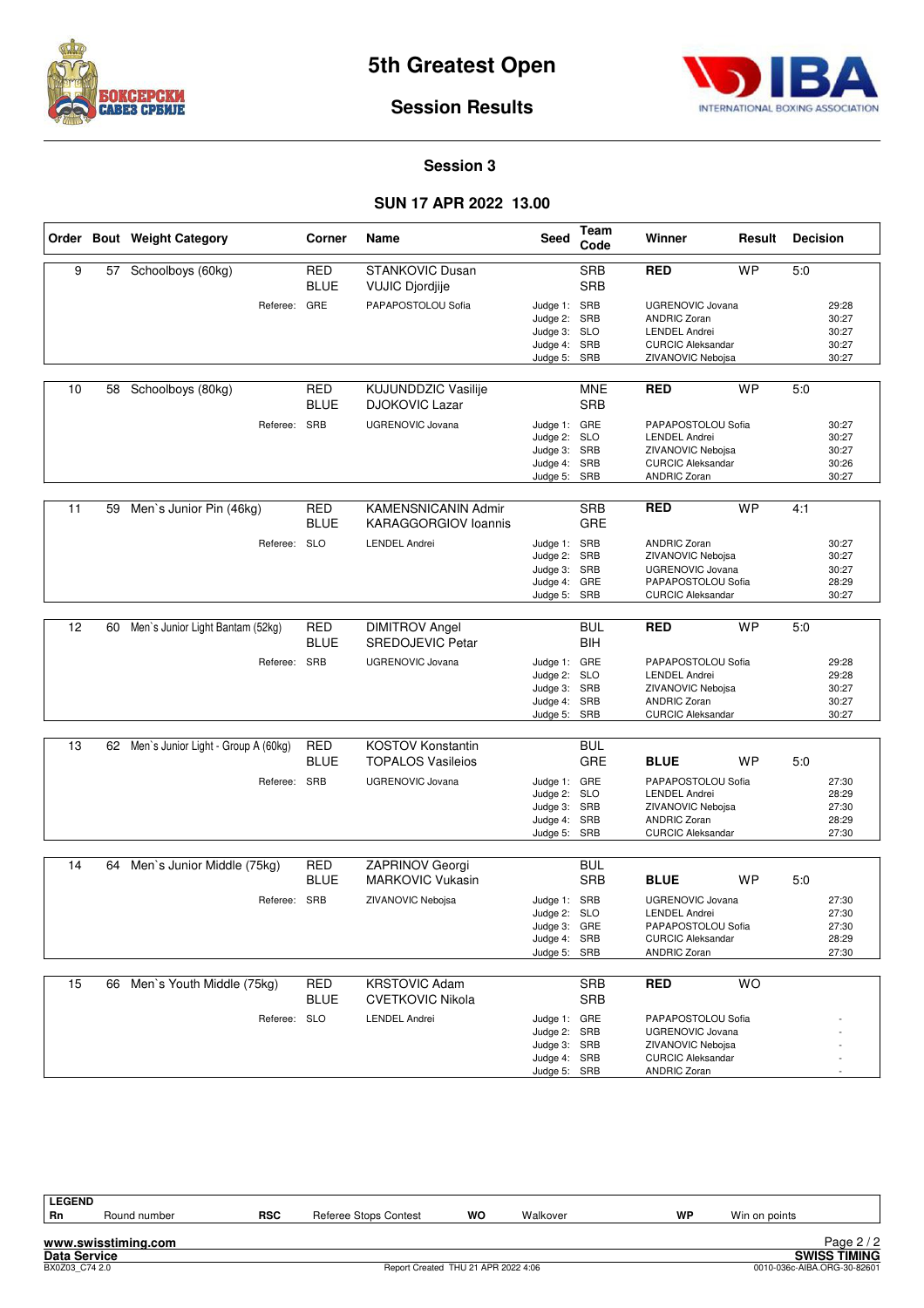# 5th Greatest Open

## Session Results

### Session 3

### SUN 17 APR 2022 13.00

| Order | Bout | Weight Category | Corner | Name | Seed | Team Code | Winner | Result | Decision |
|---|---|---|---|---|---|---|---|---|---|
| 9 | 57 | Schoolboys (60kg) | RED | STANKOVIC Dusan | | SRB | RED | WP | 5:0 |
| | | | BLUE | VUJIC Djordjije | | SRB | | | |
| | | Referee: | GRE | PAPAPOSTOLOU Sofia | Judge 1: | SRB | UGRENOVIC Jovana | | 29:28 |
| | | | | | Judge 2: | SRB | ANDRIC Zoran | | 30:27 |
| | | | | | Judge 3: | SLO | LENDEL Andrei | | 30:27 |
| | | | | | Judge 4: | SRB | CURCIC Aleksandar | | 30:27 |
| | | | | | Judge 5: | SRB | ZIVANOVIC Nebojsa | | 30:27 |
| 10 | 58 | Schoolboys (80kg) | RED | KUJUNDDZIC Vasilije | | MNE | RED | WP | 5:0 |
| | | | BLUE | DJOKOVIC Lazar | | SRB | | | |
| | | Referee: | SRB | UGRENOVIC Jovana | Judge 1: | GRE | PAPAPOSTOLOU Sofia | | 30:27 |
| | | | | | Judge 2: | SLO | LENDEL Andrei | | 30:27 |
| | | | | | Judge 3: | SRB | ZIVANOVIC Nebojsa | | 30:27 |
| | | | | | Judge 4: | SRB | CURCIC Aleksandar | | 30:26 |
| | | | | | Judge 5: | SRB | ANDRIC Zoran | | 30:27 |
| 11 | 59 | Men`s Junior Pin (46kg) | RED | KAMENSNICANIN Admir | | SRB | RED | WP | 4:1 |
| | | | BLUE | KARAGGORGIOV Ioannis | | GRE | | | |
| | | Referee: | SLO | LENDEL Andrei | Judge 1: | SRB | ANDRIC Zoran | | 30:27 |
| | | | | | Judge 2: | SRB | ZIVANOVIC Nebojsa | | 30:27 |
| | | | | | Judge 3: | SRB | UGRENOVIC Jovana | | 30:27 |
| | | | | | Judge 4: | GRE | PAPAPOSTOLOU Sofia | | 28:29 |
| | | | | | Judge 5: | SRB | CURCIC Aleksandar | | 30:27 |
| 12 | 60 | Men`s Junior Light Bantam (52kg) | RED | DIMITROV Angel | | BUL | RED | WP | 5:0 |
| | | | BLUE | SREDOJEVIC Petar | | BIH | | | |
| | | Referee: | SRB | UGRENOVIC Jovana | Judge 1: | GRE | PAPAPOSTOLOU Sofia | | 29:28 |
| | | | | | Judge 2: | SLO | LENDEL Andrei | | 29:28 |
| | | | | | Judge 3: | SRB | ZIVANOVIC Nebojsa | | 30:27 |
| | | | | | Judge 4: | SRB | ANDRIC Zoran | | 30:27 |
| | | | | | Judge 5: | SRB | CURCIC Aleksandar | | 30:27 |
| 13 | 62 | Men`s Junior Light - Group A (60kg) | RED | KOSTOV Konstantin | | BUL | | | |
| | | | BLUE | TOPALOS Vasileios | | GRE | BLUE | WP | 5:0 |
| | | Referee: | SRB | UGRENOVIC Jovana | Judge 1: | GRE | PAPAPOSTOLOU Sofia | | 27:30 |
| | | | | | Judge 2: | SLO | LENDEL Andrei | | 28:29 |
| | | | | | Judge 3: | SRB | ZIVANOVIC Nebojsa | | 27:30 |
| | | | | | Judge 4: | SRB | ANDRIC Zoran | | 28:29 |
| | | | | | Judge 5: | SRB | CURCIC Aleksandar | | 27:30 |
| 14 | 64 | Men`s Junior Middle (75kg) | RED | ZAPRINOV Georgi | | BUL | | | |
| | | | BLUE | MARKOVIC Vukasin | | SRB | BLUE | WP | 5:0 |
| | | Referee: | SRB | ZIVANOVIC Nebojsa | Judge 1: | SRB | UGRENOVIC Jovana | | 27:30 |
| | | | | | Judge 2: | SLO | LENDEL Andrei | | 27:30 |
| | | | | | Judge 3: | GRE | PAPAPOSTOLOU Sofia | | 27:30 |
| | | | | | Judge 4: | SRB | CURCIC Aleksandar | | 28:29 |
| | | | | | Judge 5: | SRB | ANDRIC Zoran | | 27:30 |
| 15 | 66 | Men`s Youth Middle (75kg) | RED | KRSTOVIC Adam | | SRB | RED | WO | |
| | | | BLUE | CVETKOVIC Nikola | | SRB | | | |
| | | Referee: | SLO | LENDEL Andrei | Judge 1: | GRE | PAPAPOSTOLOU Sofia | | - |
| | | | | | Judge 2: | SRB | UGRENOVIC Jovana | | - |
| | | | | | Judge 3: | SRB | ZIVANOVIC Nebojsa | | - |
| | | | | | Judge 4: | SRB | CURCIC Aleksandar | | - |
| | | | | | Judge 5: | SRB | ANDRIC Zoran | | - |

**LEGEND**

| | | | | | | | |
|---|---|---|---|---|---|---|---|
| Rn | Round number | RSC | Referee Stops Contest | WO | Walkover | WP | Win on points |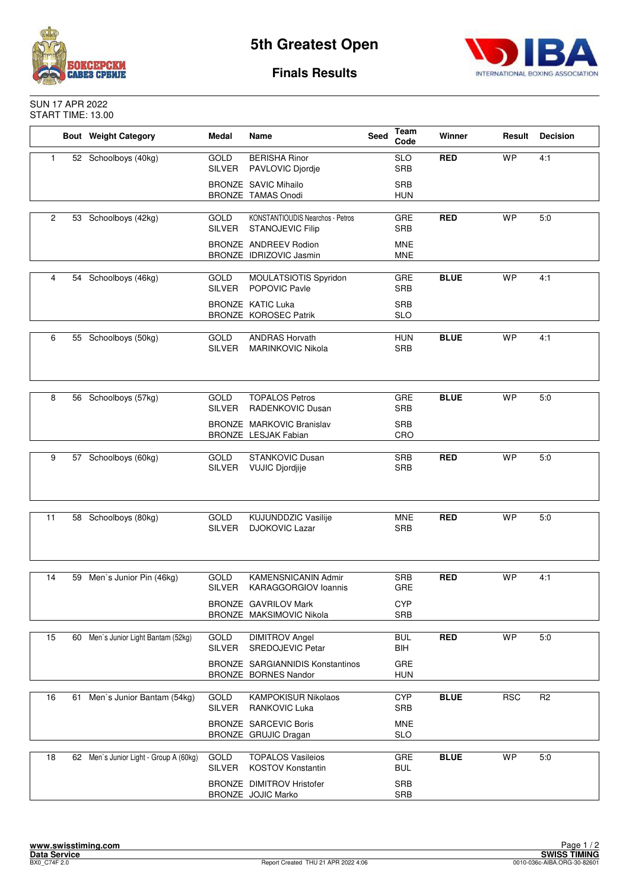# 5th Greatest Open

## Finals Results

SUN 17 APR 2022
START TIME: 13.00

| | Bout | Weight Category | Medal | Name | Seed | Team Code | Winner | Result | Decision |
|---|---|---|---|---|---|---|---|---|---|
| 1 | 52 | Schoolboys (40kg) | GOLD | BERISHA Rinor | | SLO | RED | WP | 4:1 |
| | | | SILVER | PAVLOVIC Djordje | | SRB | | | |
| | | | BRONZE | SAVIC Mihailo | | SRB | | | |
| | | | BRONZE | TAMAS Onodi | | HUN | | | |
| 2 | 53 | Schoolboys (42kg) | GOLD | KONSTANTIOUDIS Nearchos - Petros | | GRE | RED | WP | 5:0 |
| | | | SILVER | STANOJEVIC Filip | | SRB | | | |
| | | | BRONZE | ANDREEV Rodion | | MNE | | | |
| | | | BRONZE | IDRIZOVIC Jasmin | | MNE | | | |
| 4 | 54 | Schoolboys (46kg) | GOLD | MOULATSIOTIS Spyridon | | GRE | BLUE | WP | 4:1 |
| | | | SILVER | POPOVIC Pavle | | SRB | | | |
| | | | BRONZE | KATIC Luka | | SRB | | | |
| | | | BRONZE | KOROSEC Patrik | | SLO | | | |
| 6 | 55 | Schoolboys (50kg) | GOLD | ANDRAS Horvath | | HUN | BLUE | WP | 4:1 |
| | | | SILVER | MARINKOVIC Nikola | | SRB | | | |
| 8 | 56 | Schoolboys (57kg) | GOLD | TOPALOS Petros | | GRE | BLUE | WP | 5:0 |
| | | | SILVER | RADENKOVIC Dusan | | SRB | | | |
| | | | BRONZE | MARKOVIC Branislav | | SRB | | | |
| | | | BRONZE | LESJAK Fabian | | CRO | | | |
| 9 | 57 | Schoolboys (60kg) | GOLD | STANKOVIC Dusan | | SRB | RED | WP | 5:0 |
| | | | SILVER | VUJIC Djordjije | | SRB | | | |
| 11 | 58 | Schoolboys (80kg) | GOLD | KUJUNDDZIC Vasilije | | MNE | RED | WP | 5:0 |
| | | | SILVER | DJOKOVIC Lazar | | SRB | | | |
| 14 | 59 | Men`s Junior Pin (46kg) | GOLD | KAMENSNICANIN Admir | | SRB | RED | WP | 4:1 |
| | | | SILVER | KARAGGORGIOV Ioannis | | GRE | | | |
| | | | BRONZE | GAVRILOV Mark | | CYP | | | |
| | | | BRONZE | MAKSIMOVIC Nikola | | SRB | | | |
| 15 | 60 | Men`s Junior Light Bantam (52kg) | GOLD | DIMITROV Angel | | BUL | RED | WP | 5:0 |
| | | | SILVER | SREDOJEVIC Petar | | BIH | | | |
| | | | BRONZE | SARGIANNIDIS Konstantinos | | GRE | | | |
| | | | BRONZE | BORNES Nandor | | HUN | | | |
| 16 | 61 | Men`s Junior Bantam (54kg) | GOLD | KAMPOKISUR Nikolaos | | CYP | BLUE | RSC | R2 |
| | | | SILVER | RANKOVIC Luka | | SRB | | | |
| | | | BRONZE | SARCEVIC Boris | | MNE | | | |
| | | | BRONZE | GRUJIC Dragan | | SLO | | | |
| 18 | 62 | Men`s Junior Light - Group A (60kg) | GOLD | TOPALOS Vasileios | | GRE | BLUE | WP | 5:0 |
| | | | SILVER | KOSTOV Konstantin | | BUL | | | |
| | | | BRONZE | DIMITROV Hristofer | | SRB | | | |
| | | | BRONZE | JOJIC Marko | | SRB | | | |

www.swisstiming.com
Data Service
BX0_C74F 2.0

Report Created THU 21 APR 2022 4:06

SWISS TIMING
0010-036c-AIBA.ORG-30-82601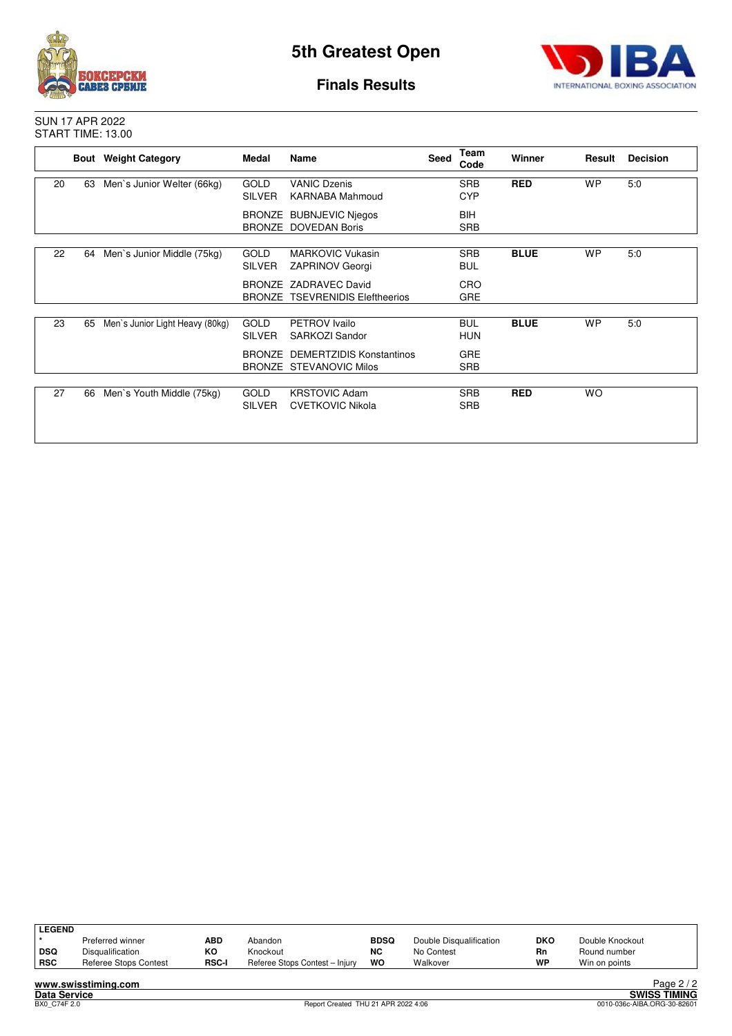# 5th Greatest Open

## Finals Results

SUN 17 APR 2022
START TIME: 13.00

| | Bout | Weight Category | Medal | Name | Seed | Team Code | Winner | Result | Decision |
|---|---|---|---|---|---|---|---|---|---|
| 20 | 63 | Men`s Junior Welter (66kg) | GOLD | VANIC Dzenis | | SRB | **RED** | WP | 5:0 |
| | | | SILVER | KARNABA Mahmoud | | CYP | | | |
| | | | BRONZE | BUBNJEVIC Njegos | | BIH | | | |
| | | | BRONZE | DOVEDAN Boris | | SRB | | | |
| 22 | 64 | Men`s Junior Middle (75kg) | GOLD | MARKOVIC Vukasin | | SRB | **BLUE** | WP | 5:0 |
| | | | SILVER | ZAPRINOV Georgi | | BUL | | | |
| | | | BRONZE | ZADRAVEC David | | CRO | | | |
| | | | BRONZE | TSEVRENIDIS Eleftheerios | | GRE | | | |
| 23 | 65 | Men`s Junior Light Heavy (80kg) | GOLD | PETROV Ivailo | | BUL | **BLUE** | WP | 5:0 |
| | | | SILVER | SARKOZI Sandor | | HUN | | | |
| | | | BRONZE | DEMERTZIDIS Konstantinos | | GRE | | | |
| | | | BRONZE | STEVANOVIC Milos | | SRB | | | |
| 27 | 66 | Men`s Youth Middle (75kg) | GOLD | KRSTOVIC Adam | | SRB | **RED** | WO | |
| | | | SILVER | CVETKOVIC Nikola | | SRB | | | |

| LEGEND | | | | | | | |
|---|---|---|---|---|---|---|---|
| * | Preferred winner | ABD | Abandon | BDSQ | Double Disqualification | DKO | Double Knockout |
| DSQ | Disqualification | KO | Knockout | NC | No Contest | Rn | Round number |
| RSC | Referee Stops Contest | RSC-I | Referee Stops Contest – Injury | WO | Walkover | WP | Win on points |

www.swisstiming.com
Data Service
BX0_C74F 2.0
Report Created THU 21 APR 2022 4:06
SWISS TIMING
0010-036c-AIBA.ORG-30-82601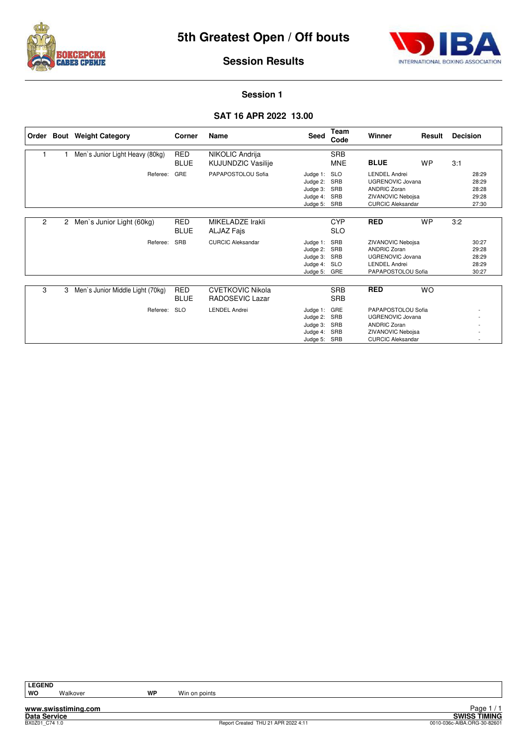# 5th Greatest Open / Off bouts

## Session Results

### Session 1

### SAT 16 APR 2022 13.00

| Order | Bout | Weight Category | Corner | Name | Seed | Team Code | Winner | Result | Decision |
|---|---|---|---|---|---|---|---|---|---|
| 1 | 1 | Men`s Junior Light Heavy (80kg) | RED | NIKOLIC Andrija | | SRB | | | |
| | | | BLUE | KUJUNDZIC Vasilije | | MNE | **BLUE** | WP | 3:1 |
| | | Referee: | GRE | PAPAPOSTOLOU Sofia | Judge 1: | SLO | LENDEL Andrei | | 28:29 |
| | | | | | Judge 2: | SRB | UGRENOVIC Jovana | | 28:29 |
| | | | | | Judge 3: | SRB | ANDRIC Zoran | | 28:28 |
| | | | | | Judge 4: | SRB | ZIVANOVIC Nebojsa | | 29:28 |
| | | | | | Judge 5: | SRB | CURCIC Aleksandar | | 27:30 |
| 2 | 2 | Men`s Junior Light (60kg) | RED | MIKELADZE Irakli | | CYP | **RED** | WP | 3:2 |
| | | | BLUE | ALJAZ Fajs | | SLO | | | |
| | | Referee: | SRB | CURCIC Aleksandar | Judge 1: | SRB | ZIVANOVIC Nebojsa | | 30:27 |
| | | | | | Judge 2: | SRB | ANDRIC Zoran | | 29:28 |
| | | | | | Judge 3: | SRB | UGRENOVIC Jovana | | 28:29 |
| | | | | | Judge 4: | SLO | LENDEL Andrei | | 28:29 |
| | | | | | Judge 5: | GRE | PAPAPOSTOLOU Sofia | | 30:27 |
| 3 | 3 | Men`s Junior Middle Light (70kg) | RED | CVETKOVIC Nikola | | SRB | **RED** | WO | |
| | | | BLUE | RADOSEVIC Lazar | | SRB | | | |
| | | Referee: | SLO | LENDEL Andrei | Judge 1: | GRE | PAPAPOSTOLOU Sofia | | - |
| | | | | | Judge 2: | SRB | UGRENOVIC Jovana | | - |
| | | | | | Judge 3: | SRB | ANDRIC Zoran | | - |
| | | | | | Judge 4: | SRB | ZIVANOVIC Nebojsa | | - |
| | | | | | Judge 5: | SRB | CURCIC Aleksandar | | - |

**LEGEND**

| | | | |
|---|---|---|---|
| **WO** | Walkover | **WP** | Win on points |

Report Created THU 21 APR 2022 4:11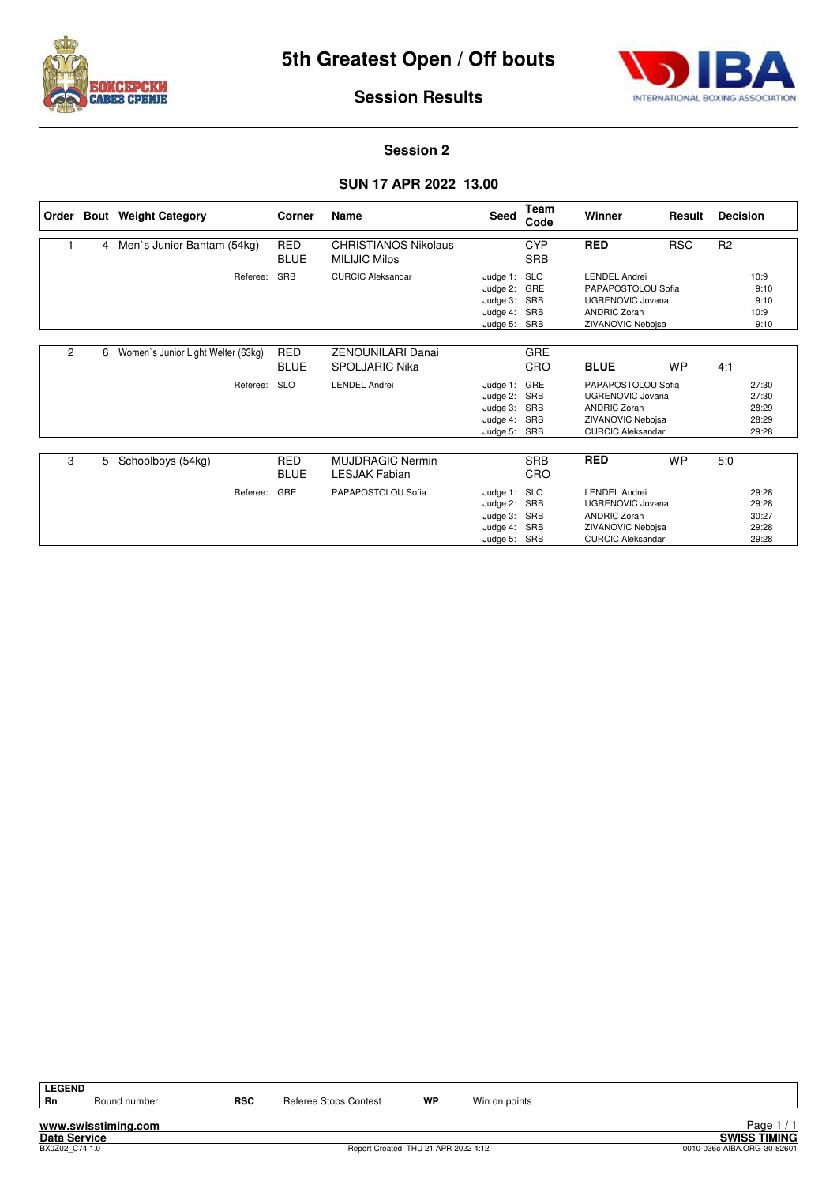# 5th Greatest Open / Off bouts

## Session Results

### Session 2

### SUN 17 APR 2022 13.00

| Order | Bout | Weight Category | Corner | Name | Seed | Team Code | Winner | Result | Decision |
|---|---|---|---|---|---|---|---|---|---|
| 1 | 4 | Men`s Junior Bantam (54kg) | RED | CHRISTIANOS Nikolaus | | CYP | **RED** | RSC | R2 |
| | | | BLUE | MILIJIC Milos | | SRB | | | |
| | | Referee: | SRB | CURCIC Aleksandar | Judge 1: | SLO | LENDEL Andrei | | 10:9 |
| | | | | | Judge 2: | GRE | PAPAPOSTOLOU Sofia | | 9:10 |
| | | | | | Judge 3: | SRB | UGRENOVIC Jovana | | 9:10 |
| | | | | | Judge 4: | SRB | ANDRIC Zoran | | 10:9 |
| | | | | | Judge 5: | SRB | ZIVANOVIC Nebojsa | | 9:10 |
| 2 | 6 | Women`s Junior Light Welter (63kg) | RED | ZENOUNILARI Danai | | GRE | | | |
| | | | BLUE | SPOLJARIC Nika | | CRO | **BLUE** | WP | 4:1 |
| | | Referee: | SLO | LENDEL Andrei | Judge 1: | GRE | PAPAPOSTOLOU Sofia | | 27:30 |
| | | | | | Judge 2: | SRB | UGRENOVIC Jovana | | 27:30 |
| | | | | | Judge 3: | SRB | ANDRIC Zoran | | 28:29 |
| | | | | | Judge 4: | SRB | ZIVANOVIC Nebojsa | | 28:29 |
| | | | | | Judge 5: | SRB | CURCIC Aleksandar | | 29:28 |
| 3 | 5 | Schoolboys (54kg) | RED | MUJDRAGIC Nermin | | SRB | **RED** | WP | 5:0 |
| | | | BLUE | LESJAK Fabian | | CRO | | | |
| | | Referee: | GRE | PAPAPOSTOLOU Sofia | Judge 1: | SLO | LENDEL Andrei | | 29:28 |
| | | | | | Judge 2: | SRB | UGRENOVIC Jovana | | 29:28 |
| | | | | | Judge 3: | SRB | ANDRIC Zoran | | 30:27 |
| | | | | | Judge 4: | SRB | ZIVANOVIC Nebojsa | | 29:28 |
| | | | | | Judge 5: | SRB | CURCIC Aleksandar | | 29:28 |

**LEGEND**

| Rn | Round number | RSC | Referee Stops Contest | WP | Win on points |
|---|---|---|---|---|---|

www.swisstiming.com
Data Service
BX0Z02_C74 1.0
Report Created THU 21 APR 2022 4:12
SWISS TIMING
0010-036c-AIBA.ORG-30-82601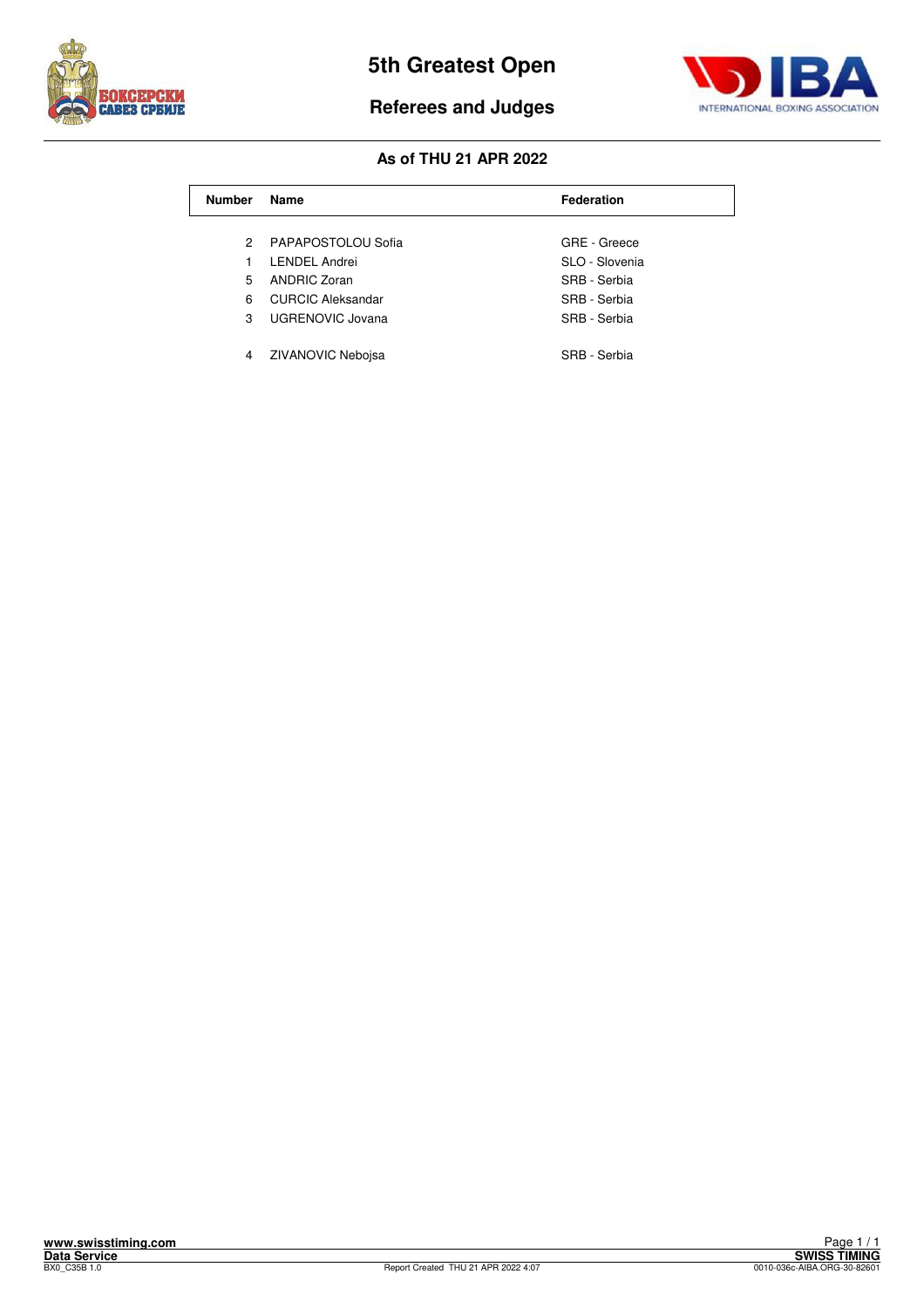# 5th Greatest Open

## Referees and Judges

### As of THU 21 APR 2022

| Number | Name | Federation |
|---|---|---|
| 2 | PAPAPOSTOLOU Sofia | GRE - Greece |
| 1 | LENDEL Andrei | SLO - Slovenia |
| 5 | ANDRIC Zoran | SRB - Serbia |
| 6 | CURCIC Aleksandar | SRB - Serbia |
| 3 | UGRENOVIC Jovana | SRB - Serbia |
| 4 | ZIVANOVIC Nebojsa | SRB - Serbia |

www.swisstiming.com
Data Service
BX0_C35B 1.0

Report Created THU 21 APR 2022 4:07

SWISS TIMING
0010-036c-AIBA.ORG-30-82601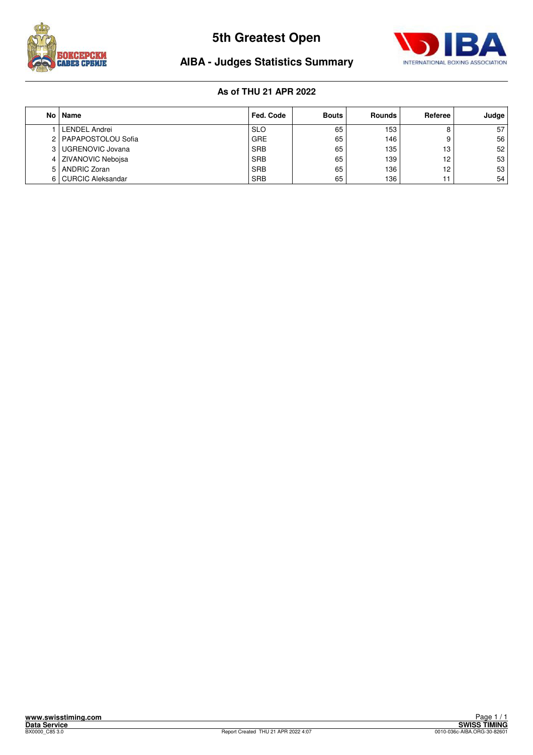# 5th Greatest Open

## AIBA - Judges Statistics Summary

**As of THU 21 APR 2022**

| No | Name | Fed. Code | Bouts | Rounds | Referee | Judge |
|---|---|---|---|---|---|---|
| 1 | LENDEL Andrei | SLO | 65 | 153 | 8 | 57 |
| 2 | PAPAPOSTOLOU Sofia | GRE | 65 | 146 | 9 | 56 |
| 3 | UGRENOVIC Jovana | SRB | 65 | 135 | 13 | 52 |
| 4 | ZIVANOVIC Nebojsa | SRB | 65 | 139 | 12 | 53 |
| 5 | ANDRIC Zoran | SRB | 65 | 136 | 12 | 53 |
| 6 | CURCIC Aleksandar | SRB | 65 | 136 | 11 | 54 |

Report Created THU 21 APR 2022 4:07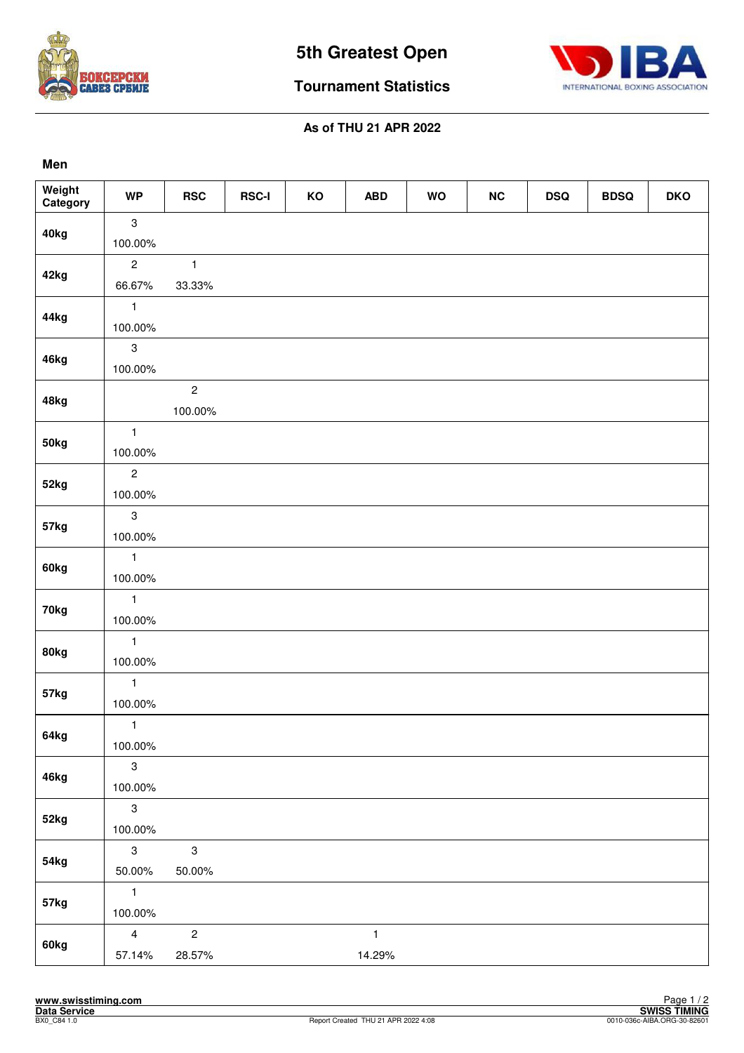# 5th Greatest Open

## Tournament Statistics

**As of THU 21 APR 2022**

**Men**

| Weight Category | WP | RSC | RSC-I | KO | ABD | WO | NC | DSQ | BDSQ | DKO |
|---|---|---|---|---|---|---|---|---|---|---|
| **40kg** | 3<br>100.00% | | | | | | | | | |
| **42kg** | 2<br>66.67% | 1<br>33.33% | | | | | | | | |
| **44kg** | 1<br>100.00% | | | | | | | | | |
| **46kg** | 3<br>100.00% | | | | | | | | | |
| **48kg** | | 2<br>100.00% | | | | | | | | |
| **50kg** | 1<br>100.00% | | | | | | | | | |
| **52kg** | 2<br>100.00% | | | | | | | | | |
| **57kg** | 3<br>100.00% | | | | | | | | | |
| **60kg** | 1<br>100.00% | | | | | | | | | |
| **70kg** | 1<br>100.00% | | | | | | | | | |
| **80kg** | 1<br>100.00% | | | | | | | | | |
| **57kg** | 1<br>100.00% | | | | | | | | | |
| **64kg** | 1<br>100.00% | | | | | | | | | |
| **46kg** | 3<br>100.00% | | | | | | | | | |
| **52kg** | 3<br>100.00% | | | | | | | | | |
| **54kg** | 3<br>50.00% | 3<br>50.00% | | | | | | | | |
| **57kg** | 1<br>100.00% | | | | | | | | | |
| **60kg** | 4<br>57.14% | 2<br>28.57% | | | 1<br>14.29% | | | | | |

www.swisstiming.com
Data Service
BX0_C84 1.0

Report Created THU 21 APR 2022 4:08

SWISS TIMING
0010-036c-AIBA.ORG-30-82601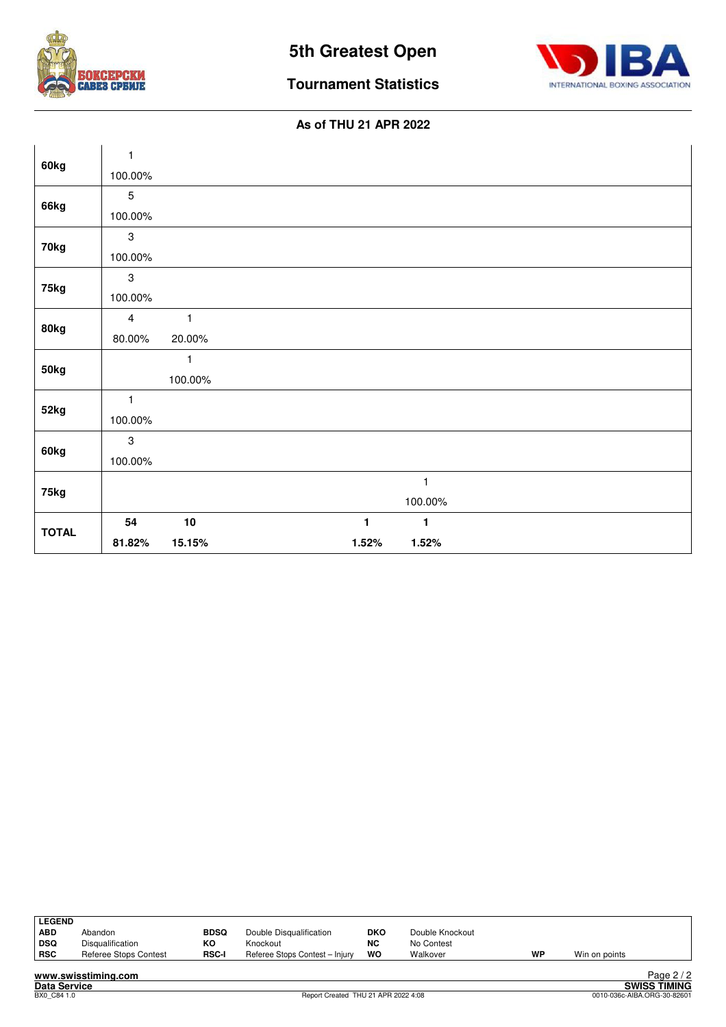# 5th Greatest Open

## Tournament Statistics

### As of THU 21 APR 2022

| | | | | | | |
|---|---|---|---|---|---|---|
| **60kg** | 1 | | | | | |
| | 100.00% | | | | | |
| **66kg** | 5 | | | | | |
| | 100.00% | | | | | |
| **70kg** | 3 | | | | | |
| | 100.00% | | | | | |
| **75kg** | 3 | | | | | |
| | 100.00% | | | | | |
| **80kg** | 4 | 1 | | | | |
| | 80.00% | 20.00% | | | | |
| **50kg** | | 1 | | | | |
| | | 100.00% | | | | |
| **52kg** | 1 | | | | | |
| | 100.00% | | | | | |
| **60kg** | 3 | | | | | |
| | 100.00% | | | | | |
| **75kg** | | | | | | 1 |
| | | | | | | 100.00% |
| **TOTAL** | **54** | **10** | | | **1** | **1** |
| | **81.82%** | **15.15%** | | | **1.52%** | **1.52%** |

| LEGEND | | | | | | | |
|---|---|---|---|---|---|---|---|
| **ABD** | Abandon | **BDSQ** | Double Disqualification | **DKO** | Double Knockout | | |
| **DSQ** | Disqualification | **KO** | Knockout | **NC** | No Contest | | |
| **RSC** | Referee Stops Contest | **RSC-I** | Referee Stops Contest – Injury | **WO** | Walkover | **WP** | Win on points |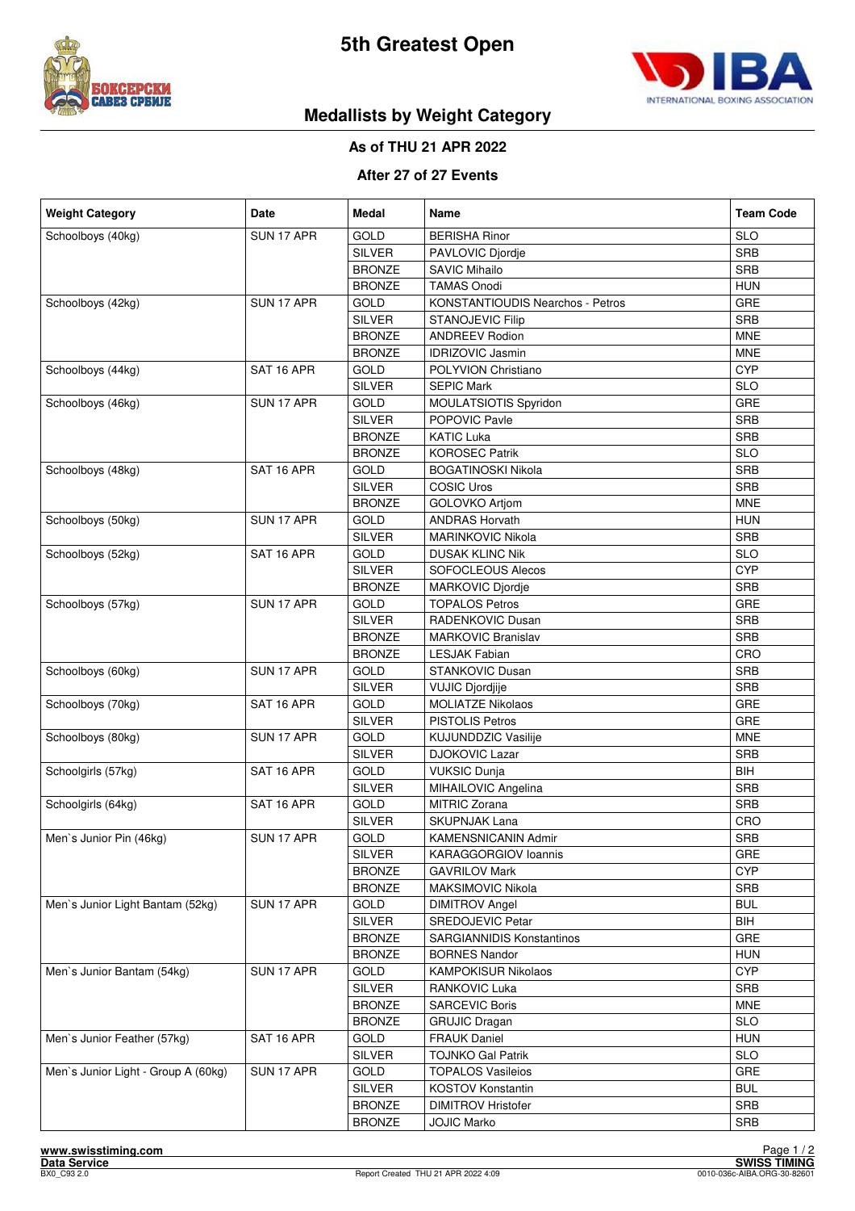# 5th Greatest Open

## Medallists by Weight Category

### As of THU 21 APR 2022

### After 27 of 27 Events

| Weight Category | Date | Medal | Name | Team Code |
|---|---|---|---|---|
| Schoolboys (40kg) | SUN 17 APR | GOLD | BERISHA Rinor | SLO |
| | | SILVER | PAVLOVIC Djordje | SRB |
| | | BRONZE | SAVIC Mihailo | SRB |
| | | BRONZE | TAMAS Onodi | HUN |
| Schoolboys (42kg) | SUN 17 APR | GOLD | KONSTANTIOUDIS Nearchos - Petros | GRE |
| | | SILVER | STANOJEVIC Filip | SRB |
| | | BRONZE | ANDREEV Rodion | MNE |
| | | BRONZE | IDRIZOVIC Jasmin | MNE |
| Schoolboys (44kg) | SAT 16 APR | GOLD | POLYVION Christiano | CYP |
| | | SILVER | SEPIC Mark | SLO |
| Schoolboys (46kg) | SUN 17 APR | GOLD | MOULATSIOTIS Spyridon | GRE |
| | | SILVER | POPOVIC Pavle | SRB |
| | | BRONZE | KATIC Luka | SRB |
| | | BRONZE | KOROSEC Patrik | SLO |
| Schoolboys (48kg) | SAT 16 APR | GOLD | BOGATINOSKI Nikola | SRB |
| | | SILVER | COSIC Uros | SRB |
| | | BRONZE | GOLOVKO Artjom | MNE |
| Schoolboys (50kg) | SUN 17 APR | GOLD | ANDRAS Horvath | HUN |
| | | SILVER | MARINKOVIC Nikola | SRB |
| Schoolboys (52kg) | SAT 16 APR | GOLD | DUSAK KLINC Nik | SLO |
| | | SILVER | SOFOCLEOUS Alecos | CYP |
| | | BRONZE | MARKOVIC Djordje | SRB |
| Schoolboys (57kg) | SUN 17 APR | GOLD | TOPALOS Petros | GRE |
| | | SILVER | RADENKOVIC Dusan | SRB |
| | | BRONZE | MARKOVIC Branislav | SRB |
| | | BRONZE | LESJAK Fabian | CRO |
| Schoolboys (60kg) | SUN 17 APR | GOLD | STANKOVIC Dusan | SRB |
| | | SILVER | VUJIC Djordjije | SRB |
| Schoolboys (70kg) | SAT 16 APR | GOLD | MOLIATZE Nikolaos | GRE |
| | | SILVER | PISTOLIS Petros | GRE |
| Schoolboys (80kg) | SUN 17 APR | GOLD | KUJUNDDZIC Vasilije | MNE |
| | | SILVER | DJOKOVIC Lazar | SRB |
| Schoolgirls (57kg) | SAT 16 APR | GOLD | VUKSIC Dunja | BIH |
| | | SILVER | MIHAILOVIC Angelina | SRB |
| Schoolgirls (64kg) | SAT 16 APR | GOLD | MITRIC Zorana | SRB |
| | | SILVER | SKUPNJAK Lana | CRO |
| Men`s Junior Pin (46kg) | SUN 17 APR | GOLD | KAMENSNICANIN Admir | SRB |
| | | SILVER | KARAGGORGIOV Ioannis | GRE |
| | | BRONZE | GAVRILOV Mark | CYP |
| | | BRONZE | MAKSIMOVIC Nikola | SRB |
| Men`s Junior Light Bantam (52kg) | SUN 17 APR | GOLD | DIMITROV Angel | BUL |
| | | SILVER | SREDOJEVIC Petar | BIH |
| | | BRONZE | SARGIANNIDIS Konstantinos | GRE |
| | | BRONZE | BORNES Nandor | HUN |
| Men`s Junior Bantam (54kg) | SUN 17 APR | GOLD | KAMPOKISUR Nikolaos | CYP |
| | | SILVER | RANKOVIC Luka | SRB |
| | | BRONZE | SARCEVIC Boris | MNE |
| | | BRONZE | GRUJIC Dragan | SLO |
| Men`s Junior Feather (57kg) | SAT 16 APR | GOLD | FRAUK Daniel | HUN |
| | | SILVER | TOJNKO Gal Patrik | SLO |
| Men`s Junior Light - Group A (60kg) | SUN 17 APR | GOLD | TOPALOS Vasileios | GRE |
| | | SILVER | KOSTOV Konstantin | BUL |
| | | BRONZE | DIMITROV Hristofer | SRB |
| | | BRONZE | JOJIC Marko | SRB |

www.swisstiming.com
Data Service
BX0_C93 2.0 — Report Created THU 21 APR 2022 4:09 — SWISS TIMING — 0010-036c-AIBA.ORG-30-82601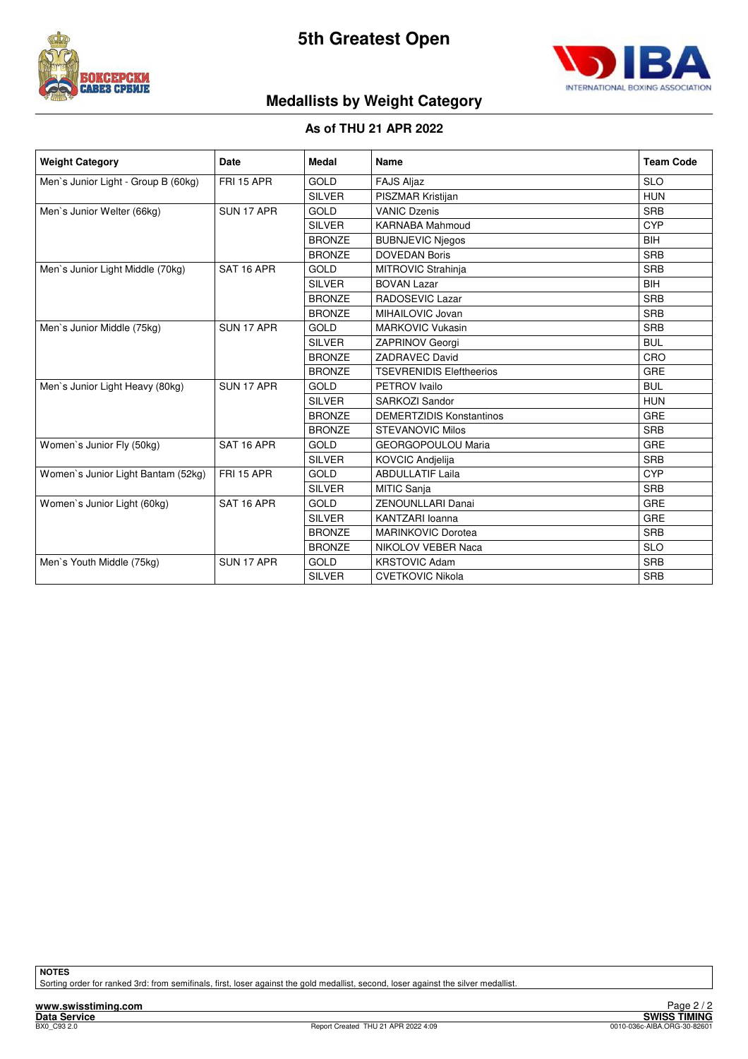# 5th Greatest Open

## Medallists by Weight Category

### As of THU 21 APR 2022

| Weight Category | Date | Medal | Name | Team Code |
|---|---|---|---|---|
| Men`s Junior Light - Group B (60kg) | FRI 15 APR | GOLD | FAJS Aljaz | SLO |
| | | SILVER | PISZMAR Kristijan | HUN |
| Men`s Junior Welter (66kg) | SUN 17 APR | GOLD | VANIC Dzenis | SRB |
| | | SILVER | KARNABA Mahmoud | CYP |
| | | BRONZE | BUBNJEVIC Njegos | BIH |
| | | BRONZE | DOVEDAN Boris | SRB |
| Men`s Junior Light Middle (70kg) | SAT 16 APR | GOLD | MITROVIC Strahinja | SRB |
| | | SILVER | BOVAN Lazar | BIH |
| | | BRONZE | RADOSEVIC Lazar | SRB |
| | | BRONZE | MIHAILOVIC Jovan | SRB |
| Men`s Junior Middle (75kg) | SUN 17 APR | GOLD | MARKOVIC Vukasin | SRB |
| | | SILVER | ZAPRINOV Georgi | BUL |
| | | BRONZE | ZADRAVEC David | CRO |
| | | BRONZE | TSEVRENIDIS Eleftheerios | GRE |
| Men`s Junior Light Heavy (80kg) | SUN 17 APR | GOLD | PETROV Ivailo | BUL |
| | | SILVER | SARKOZI Sandor | HUN |
| | | BRONZE | DEMERTZIDIS Konstantinos | GRE |
| | | BRONZE | STEVANOVIC Milos | SRB |
| Women`s Junior Fly (50kg) | SAT 16 APR | GOLD | GEORGOPOULOU Maria | GRE |
| | | SILVER | KOVCIC Andjelija | SRB |
| Women`s Junior Light Bantam (52kg) | FRI 15 APR | GOLD | ABDULLATIF Laila | CYP |
| | | SILVER | MITIC Sanja | SRB |
| Women`s Junior Light (60kg) | SAT 16 APR | GOLD | ZENOUNLLARI Danai | GRE |
| | | SILVER | KANTZARI Ioanna | GRE |
| | | BRONZE | MARINKOVIC Dorotea | SRB |
| | | BRONZE | NIKOLOV VEBER Naca | SLO |
| Men`s Youth Middle (75kg) | SUN 17 APR | GOLD | KRSTOVIC Adam | SRB |
| | | SILVER | CVETKOVIC Nikola | SRB |

**NOTES**

Sorting order for ranked 3rd: from semifinals, first, loser against the gold medallist, second, loser against the silver medallist.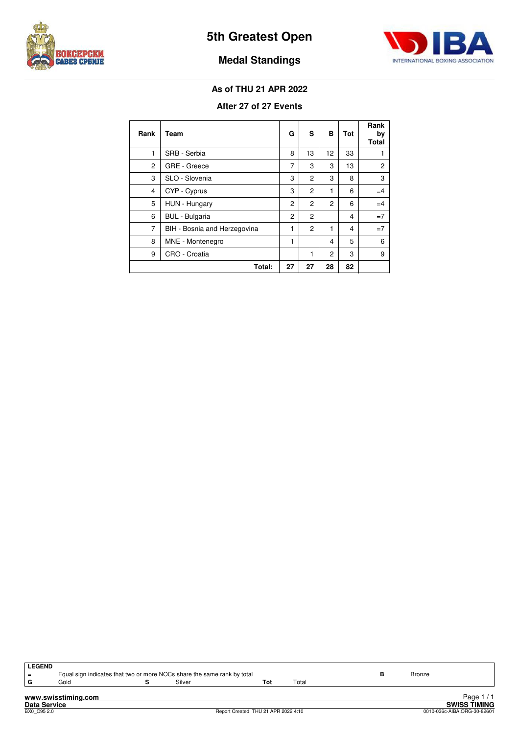# 5th Greatest Open

## Medal Standings

### As of THU 21 APR 2022

### After 27 of 27 Events

| Rank | Team | G | S | B | Tot | Rank by Total |
|---|---|---|---|---|---|---|
| 1 | SRB - Serbia | 8 | 13 | 12 | 33 | 1 |
| 2 | GRE - Greece | 7 | 3 | 3 | 13 | 2 |
| 3 | SLO - Slovenia | 3 | 2 | 3 | 8 | 3 |
| 4 | CYP - Cyprus | 3 | 2 | 1 | 6 | =4 |
| 5 | HUN - Hungary | 2 | 2 | 2 | 6 | =4 |
| 6 | BUL - Bulgaria | 2 | 2 | | 4 | =7 |
| 7 | BIH - Bosnia and Herzegovina | 1 | 2 | 1 | 4 | =7 |
| 8 | MNE - Montenegro | 1 | | 4 | 5 | 6 |
| 9 | CRO - Croatia | | 1 | 2 | 3 | 9 |
| | **Total:** | **27** | **27** | **28** | **82** | |

**LEGEND**

| | | | | | | | |
|---|---|---|---|---|---|---|---|
| = | Equal sign indicates that two or more NOCs share the same rank by total | | | | | B | Bronze |
| G | Gold | S | Silver | Tot | Total | | |

www.swisstiming.com
Data Service
BX0_C95 2.0
Report Created THU 21 APR 2022 4:10
SWISS TIMING
0010-036c-AIBA.ORG-30-82601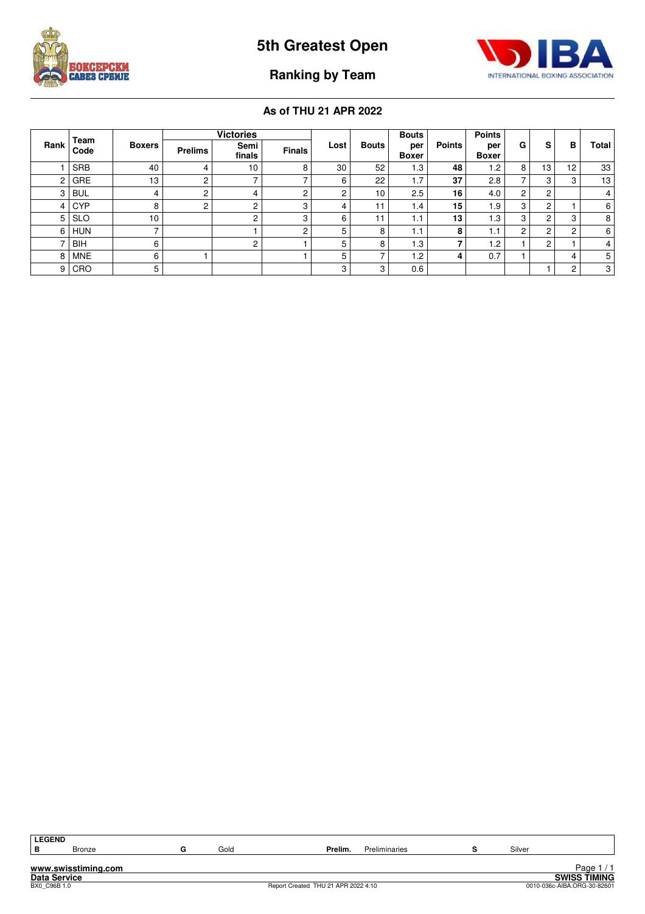# 5th Greatest Open

## Ranking by Team

### As of THU 21 APR 2022

| Rank | Team Code | Boxers | Victories | | | Lost | Bouts | Bouts per Boxer | Points | Points per Boxer | G | S | B | Total |
|---|---|---|---|---|---|---|---|---|---|---|---|---|---|---|
| | | | Prelims | Semi finals | Finals | | | | | | | | | |
| 1 | SRB | 40 | 4 | 10 | 8 | 30 | 52 | 1.3 | **48** | 1.2 | 8 | 13 | 12 | 33 |
| 2 | GRE | 13 | 2 | 7 | 7 | 6 | 22 | 1.7 | **37** | 2.8 | 7 | 3 | 3 | 13 |
| 3 | BUL | 4 | 2 | 4 | 2 | 2 | 10 | 2.5 | **16** | 4.0 | 2 | 2 | | 4 |
| 4 | CYP | 8 | 2 | 2 | 3 | 4 | 11 | 1.4 | **15** | 1.9 | 3 | 2 | 1 | 6 |
| 5 | SLO | 10 | | 2 | 3 | 6 | 11 | 1.1 | **13** | 1.3 | 3 | 2 | 3 | 8 |
| 6 | HUN | 7 | | 1 | 2 | 5 | 8 | 1.1 | **8** | 1.1 | 2 | 2 | 2 | 6 |
| 7 | BIH | 6 | | 2 | 1 | 5 | 8 | 1.3 | **7** | 1.2 | 1 | 2 | 1 | 4 |
| 8 | MNE | 6 | 1 | | 1 | 5 | 7 | 1.2 | **4** | 0.7 | 1 | | 4 | 5 |
| 9 | CRO | 5 | | | | 3 | 3 | 0.6 | | | | 1 | 2 | 3 |

| LEGEND | | | | | | | |
|---|---|---|---|---|---|---|---|
| B | Bronze | G | Gold | Prelim. | Preliminaries | S | Silver |

www.swisstiming.com
Data Service
BX0_C96B 1.0
Report Created THU 21 APR 2022 4:10
SWISS TIMING
0010-036c-AIBA.ORG-30-82601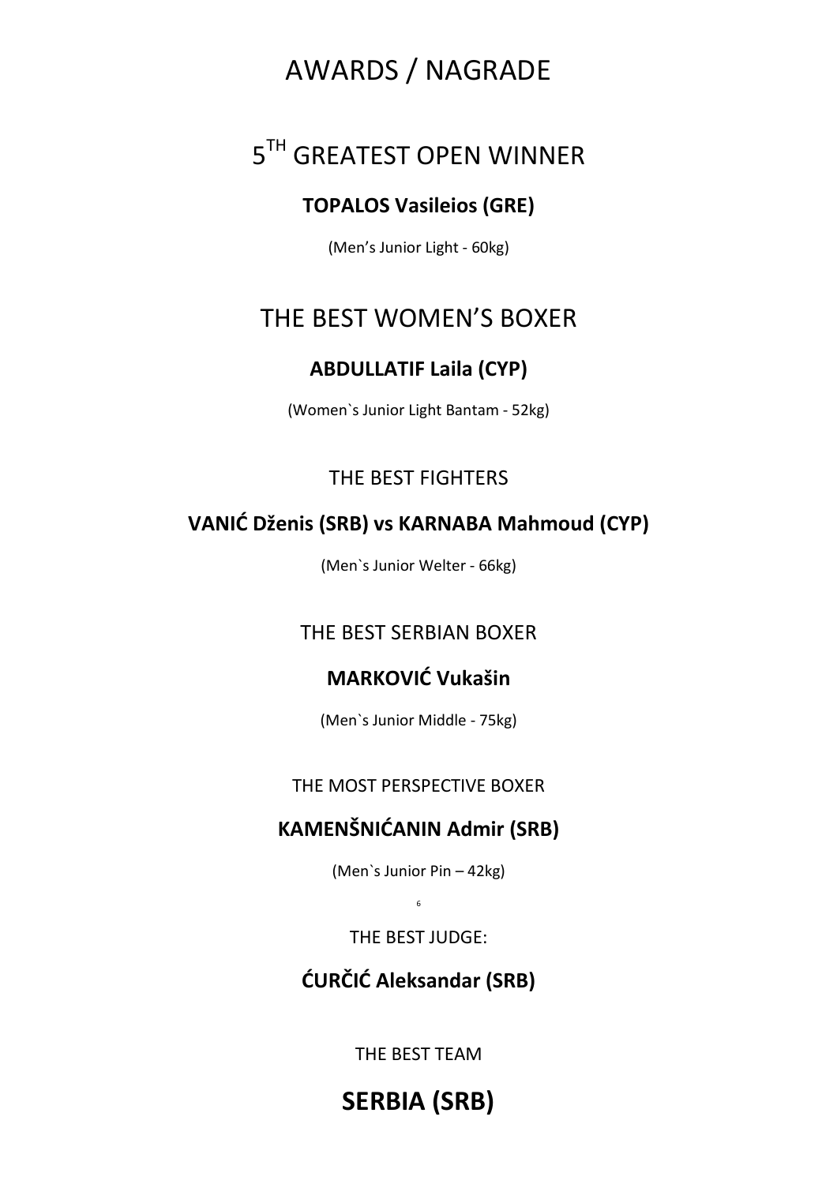# AWARDS / NAGRADE

## 5$^{TH}$ GREATEST OPEN WINNER

**TOPALOS Vasileios (GRE)**

(Men's Junior Light - 60kg)

## THE BEST WOMEN'S BOXER

**ABDULLATIF Laila (CYP)**

(Women`s Junior Light Bantam - 52kg)

### THE BEST FIGHTERS

**VANIĆ Dženis (SRB) vs KARNABA Mahmoud (CYP)**

(Men`s Junior Welter - 66kg)

### THE BEST SERBIAN BOXER

**MARKOVIĆ Vukašin**

(Men`s Junior Middle - 75kg)

### THE MOST PERSPECTIVE BOXER

**KAMENŠNIĆANIN Admir (SRB)**

(Men`s Junior Pin – 42kg)

### THE BEST JUDGE:

**ĆURČIĆ Aleksandar (SRB)**

### THE BEST TEAM

## SERBIA (SRB)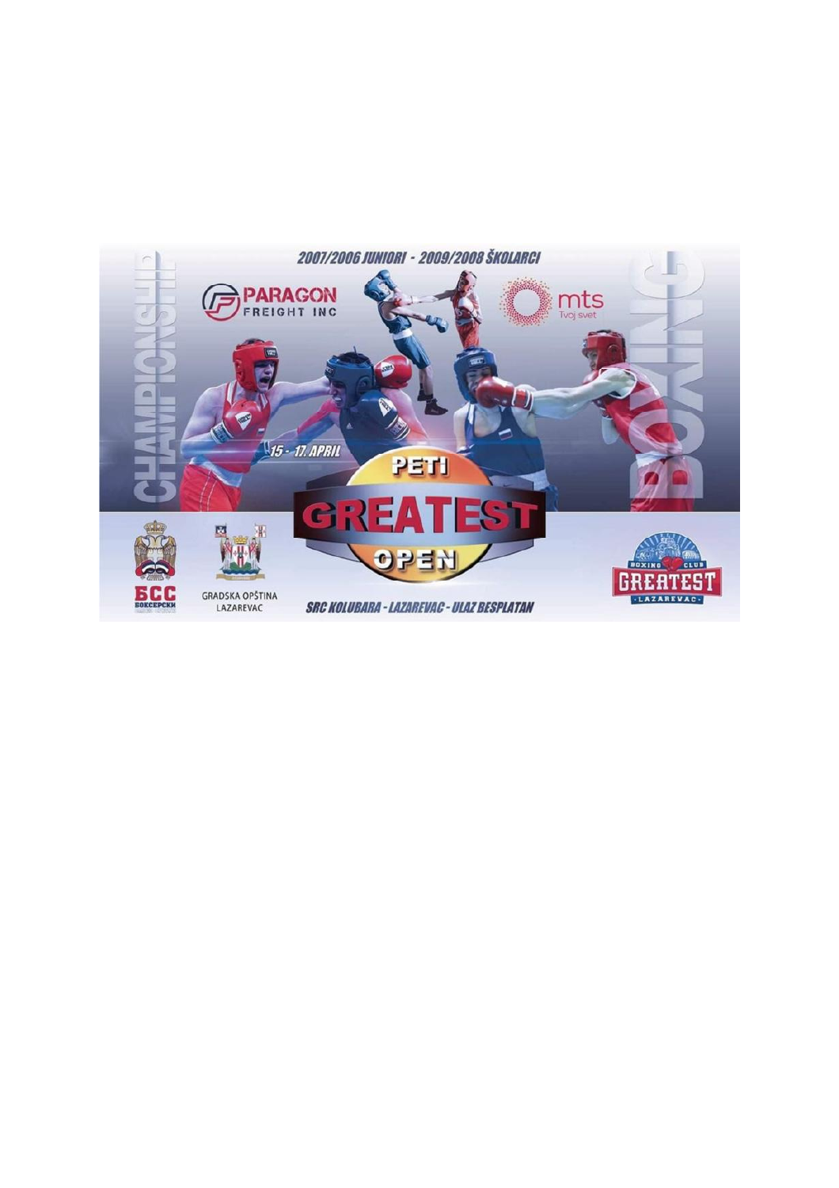2007/2006 JUNIORI - 2009/2008 ŠKOLARCI

PARAGON FREIGHT INC

mts Tvoj svet

CHAMPIONSHIP

BOXING

15 - 17. APRIL

PETI GREATEST OPEN

БСС БОКСЕРСКИ

GRADSKA OPŠTINA LAZAREVAC

BOXING CLUB GREATEST LAZAREVAC

SRC KOLUBARA - LAZAREVAC - ULAZ BESPLATAN